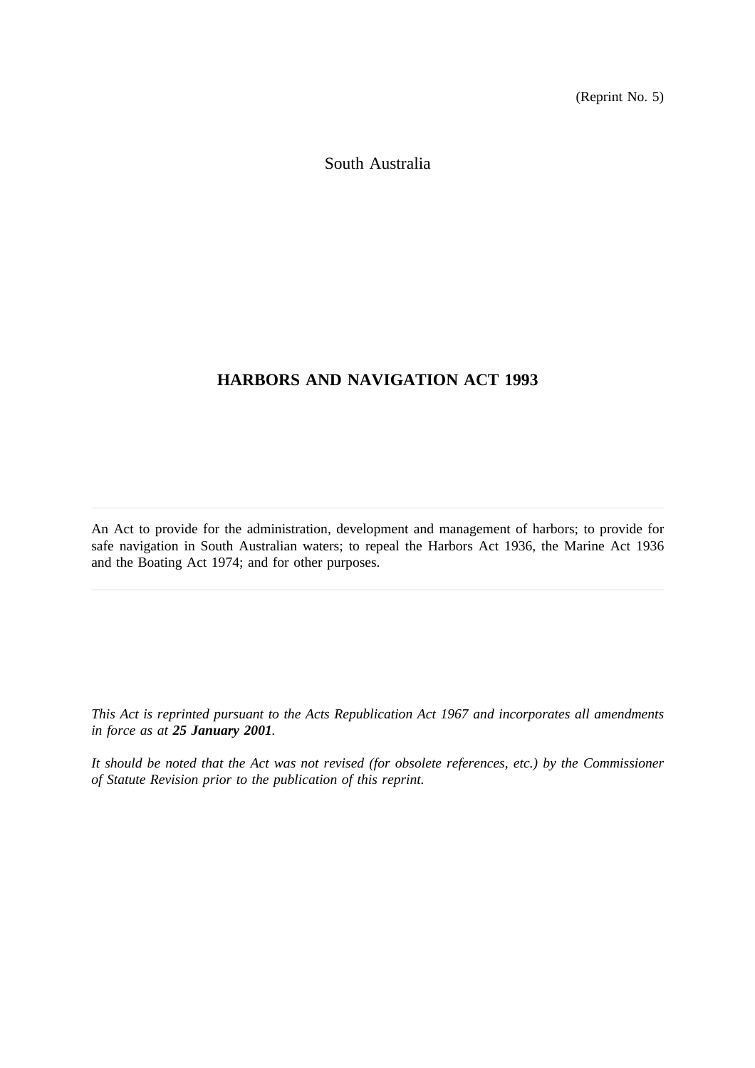(Reprint No. 5)

South Australia

# HARBORS AND NAVIGATION ACT 1993

---

An Act to provide for the administration, development and management of harbors; to provide for safe navigation in South Australian waters; to repeal the Harbors Act 1936, the Marine Act 1936 and the Boating Act 1974; and for other purposes.

---

*This Act is reprinted pursuant to the Acts Republication Act 1967 and incorporates all amendments in force as at* ***25 January 2001****.*

*It should be noted that the Act was not revised (for obsolete references, etc.) by the Commissioner of Statute Revision prior to the publication of this reprint.*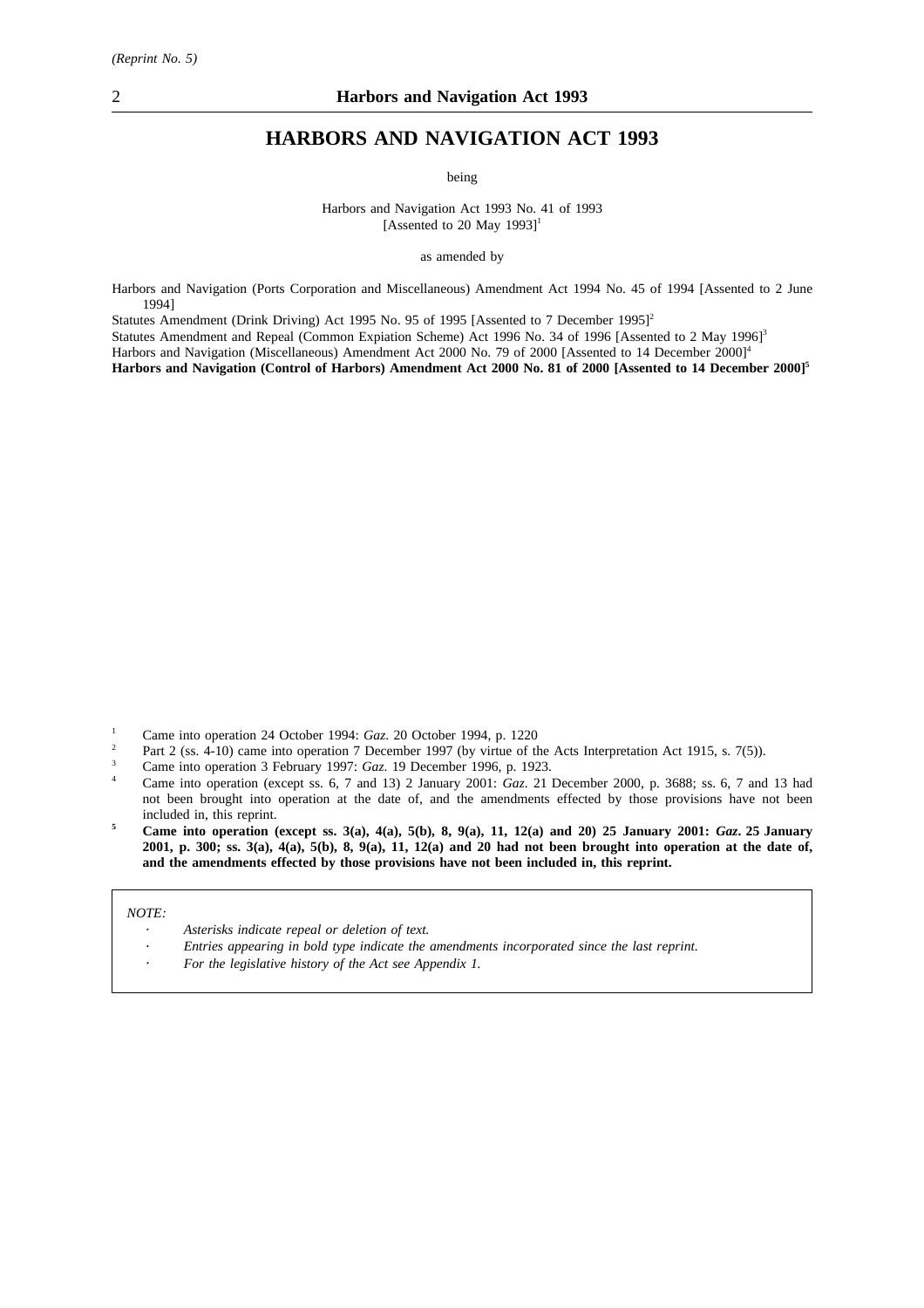(Reprint No. 5)

# HARBORS AND NAVIGATION ACT 1993

being

Harbors and Navigation Act 1993 No. 41 of 1993
[Assented to 20 May 1993][1]

as amended by

Harbors and Navigation (Ports Corporation and Miscellaneous) Amendment Act 1994 No. 45 of 1994 [Assented to 2 June 1994]

Statutes Amendment (Drink Driving) Act 1995 No. 95 of 1995 [Assented to 7 December 1995][2]

Statutes Amendment and Repeal (Common Expiation Scheme) Act 1996 No. 34 of 1996 [Assented to 2 May 1996][3]

Harbors and Navigation (Miscellaneous) Amendment Act 2000 No. 79 of 2000 [Assented to 14 December 2000][4]

**Harbors and Navigation (Control of Harbors) Amendment Act 2000 No. 81 of 2000 [Assented to 14 December 2000][5]**

[1] Came into operation 24 October 1994: *Gaz.* 20 October 1994, p. 1220

[2] Part 2 (ss. 4-10) came into operation 7 December 1997 (by virtue of the Acts Interpretation Act 1915, s. 7(5)).

[3] Came into operation 3 February 1997: *Gaz.* 19 December 1996, p. 1923.

[4] Came into operation (except ss. 6, 7 and 13) 2 January 2001: *Gaz.* 21 December 2000, p. 3688; ss. 6, 7 and 13 had not been brought into operation at the date of, and the amendments effected by those provisions have not been included in, this reprint.

**[5] Came into operation (except ss. 3(a), 4(a), 5(b), 8, 9(a), 11, 12(a) and 20) 25 January 2001: *Gaz.* 25 January 2001, p. 300; ss. 3(a), 4(a), 5(b), 8, 9(a), 11, 12(a) and 20 had not been brought into operation at the date of, and the amendments effected by those provisions have not been included in, this reprint.**

*NOTE:*

- *Asterisks indicate repeal or deletion of text.*
- *Entries appearing in bold type indicate the amendments incorporated since the last reprint.*
- *For the legislative history of the Act see Appendix 1.*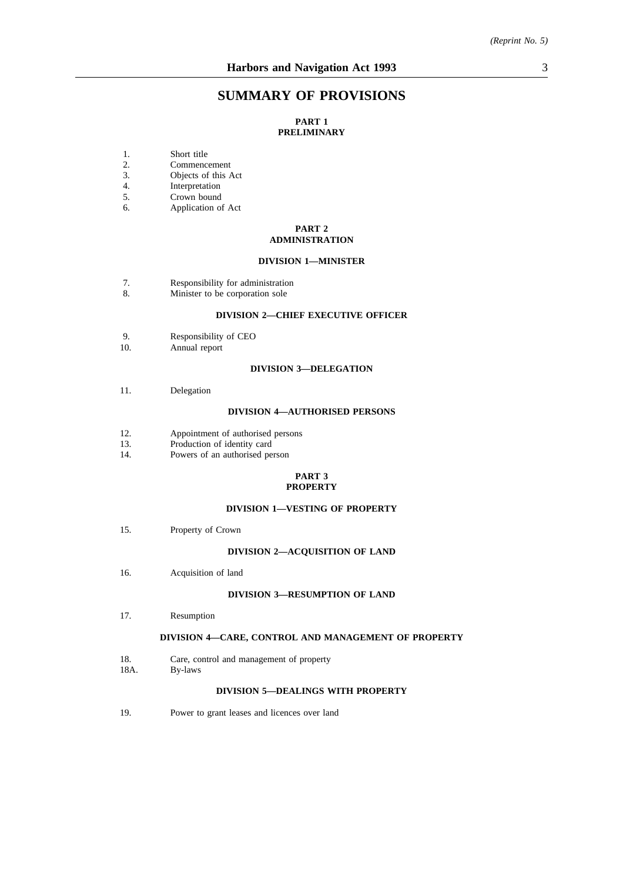# SUMMARY OF PROVISIONS

## PART 1
## PRELIMINARY

1. Short title
2. Commencement
3. Objects of this Act
4. Interpretation
5. Crown bound
6. Application of Act

## PART 2
## ADMINISTRATION

### DIVISION 1—MINISTER

7. Responsibility for administration
8. Minister to be corporation sole

### DIVISION 2—CHIEF EXECUTIVE OFFICER

9. Responsibility of CEO
10. Annual report

### DIVISION 3—DELEGATION

11. Delegation

### DIVISION 4—AUTHORISED PERSONS

12. Appointment of authorised persons
13. Production of identity card
14. Powers of an authorised person

## PART 3
## PROPERTY

### DIVISION 1—VESTING OF PROPERTY

15. Property of Crown

### DIVISION 2—ACQUISITION OF LAND

16. Acquisition of land

### DIVISION 3—RESUMPTION OF LAND

17. Resumption

### DIVISION 4—CARE, CONTROL AND MANAGEMENT OF PROPERTY

18. Care, control and management of property

18A. By-laws

### DIVISION 5—DEALINGS WITH PROPERTY

19. Power to grant leases and licences over land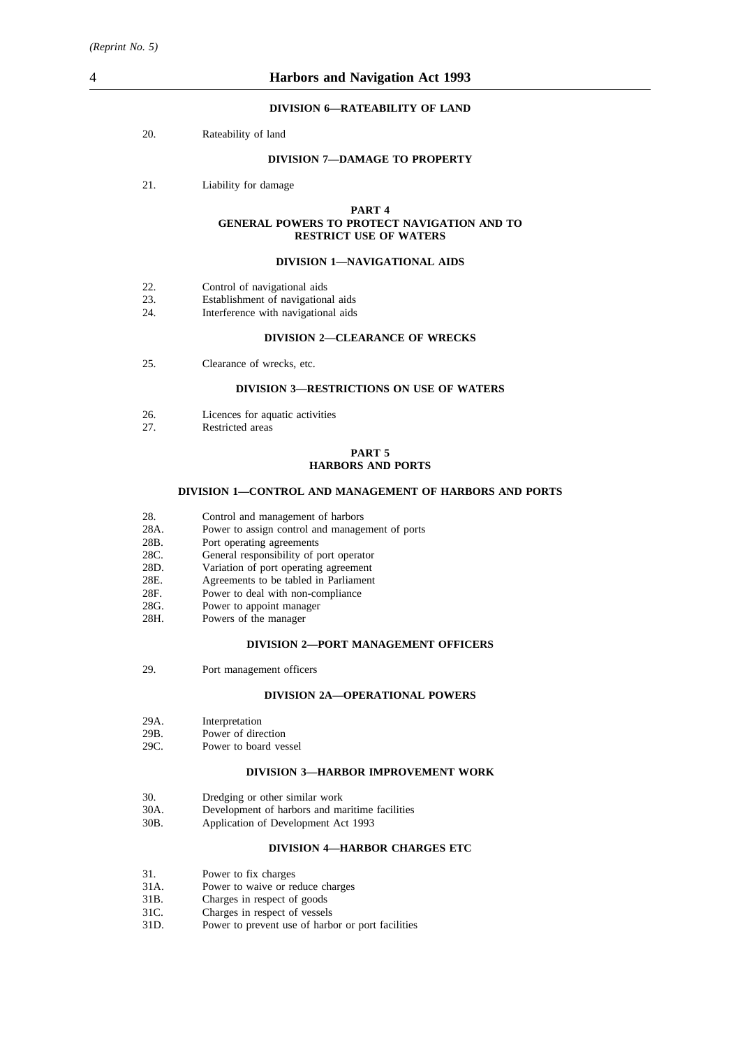#### DIVISION 6—RATEABILITY OF LAND

20. Rateability of land

#### DIVISION 7—DAMAGE TO PROPERTY

21. Liability for damage

### PART 4
### GENERAL POWERS TO PROTECT NAVIGATION AND TO RESTRICT USE OF WATERS

#### DIVISION 1—NAVIGATIONAL AIDS

22. Control of navigational aids
23. Establishment of navigational aids
24. Interference with navigational aids

#### DIVISION 2—CLEARANCE OF WRECKS

25. Clearance of wrecks, etc.

#### DIVISION 3—RESTRICTIONS ON USE OF WATERS

26. Licences for aquatic activities
27. Restricted areas

### PART 5
### HARBORS AND PORTS

#### DIVISION 1—CONTROL AND MANAGEMENT OF HARBORS AND PORTS

28. Control and management of harbors
28A. Power to assign control and management of ports
28B. Port operating agreements
28C. General responsibility of port operator
28D. Variation of port operating agreement
28E. Agreements to be tabled in Parliament
28F. Power to deal with non-compliance
28G. Power to appoint manager
28H. Powers of the manager

#### DIVISION 2—PORT MANAGEMENT OFFICERS

29. Port management officers

#### DIVISION 2A—OPERATIONAL POWERS

29A. Interpretation
29B. Power of direction
29C. Power to board vessel

#### DIVISION 3—HARBOR IMPROVEMENT WORK

30. Dredging or other similar work
30A. Development of harbors and maritime facilities
30B. Application of Development Act 1993

#### DIVISION 4—HARBOR CHARGES ETC

31. Power to fix charges
31A. Power to waive or reduce charges
31B. Charges in respect of goods
31C. Charges in respect of vessels
31D. Power to prevent use of harbor or port facilities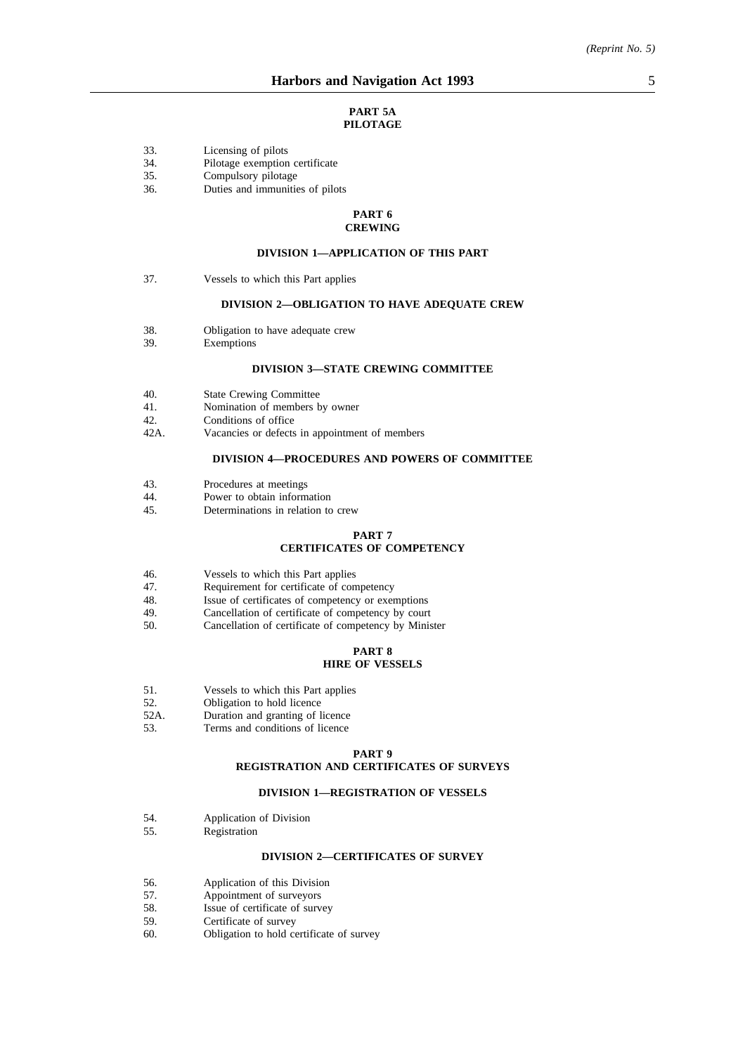## PART 5A
## PILOTAGE

33. Licensing of pilots
34. Pilotage exemption certificate
35. Compulsory pilotage
36. Duties and immunities of pilots

## PART 6
## CREWING

### DIVISION 1—APPLICATION OF THIS PART

37. Vessels to which this Part applies

### DIVISION 2—OBLIGATION TO HAVE ADEQUATE CREW

38. Obligation to have adequate crew
39. Exemptions

### DIVISION 3—STATE CREWING COMMITTEE

40. State Crewing Committee
41. Nomination of members by owner
42. Conditions of office
42A. Vacancies or defects in appointment of members

### DIVISION 4—PROCEDURES AND POWERS OF COMMITTEE

43. Procedures at meetings
44. Power to obtain information
45. Determinations in relation to crew

## PART 7
## CERTIFICATES OF COMPETENCY

46. Vessels to which this Part applies
47. Requirement for certificate of competency
48. Issue of certificates of competency or exemptions
49. Cancellation of certificate of competency by court
50. Cancellation of certificate of competency by Minister

## PART 8
## HIRE OF VESSELS

51. Vessels to which this Part applies
52. Obligation to hold licence
52A. Duration and granting of licence
53. Terms and conditions of licence

## PART 9
## REGISTRATION AND CERTIFICATES OF SURVEYS

### DIVISION 1—REGISTRATION OF VESSELS

54. Application of Division
55. Registration

### DIVISION 2—CERTIFICATES OF SURVEY

56. Application of this Division
57. Appointment of surveyors
58. Issue of certificate of survey
59. Certificate of survey
60. Obligation to hold certificate of survey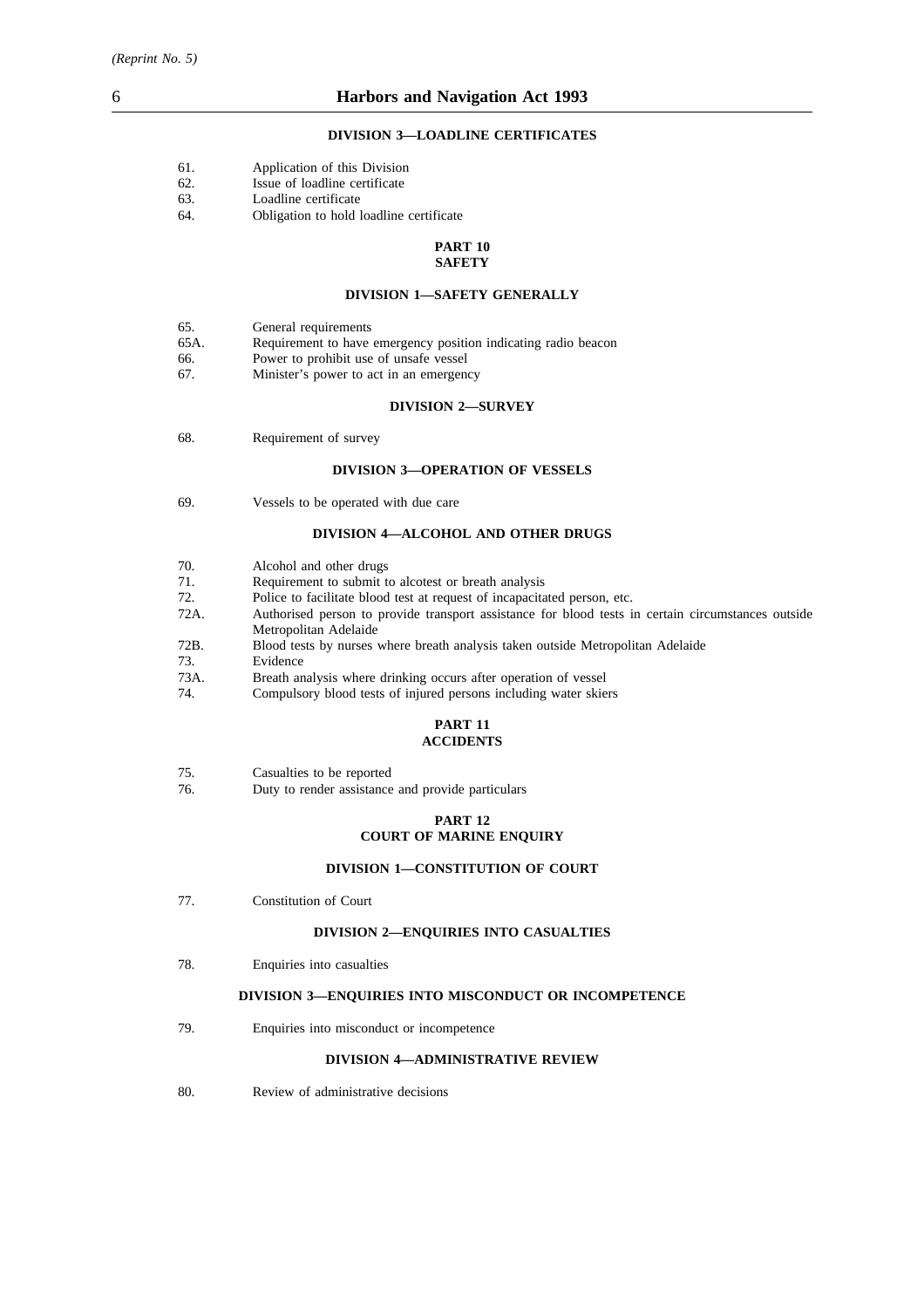#### DIVISION 3—LOADLINE CERTIFICATES

61. Application of this Division
62. Issue of loadline certificate
63. Loadline certificate
64. Obligation to hold loadline certificate

## PART 10
## SAFETY

#### DIVISION 1—SAFETY GENERALLY

65. General requirements
65A. Requirement to have emergency position indicating radio beacon
66. Power to prohibit use of unsafe vessel
67. Minister's power to act in an emergency

#### DIVISION 2—SURVEY

68. Requirement of survey

#### DIVISION 3—OPERATION OF VESSELS

69. Vessels to be operated with due care

#### DIVISION 4—ALCOHOL AND OTHER DRUGS

70. Alcohol and other drugs
71. Requirement to submit to alcotest or breath analysis
72. Police to facilitate blood test at request of incapacitated person, etc.
72A. Authorised person to provide transport assistance for blood tests in certain circumstances outside Metropolitan Adelaide
72B. Blood tests by nurses where breath analysis taken outside Metropolitan Adelaide
73. Evidence
73A. Breath analysis where drinking occurs after operation of vessel
74. Compulsory blood tests of injured persons including water skiers

## PART 11
## ACCIDENTS

75. Casualties to be reported
76. Duty to render assistance and provide particulars

## PART 12
## COURT OF MARINE ENQUIRY

#### DIVISION 1—CONSTITUTION OF COURT

77. Constitution of Court

#### DIVISION 2—ENQUIRIES INTO CASUALTIES

78. Enquiries into casualties

#### DIVISION 3—ENQUIRIES INTO MISCONDUCT OR INCOMPETENCE

79. Enquiries into misconduct or incompetence

#### DIVISION 4—ADMINISTRATIVE REVIEW

80. Review of administrative decisions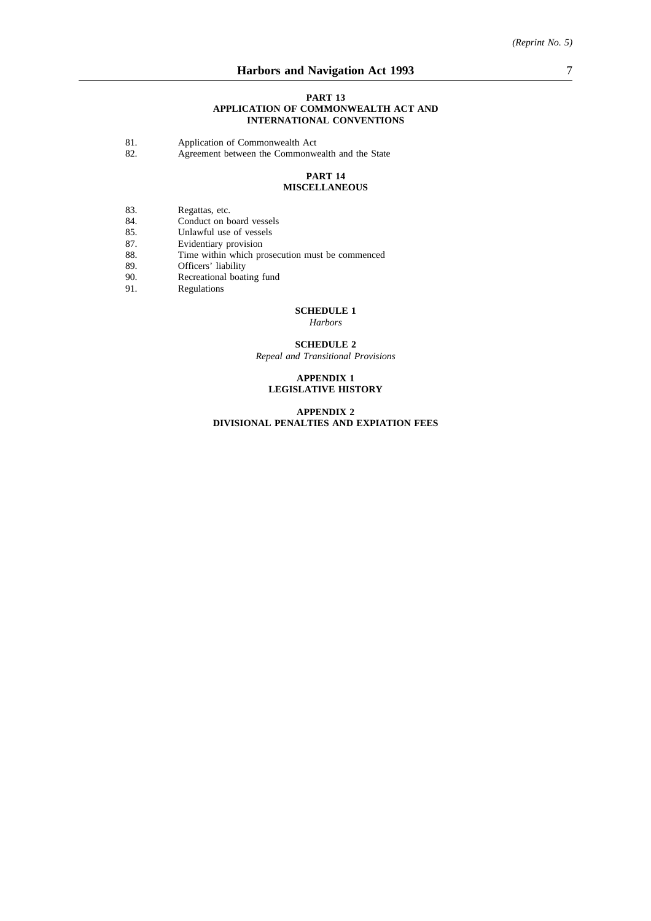**PART 13**
**APPLICATION OF COMMONWEALTH ACT AND INTERNATIONAL CONVENTIONS**

81. Application of Commonwealth Act
82. Agreement between the Commonwealth and the State

**PART 14**
**MISCELLANEOUS**

83. Regattas, etc.
84. Conduct on board vessels
85. Unlawful use of vessels
87. Evidentiary provision
88. Time within which prosecution must be commenced
89. Officers' liability
90. Recreational boating fund
91. Regulations

**SCHEDULE 1**
*Harbors*

**SCHEDULE 2**
*Repeal and Transitional Provisions*

**APPENDIX 1**
**LEGISLATIVE HISTORY**

**APPENDIX 2**
**DIVISIONAL PENALTIES AND EXPIATION FEES**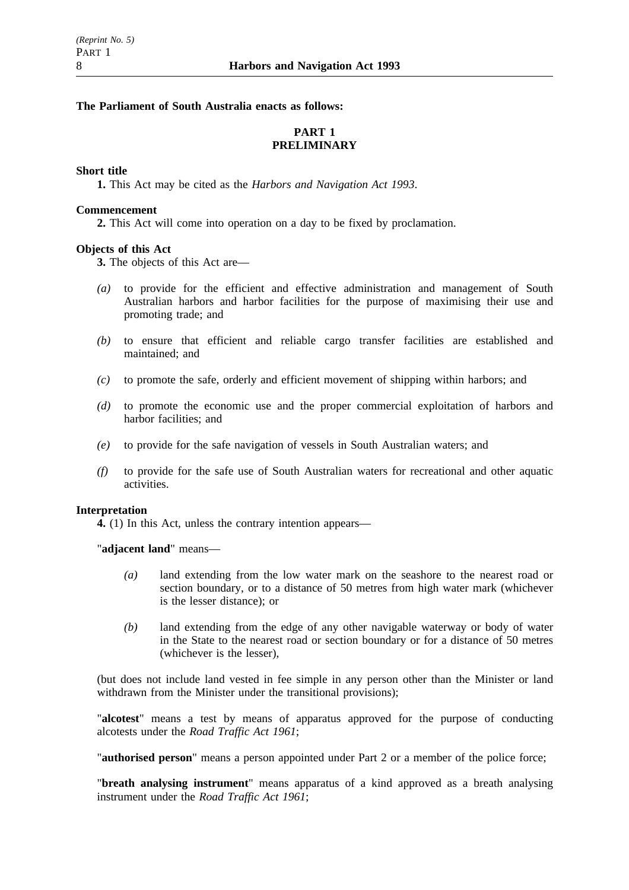**The Parliament of South Australia enacts as follows:**

## PART 1
## PRELIMINARY

**Short title**

**1.** This Act may be cited as the *Harbors and Navigation Act 1993*.

**Commencement**

**2.** This Act will come into operation on a day to be fixed by proclamation.

**Objects of this Act**

**3.** The objects of this Act are—

*(a)* to provide for the efficient and effective administration and management of South Australian harbors and harbor facilities for the purpose of maximising their use and promoting trade; and

*(b)* to ensure that efficient and reliable cargo transfer facilities are established and maintained; and

*(c)* to promote the safe, orderly and efficient movement of shipping within harbors; and

*(d)* to promote the economic use and the proper commercial exploitation of harbors and harbor facilities; and

*(e)* to provide for the safe navigation of vessels in South Australian waters; and

*(f)* to provide for the safe use of South Australian waters for recreational and other aquatic activities.

**Interpretation**

**4.** (1) In this Act, unless the contrary intention appears—

"**adjacent land**" means—

*(a)* land extending from the low water mark on the seashore to the nearest road or section boundary, or to a distance of 50 metres from high water mark (whichever is the lesser distance); or

*(b)* land extending from the edge of any other navigable waterway or body of water in the State to the nearest road or section boundary or for a distance of 50 metres (whichever is the lesser),

(but does not include land vested in fee simple in any person other than the Minister or land withdrawn from the Minister under the transitional provisions);

"**alcotest**" means a test by means of apparatus approved for the purpose of conducting alcotests under the *Road Traffic Act 1961*;

"**authorised person**" means a person appointed under Part 2 or a member of the police force;

"**breath analysing instrument**" means apparatus of a kind approved as a breath analysing instrument under the *Road Traffic Act 1961*;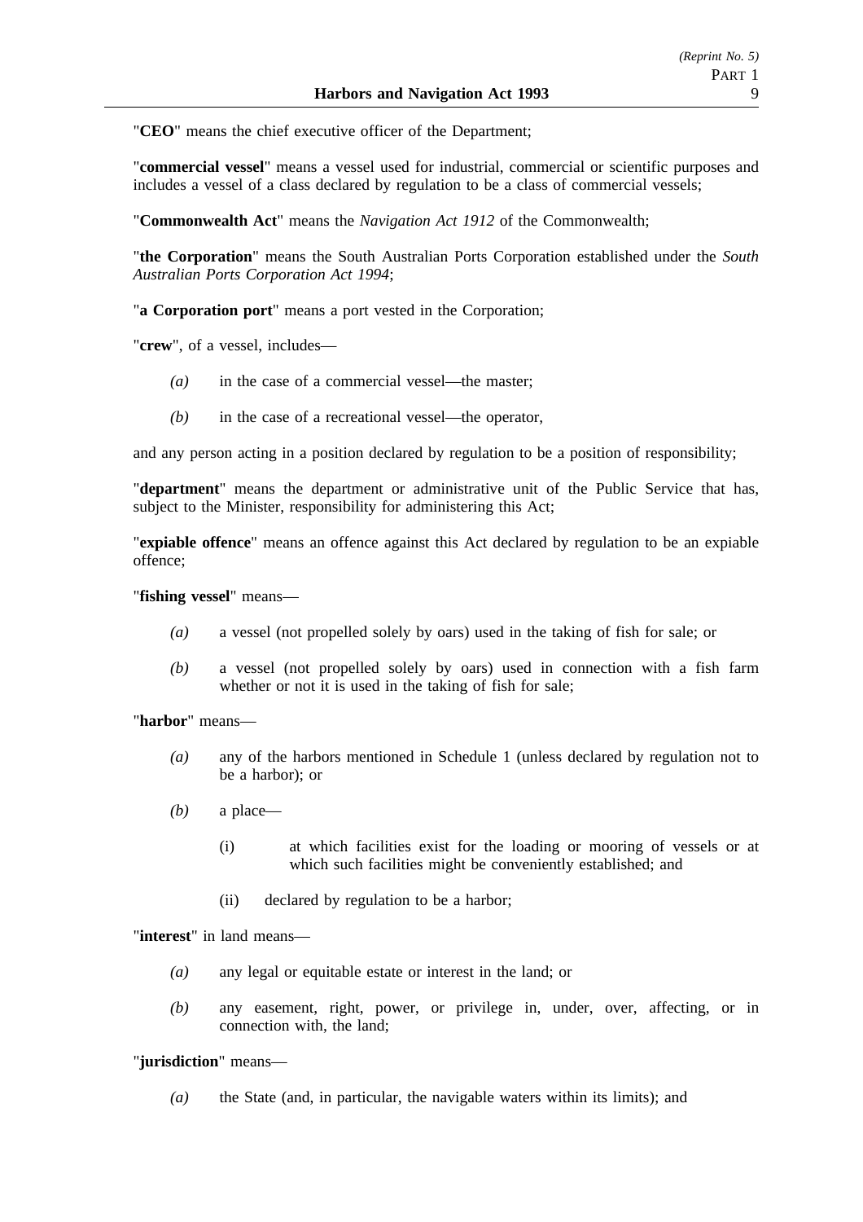"**CEO**" means the chief executive officer of the Department;

"**commercial vessel**" means a vessel used for industrial, commercial or scientific purposes and includes a vessel of a class declared by regulation to be a class of commercial vessels;

"**Commonwealth Act**" means the *Navigation Act 1912* of the Commonwealth;

"**the Corporation**" means the South Australian Ports Corporation established under the *South Australian Ports Corporation Act 1994*;

"**a Corporation port**" means a port vested in the Corporation;

"**crew**", of a vessel, includes—

*(a)* in the case of a commercial vessel—the master;

*(b)* in the case of a recreational vessel—the operator,

and any person acting in a position declared by regulation to be a position of responsibility;

"**department**" means the department or administrative unit of the Public Service that has, subject to the Minister, responsibility for administering this Act;

"**expiable offence**" means an offence against this Act declared by regulation to be an expiable offence;

"**fishing vessel**" means—

*(a)* a vessel (not propelled solely by oars) used in the taking of fish for sale; or

*(b)* a vessel (not propelled solely by oars) used in connection with a fish farm whether or not it is used in the taking of fish for sale;

"**harbor**" means—

*(a)* any of the harbors mentioned in Schedule 1 (unless declared by regulation not to be a harbor); or

*(b)* a place—

(i) at which facilities exist for the loading or mooring of vessels or at which such facilities might be conveniently established; and

(ii) declared by regulation to be a harbor;

"**interest**" in land means—

*(a)* any legal or equitable estate or interest in the land; or

*(b)* any easement, right, power, or privilege in, under, over, affecting, or in connection with, the land;

"**jurisdiction**" means—

*(a)* the State (and, in particular, the navigable waters within its limits); and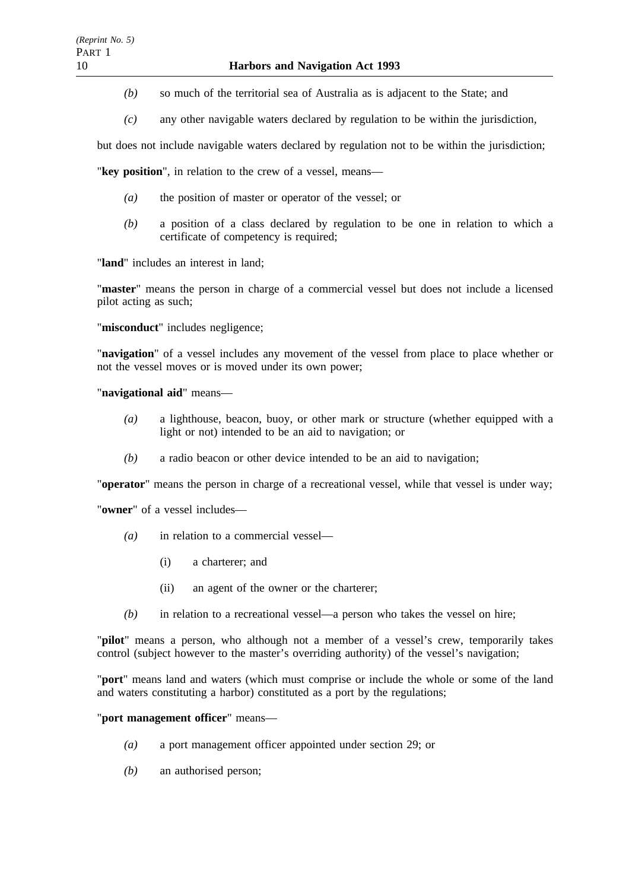*(b)* so much of the territorial sea of Australia as is adjacent to the State; and

*(c)* any other navigable waters declared by regulation to be within the jurisdiction,

but does not include navigable waters declared by regulation not to be within the jurisdiction;

"**key position**", in relation to the crew of a vessel, means—

*(a)* the position of master or operator of the vessel; or

*(b)* a position of a class declared by regulation to be one in relation to which a certificate of competency is required;

"**land**" includes an interest in land;

"**master**" means the person in charge of a commercial vessel but does not include a licensed pilot acting as such;

"**misconduct**" includes negligence;

"**navigation**" of a vessel includes any movement of the vessel from place to place whether or not the vessel moves or is moved under its own power;

"**navigational aid**" means—

*(a)* a lighthouse, beacon, buoy, or other mark or structure (whether equipped with a light or not) intended to be an aid to navigation; or

*(b)* a radio beacon or other device intended to be an aid to navigation;

"**operator**" means the person in charge of a recreational vessel, while that vessel is under way;

"**owner**" of a vessel includes—

*(a)* in relation to a commercial vessel—

(i) a charterer; and

(ii) an agent of the owner or the charterer;

*(b)* in relation to a recreational vessel—a person who takes the vessel on hire;

"**pilot**" means a person, who although not a member of a vessel's crew, temporarily takes control (subject however to the master's overriding authority) of the vessel's navigation;

"**port**" means land and waters (which must comprise or include the whole or some of the land and waters constituting a harbor) constituted as a port by the regulations;

"**port management officer**" means—

*(a)* a port management officer appointed under section 29; or

*(b)* an authorised person;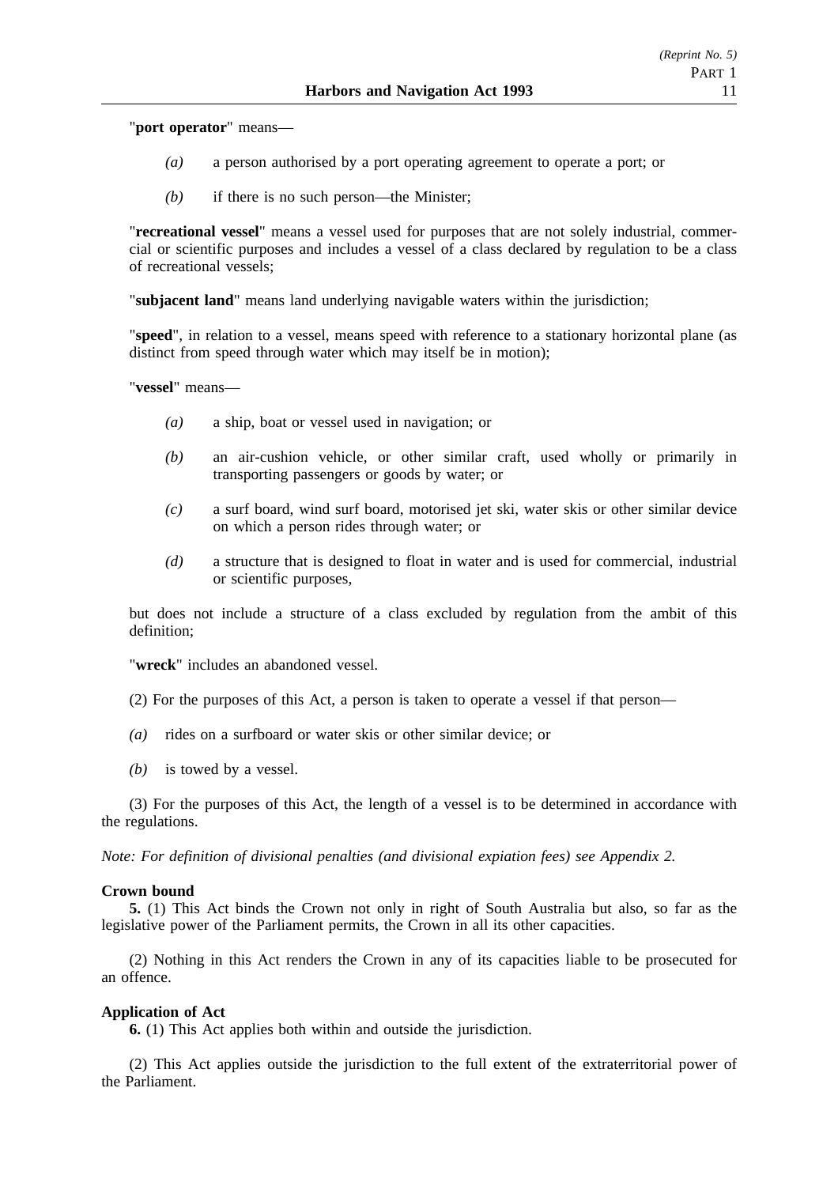"**port operator**" means—

*(a)* a person authorised by a port operating agreement to operate a port; or

*(b)* if there is no such person—the Minister;

"**recreational vessel**" means a vessel used for purposes that are not solely industrial, commercial or scientific purposes and includes a vessel of a class declared by regulation to be a class of recreational vessels;

"**subjacent land**" means land underlying navigable waters within the jurisdiction;

"**speed**", in relation to a vessel, means speed with reference to a stationary horizontal plane (as distinct from speed through water which may itself be in motion);

"**vessel**" means—

*(a)* a ship, boat or vessel used in navigation; or

*(b)* an air-cushion vehicle, or other similar craft, used wholly or primarily in transporting passengers or goods by water; or

*(c)* a surf board, wind surf board, motorised jet ski, water skis or other similar device on which a person rides through water; or

*(d)* a structure that is designed to float in water and is used for commercial, industrial or scientific purposes,

but does not include a structure of a class excluded by regulation from the ambit of this definition;

"**wreck**" includes an abandoned vessel.

(2) For the purposes of this Act, a person is taken to operate a vessel if that person—

*(a)* rides on a surfboard or water skis or other similar device; or

*(b)* is towed by a vessel.

(3) For the purposes of this Act, the length of a vessel is to be determined in accordance with the regulations.

*Note: For definition of divisional penalties (and divisional expiation fees) see Appendix 2.*

**Crown bound**

**5.** (1) This Act binds the Crown not only in right of South Australia but also, so far as the legislative power of the Parliament permits, the Crown in all its other capacities.

(2) Nothing in this Act renders the Crown in any of its capacities liable to be prosecuted for an offence.

**Application of Act**

**6.** (1) This Act applies both within and outside the jurisdiction.

(2) This Act applies outside the jurisdiction to the full extent of the extraterritorial power of the Parliament.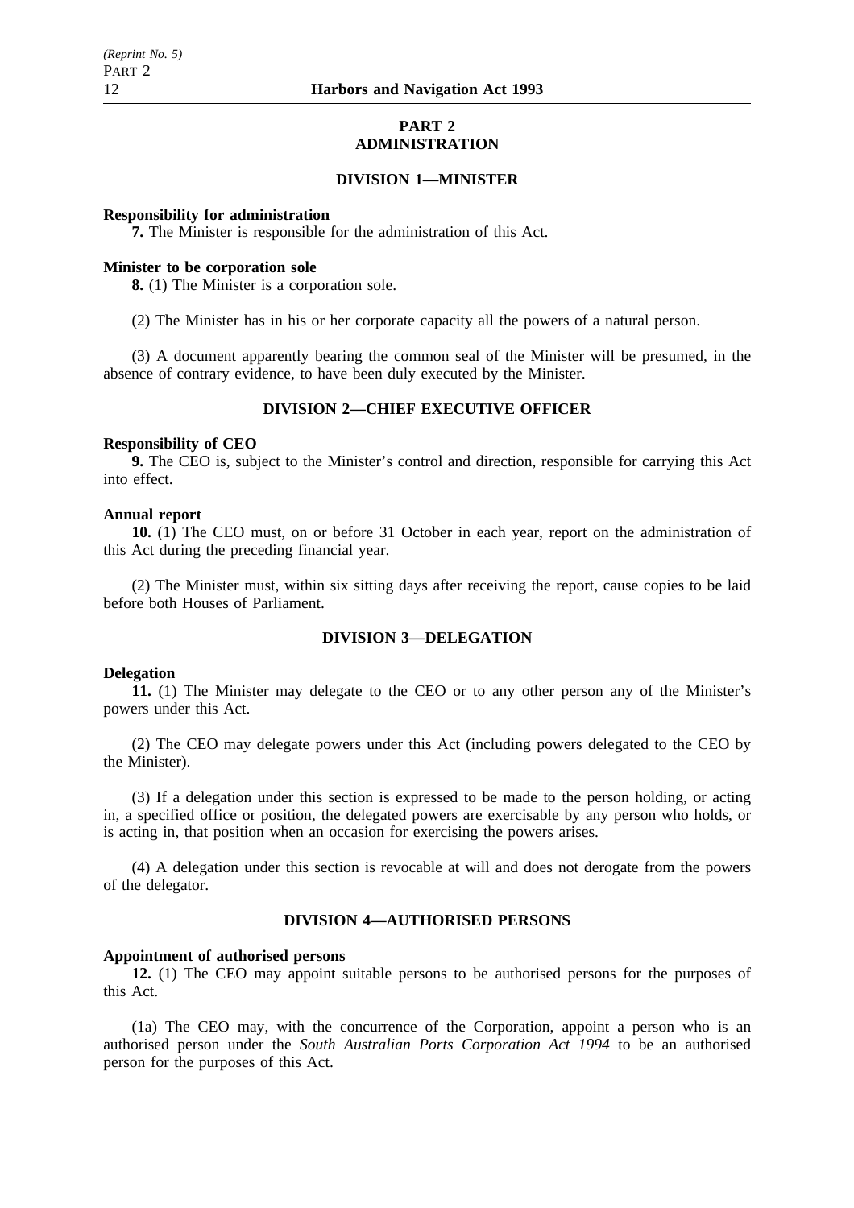# PART 2
# ADMINISTRATION

## DIVISION 1—MINISTER

**Responsibility for administration**

**7.** The Minister is responsible for the administration of this Act.

**Minister to be corporation sole**

**8.** (1) The Minister is a corporation sole.

(2) The Minister has in his or her corporate capacity all the powers of a natural person.

(3) A document apparently bearing the common seal of the Minister will be presumed, in the absence of contrary evidence, to have been duly executed by the Minister.

## DIVISION 2—CHIEF EXECUTIVE OFFICER

**Responsibility of CEO**

**9.** The CEO is, subject to the Minister's control and direction, responsible for carrying this Act into effect.

**Annual report**

**10.** (1) The CEO must, on or before 31 October in each year, report on the administration of this Act during the preceding financial year.

(2) The Minister must, within six sitting days after receiving the report, cause copies to be laid before both Houses of Parliament.

## DIVISION 3—DELEGATION

**Delegation**

**11.** (1) The Minister may delegate to the CEO or to any other person any of the Minister's powers under this Act.

(2) The CEO may delegate powers under this Act (including powers delegated to the CEO by the Minister).

(3) If a delegation under this section is expressed to be made to the person holding, or acting in, a specified office or position, the delegated powers are exercisable by any person who holds, or is acting in, that position when an occasion for exercising the powers arises.

(4) A delegation under this section is revocable at will and does not derogate from the powers of the delegator.

## DIVISION 4—AUTHORISED PERSONS

**Appointment of authorised persons**

**12.** (1) The CEO may appoint suitable persons to be authorised persons for the purposes of this Act.

(1a) The CEO may, with the concurrence of the Corporation, appoint a person who is an authorised person under the *South Australian Ports Corporation Act 1994* to be an authorised person for the purposes of this Act.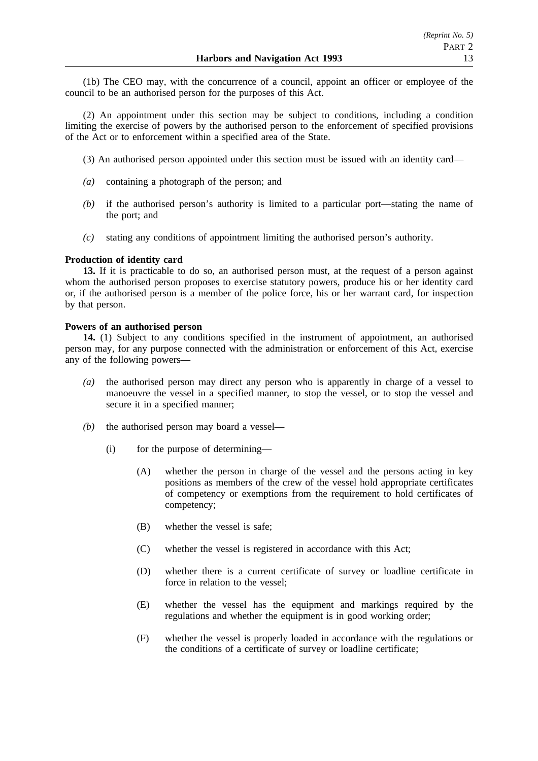(1b) The CEO may, with the concurrence of a council, appoint an officer or employee of the council to be an authorised person for the purposes of this Act.

(2) An appointment under this section may be subject to conditions, including a condition limiting the exercise of powers by the authorised person to the enforcement of specified provisions of the Act or to enforcement within a specified area of the State.

(3) An authorised person appointed under this section must be issued with an identity card—

*(a)* containing a photograph of the person; and

*(b)* if the authorised person's authority is limited to a particular port—stating the name of the port; and

*(c)* stating any conditions of appointment limiting the authorised person's authority.

**Production of identity card**

**13.** If it is practicable to do so, an authorised person must, at the request of a person against whom the authorised person proposes to exercise statutory powers, produce his or her identity card or, if the authorised person is a member of the police force, his or her warrant card, for inspection by that person.

**Powers of an authorised person**

**14.** (1) Subject to any conditions specified in the instrument of appointment, an authorised person may, for any purpose connected with the administration or enforcement of this Act, exercise any of the following powers—

*(a)* the authorised person may direct any person who is apparently in charge of a vessel to manoeuvre the vessel in a specified manner, to stop the vessel, or to stop the vessel and secure it in a specified manner;

*(b)* the authorised person may board a vessel—

(i) for the purpose of determining—

(A) whether the person in charge of the vessel and the persons acting in key positions as members of the crew of the vessel hold appropriate certificates of competency or exemptions from the requirement to hold certificates of competency;

(B) whether the vessel is safe;

(C) whether the vessel is registered in accordance with this Act;

(D) whether there is a current certificate of survey or loadline certificate in force in relation to the vessel;

(E) whether the vessel has the equipment and markings required by the regulations and whether the equipment is in good working order;

(F) whether the vessel is properly loaded in accordance with the regulations or the conditions of a certificate of survey or loadline certificate;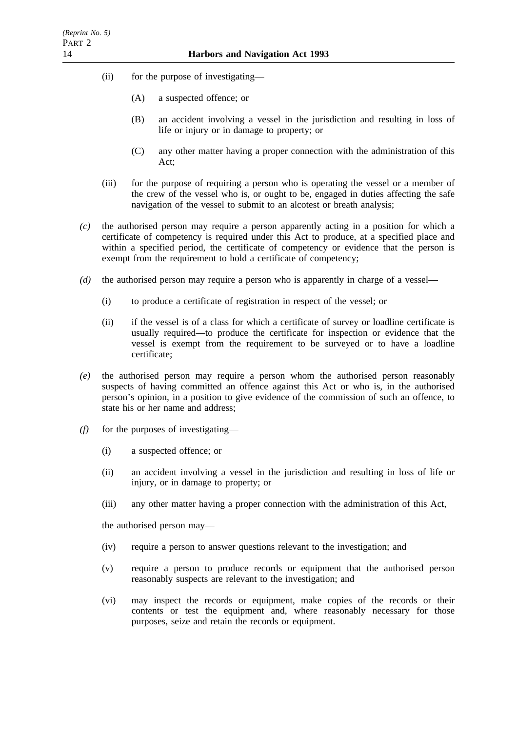(ii) for the purpose of investigating—

(A) a suspected offence; or

(B) an accident involving a vessel in the jurisdiction and resulting in loss of life or injury or in damage to property; or

(C) any other matter having a proper connection with the administration of this Act;

(iii) for the purpose of requiring a person who is operating the vessel or a member of the crew of the vessel who is, or ought to be, engaged in duties affecting the safe navigation of the vessel to submit to an alcotest or breath analysis;

*(c)* the authorised person may require a person apparently acting in a position for which a certificate of competency is required under this Act to produce, at a specified place and within a specified period, the certificate of competency or evidence that the person is exempt from the requirement to hold a certificate of competency;

*(d)* the authorised person may require a person who is apparently in charge of a vessel—

(i) to produce a certificate of registration in respect of the vessel; or

(ii) if the vessel is of a class for which a certificate of survey or loadline certificate is usually required—to produce the certificate for inspection or evidence that the vessel is exempt from the requirement to be surveyed or to have a loadline certificate;

*(e)* the authorised person may require a person whom the authorised person reasonably suspects of having committed an offence against this Act or who is, in the authorised person's opinion, in a position to give evidence of the commission of such an offence, to state his or her name and address;

*(f)* for the purposes of investigating—

(i) a suspected offence; or

(ii) an accident involving a vessel in the jurisdiction and resulting in loss of life or injury, or in damage to property; or

(iii) any other matter having a proper connection with the administration of this Act,

the authorised person may—

(iv) require a person to answer questions relevant to the investigation; and

(v) require a person to produce records or equipment that the authorised person reasonably suspects are relevant to the investigation; and

(vi) may inspect the records or equipment, make copies of the records or their contents or test the equipment and, where reasonably necessary for those purposes, seize and retain the records or equipment.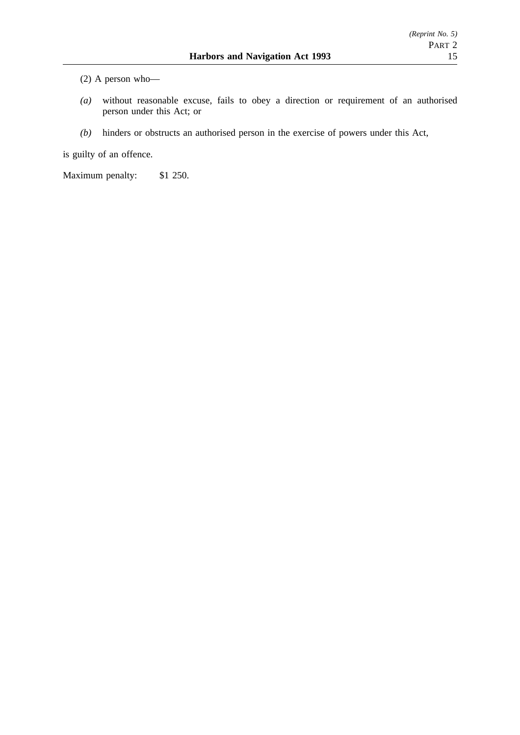(2) A person who—

*(a)* without reasonable excuse, fails to obey a direction or requirement of an authorised person under this Act; or

*(b)* hinders or obstructs an authorised person in the exercise of powers under this Act,

is guilty of an offence.

Maximum penalty: $1 250.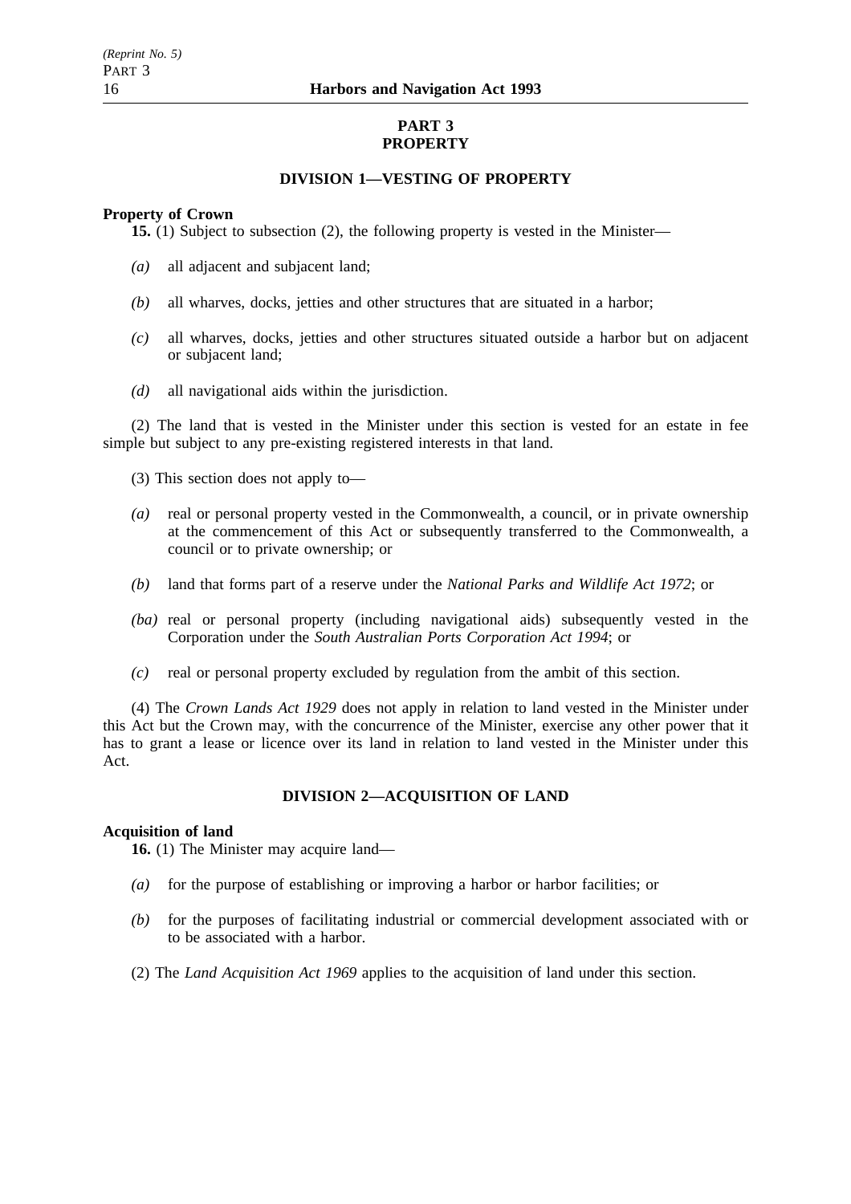# PART 3
# PROPERTY

## DIVISION 1—VESTING OF PROPERTY

**Property of Crown**

**15.** (1) Subject to subsection (2), the following property is vested in the Minister—

*(a)* all adjacent and subjacent land;

*(b)* all wharves, docks, jetties and other structures that are situated in a harbor;

*(c)* all wharves, docks, jetties and other structures situated outside a harbor but on adjacent or subjacent land;

*(d)* all navigational aids within the jurisdiction.

(2) The land that is vested in the Minister under this section is vested for an estate in fee simple but subject to any pre-existing registered interests in that land.

(3) This section does not apply to—

*(a)* real or personal property vested in the Commonwealth, a council, or in private ownership at the commencement of this Act or subsequently transferred to the Commonwealth, a council or to private ownership; or

*(b)* land that forms part of a reserve under the *National Parks and Wildlife Act 1972*; or

*(ba)* real or personal property (including navigational aids) subsequently vested in the Corporation under the *South Australian Ports Corporation Act 1994*; or

*(c)* real or personal property excluded by regulation from the ambit of this section.

(4) The *Crown Lands Act 1929* does not apply in relation to land vested in the Minister under this Act but the Crown may, with the concurrence of the Minister, exercise any other power that it has to grant a lease or licence over its land in relation to land vested in the Minister under this Act.

## DIVISION 2—ACQUISITION OF LAND

**Acquisition of land**

**16.** (1) The Minister may acquire land—

*(a)* for the purpose of establishing or improving a harbor or harbor facilities; or

*(b)* for the purposes of facilitating industrial or commercial development associated with or to be associated with a harbor.

(2) The *Land Acquisition Act 1969* applies to the acquisition of land under this section.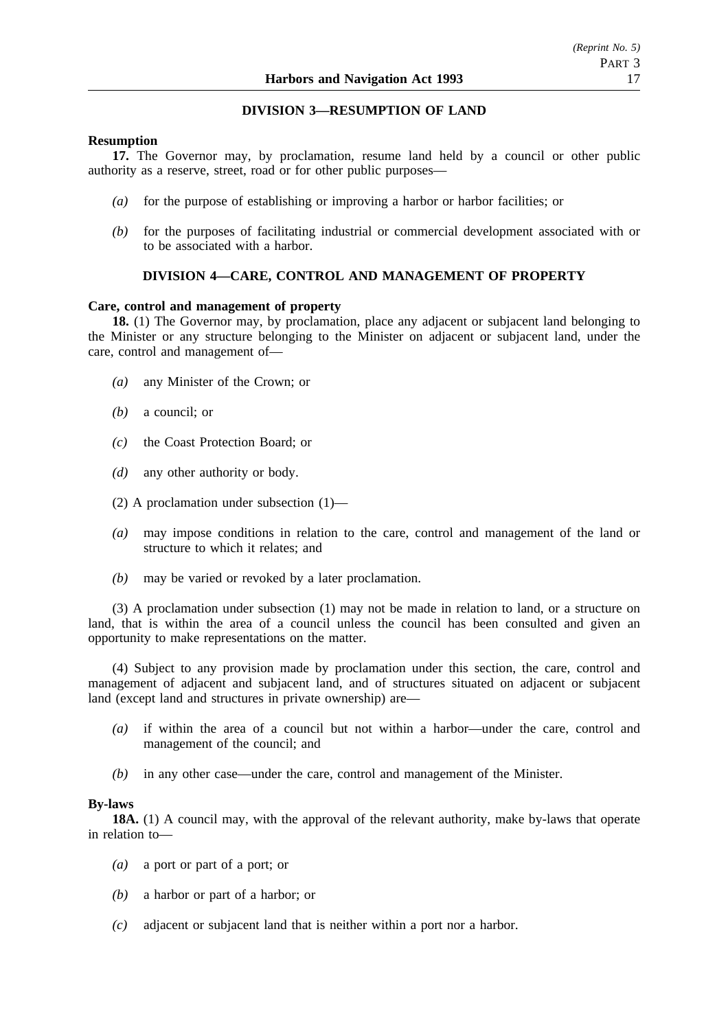## DIVISION 3—RESUMPTION OF LAND

**Resumption**

**17.** The Governor may, by proclamation, resume land held by a council or other public authority as a reserve, street, road or for other public purposes—

*(a)* for the purpose of establishing or improving a harbor or harbor facilities; or

*(b)* for the purposes of facilitating industrial or commercial development associated with or to be associated with a harbor.

## DIVISION 4—CARE, CONTROL AND MANAGEMENT OF PROPERTY

**Care, control and management of property**

**18.** (1) The Governor may, by proclamation, place any adjacent or subjacent land belonging to the Minister or any structure belonging to the Minister on adjacent or subjacent land, under the care, control and management of—

*(a)* any Minister of the Crown; or

*(b)* a council; or

*(c)* the Coast Protection Board; or

*(d)* any other authority or body.

(2) A proclamation under subsection (1)—

*(a)* may impose conditions in relation to the care, control and management of the land or structure to which it relates; and

*(b)* may be varied or revoked by a later proclamation.

(3) A proclamation under subsection (1) may not be made in relation to land, or a structure on land, that is within the area of a council unless the council has been consulted and given an opportunity to make representations on the matter.

(4) Subject to any provision made by proclamation under this section, the care, control and management of adjacent and subjacent land, and of structures situated on adjacent or subjacent land (except land and structures in private ownership) are—

*(a)* if within the area of a council but not within a harbor—under the care, control and management of the council; and

*(b)* in any other case—under the care, control and management of the Minister.

**By-laws**

**18A.** (1) A council may, with the approval of the relevant authority, make by-laws that operate in relation to—

*(a)* a port or part of a port; or

*(b)* a harbor or part of a harbor; or

*(c)* adjacent or subjacent land that is neither within a port nor a harbor.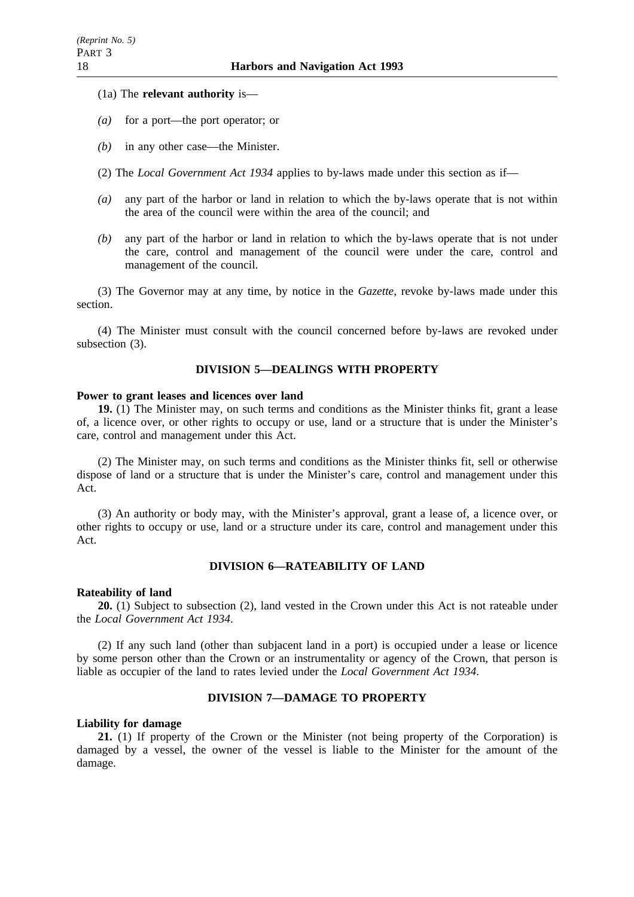(1a) The **relevant authority** is—

*(a)* for a port—the port operator; or

*(b)* in any other case—the Minister.

(2) The *Local Government Act 1934* applies to by-laws made under this section as if—

*(a)* any part of the harbor or land in relation to which the by-laws operate that is not within the area of the council were within the area of the council; and

*(b)* any part of the harbor or land in relation to which the by-laws operate that is not under the care, control and management of the council were under the care, control and management of the council.

(3) The Governor may at any time, by notice in the *Gazette*, revoke by-laws made under this section.

(4) The Minister must consult with the council concerned before by-laws are revoked under subsection (3).

## DIVISION 5—DEALINGS WITH PROPERTY

**Power to grant leases and licences over land**

**19.** (1) The Minister may, on such terms and conditions as the Minister thinks fit, grant a lease of, a licence over, or other rights to occupy or use, land or a structure that is under the Minister's care, control and management under this Act.

(2) The Minister may, on such terms and conditions as the Minister thinks fit, sell or otherwise dispose of land or a structure that is under the Minister's care, control and management under this Act.

(3) An authority or body may, with the Minister's approval, grant a lease of, a licence over, or other rights to occupy or use, land or a structure under its care, control and management under this Act.

## DIVISION 6—RATEABILITY OF LAND

**Rateability of land**

**20.** (1) Subject to subsection (2), land vested in the Crown under this Act is not rateable under the *Local Government Act 1934*.

(2) If any such land (other than subjacent land in a port) is occupied under a lease or licence by some person other than the Crown or an instrumentality or agency of the Crown, that person is liable as occupier of the land to rates levied under the *Local Government Act 1934*.

## DIVISION 7—DAMAGE TO PROPERTY

**Liability for damage**

**21.** (1) If property of the Crown or the Minister (not being property of the Corporation) is damaged by a vessel, the owner of the vessel is liable to the Minister for the amount of the damage.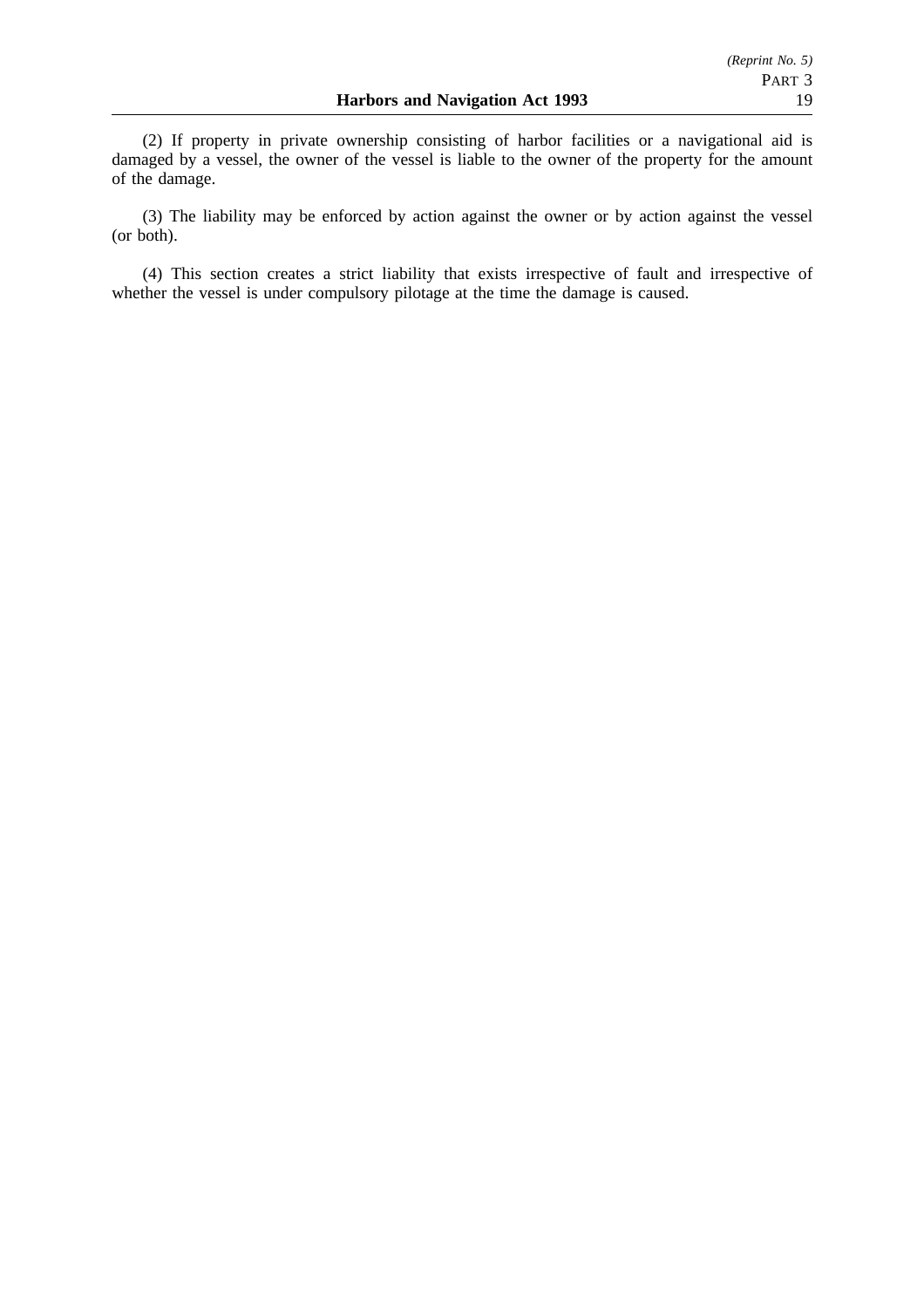(2) If property in private ownership consisting of harbor facilities or a navigational aid is damaged by a vessel, the owner of the vessel is liable to the owner of the property for the amount of the damage.

(3) The liability may be enforced by action against the owner or by action against the vessel (or both).

(4) This section creates a strict liability that exists irrespective of fault and irrespective of whether the vessel is under compulsory pilotage at the time the damage is caused.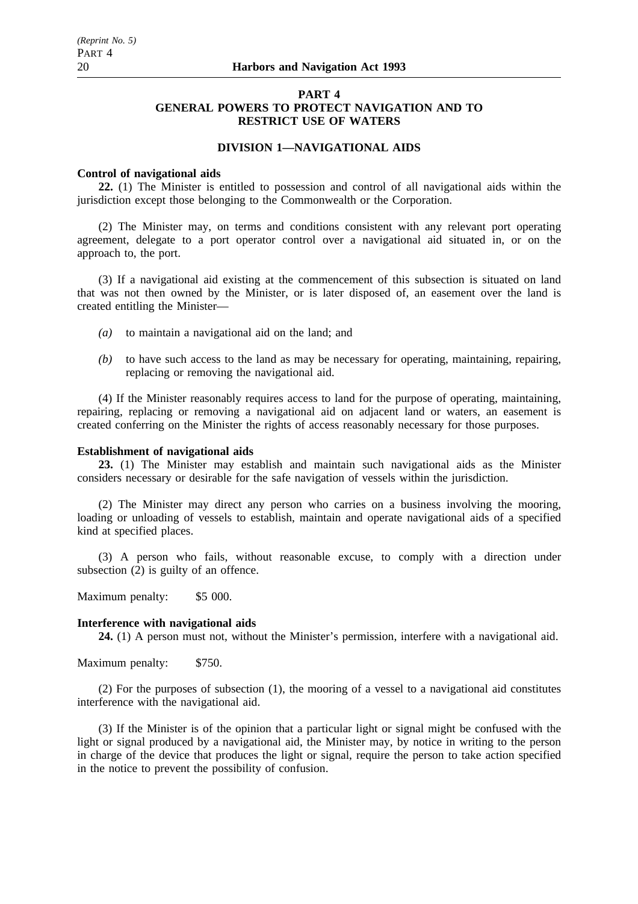# PART 4
## GENERAL POWERS TO PROTECT NAVIGATION AND TO RESTRICT USE OF WATERS

### DIVISION 1—NAVIGATIONAL AIDS

**Control of navigational aids**

**22.** (1) The Minister is entitled to possession and control of all navigational aids within the jurisdiction except those belonging to the Commonwealth or the Corporation.

(2) The Minister may, on terms and conditions consistent with any relevant port operating agreement, delegate to a port operator control over a navigational aid situated in, or on the approach to, the port.

(3) If a navigational aid existing at the commencement of this subsection is situated on land that was not then owned by the Minister, or is later disposed of, an easement over the land is created entitling the Minister—

- *(a)* to maintain a navigational aid on the land; and
- *(b)* to have such access to the land as may be necessary for operating, maintaining, repairing, replacing or removing the navigational aid.

(4) If the Minister reasonably requires access to land for the purpose of operating, maintaining, repairing, replacing or removing a navigational aid on adjacent land or waters, an easement is created conferring on the Minister the rights of access reasonably necessary for those purposes.

**Establishment of navigational aids**

**23.** (1) The Minister may establish and maintain such navigational aids as the Minister considers necessary or desirable for the safe navigation of vessels within the jurisdiction.

(2) The Minister may direct any person who carries on a business involving the mooring, loading or unloading of vessels to establish, maintain and operate navigational aids of a specified kind at specified places.

(3) A person who fails, without reasonable excuse, to comply with a direction under subsection (2) is guilty of an offence.

Maximum penalty: $5 000.

**Interference with navigational aids**

**24.** (1) A person must not, without the Minister's permission, interfere with a navigational aid.

Maximum penalty: $750.

(2) For the purposes of subsection (1), the mooring of a vessel to a navigational aid constitutes interference with the navigational aid.

(3) If the Minister is of the opinion that a particular light or signal might be confused with the light or signal produced by a navigational aid, the Minister may, by notice in writing to the person in charge of the device that produces the light or signal, require the person to take action specified in the notice to prevent the possibility of confusion.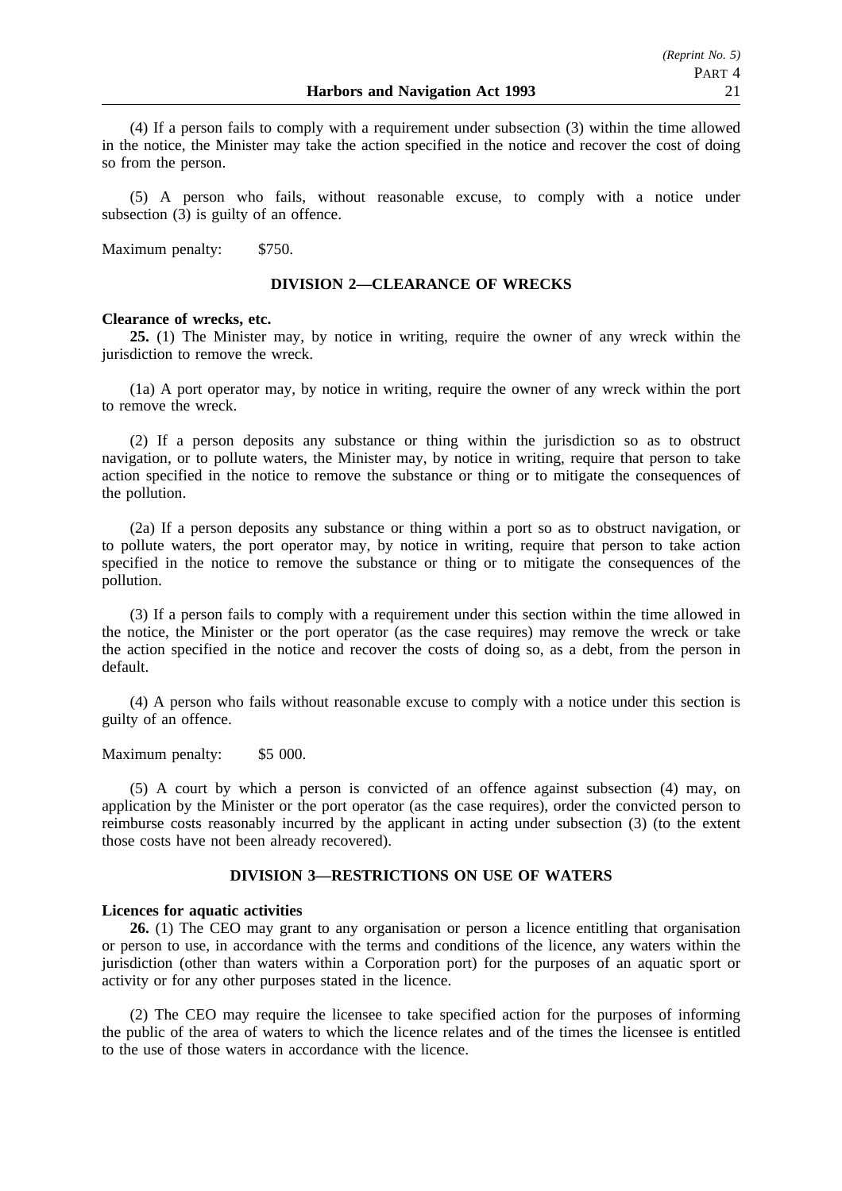(4) If a person fails to comply with a requirement under subsection (3) within the time allowed in the notice, the Minister may take the action specified in the notice and recover the cost of doing so from the person.

(5) A person who fails, without reasonable excuse, to comply with a notice under subsection (3) is guilty of an offence.

Maximum penalty: $750.

## DIVISION 2—CLEARANCE OF WRECKS

**Clearance of wrecks, etc.**

**25.** (1) The Minister may, by notice in writing, require the owner of any wreck within the jurisdiction to remove the wreck.

(1a) A port operator may, by notice in writing, require the owner of any wreck within the port to remove the wreck.

(2) If a person deposits any substance or thing within the jurisdiction so as to obstruct navigation, or to pollute waters, the Minister may, by notice in writing, require that person to take action specified in the notice to remove the substance or thing or to mitigate the consequences of the pollution.

(2a) If a person deposits any substance or thing within a port so as to obstruct navigation, or to pollute waters, the port operator may, by notice in writing, require that person to take action specified in the notice to remove the substance or thing or to mitigate the consequences of the pollution.

(3) If a person fails to comply with a requirement under this section within the time allowed in the notice, the Minister or the port operator (as the case requires) may remove the wreck or take the action specified in the notice and recover the costs of doing so, as a debt, from the person in default.

(4) A person who fails without reasonable excuse to comply with a notice under this section is guilty of an offence.

Maximum penalty: $5 000.

(5) A court by which a person is convicted of an offence against subsection (4) may, on application by the Minister or the port operator (as the case requires), order the convicted person to reimburse costs reasonably incurred by the applicant in acting under subsection (3) (to the extent those costs have not been already recovered).

## DIVISION 3—RESTRICTIONS ON USE OF WATERS

**Licences for aquatic activities**

**26.** (1) The CEO may grant to any organisation or person a licence entitling that organisation or person to use, in accordance with the terms and conditions of the licence, any waters within the jurisdiction (other than waters within a Corporation port) for the purposes of an aquatic sport or activity or for any other purposes stated in the licence.

(2) The CEO may require the licensee to take specified action for the purposes of informing the public of the area of waters to which the licence relates and of the times the licensee is entitled to the use of those waters in accordance with the licence.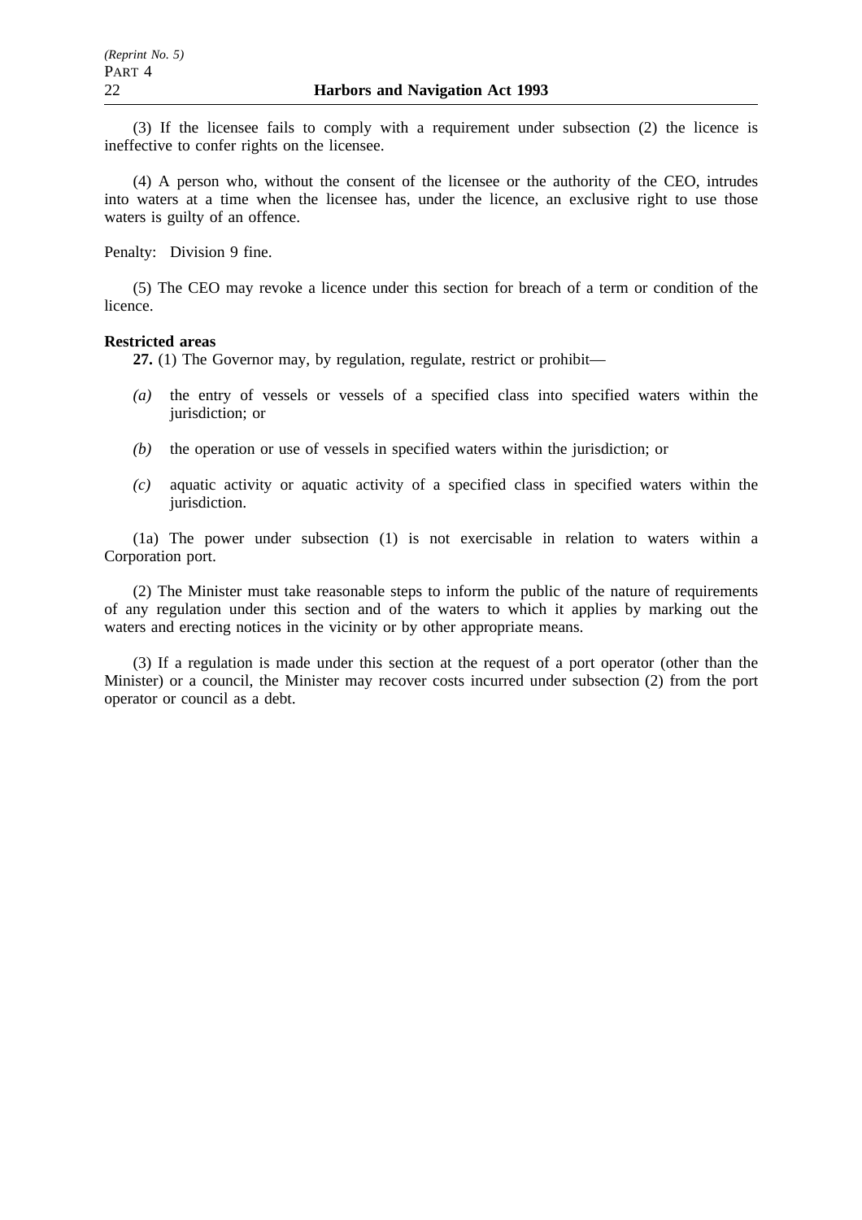(3) If the licensee fails to comply with a requirement under subsection (2) the licence is ineffective to confer rights on the licensee.

(4) A person who, without the consent of the licensee or the authority of the CEO, intrudes into waters at a time when the licensee has, under the licence, an exclusive right to use those waters is guilty of an offence.

Penalty: Division 9 fine.

(5) The CEO may revoke a licence under this section for breach of a term or condition of the licence.

**Restricted areas**

**27.** (1) The Governor may, by regulation, regulate, restrict or prohibit—

*(a)* the entry of vessels or vessels of a specified class into specified waters within the jurisdiction; or

*(b)* the operation or use of vessels in specified waters within the jurisdiction; or

*(c)* aquatic activity or aquatic activity of a specified class in specified waters within the jurisdiction.

(1a) The power under subsection (1) is not exercisable in relation to waters within a Corporation port.

(2) The Minister must take reasonable steps to inform the public of the nature of requirements of any regulation under this section and of the waters to which it applies by marking out the waters and erecting notices in the vicinity or by other appropriate means.

(3) If a regulation is made under this section at the request of a port operator (other than the Minister) or a council, the Minister may recover costs incurred under subsection (2) from the port operator or council as a debt.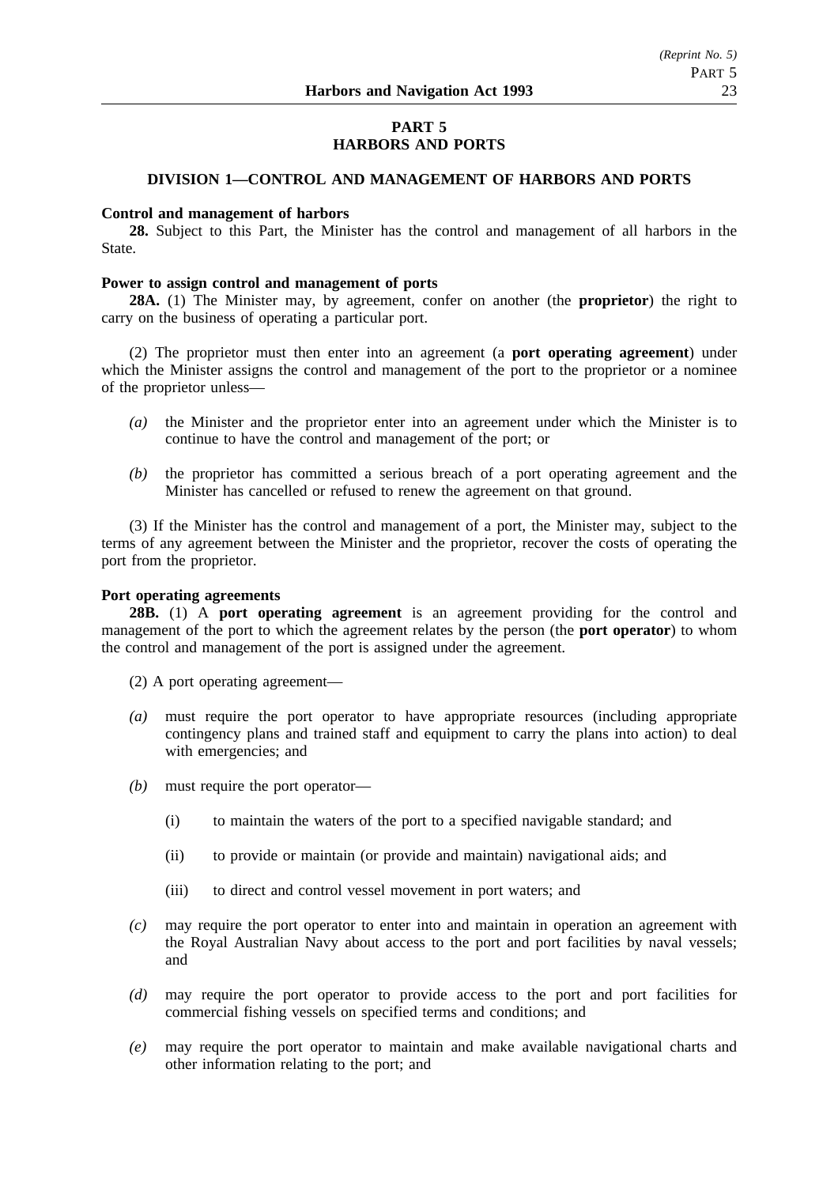## PART 5
## HARBORS AND PORTS

### DIVISION 1—CONTROL AND MANAGEMENT OF HARBORS AND PORTS

**Control and management of harbors**

**28.** Subject to this Part, the Minister has the control and management of all harbors in the State.

**Power to assign control and management of ports**

**28A.** (1) The Minister may, by agreement, confer on another (the **proprietor**) the right to carry on the business of operating a particular port.

(2) The proprietor must then enter into an agreement (a **port operating agreement**) under which the Minister assigns the control and management of the port to the proprietor or a nominee of the proprietor unless—

*(a)* the Minister and the proprietor enter into an agreement under which the Minister is to continue to have the control and management of the port; or

*(b)* the proprietor has committed a serious breach of a port operating agreement and the Minister has cancelled or refused to renew the agreement on that ground.

(3) If the Minister has the control and management of a port, the Minister may, subject to the terms of any agreement between the Minister and the proprietor, recover the costs of operating the port from the proprietor.

**Port operating agreements**

**28B.** (1) A **port operating agreement** is an agreement providing for the control and management of the port to which the agreement relates by the person (the **port operator**) to whom the control and management of the port is assigned under the agreement.

(2) A port operating agreement—

*(a)* must require the port operator to have appropriate resources (including appropriate contingency plans and trained staff and equipment to carry the plans into action) to deal with emergencies; and

*(b)* must require the port operator—

(i) to maintain the waters of the port to a specified navigable standard; and

(ii) to provide or maintain (or provide and maintain) navigational aids; and

(iii) to direct and control vessel movement in port waters; and

*(c)* may require the port operator to enter into and maintain in operation an agreement with the Royal Australian Navy about access to the port and port facilities by naval vessels; and

*(d)* may require the port operator to provide access to the port and port facilities for commercial fishing vessels on specified terms and conditions; and

*(e)* may require the port operator to maintain and make available navigational charts and other information relating to the port; and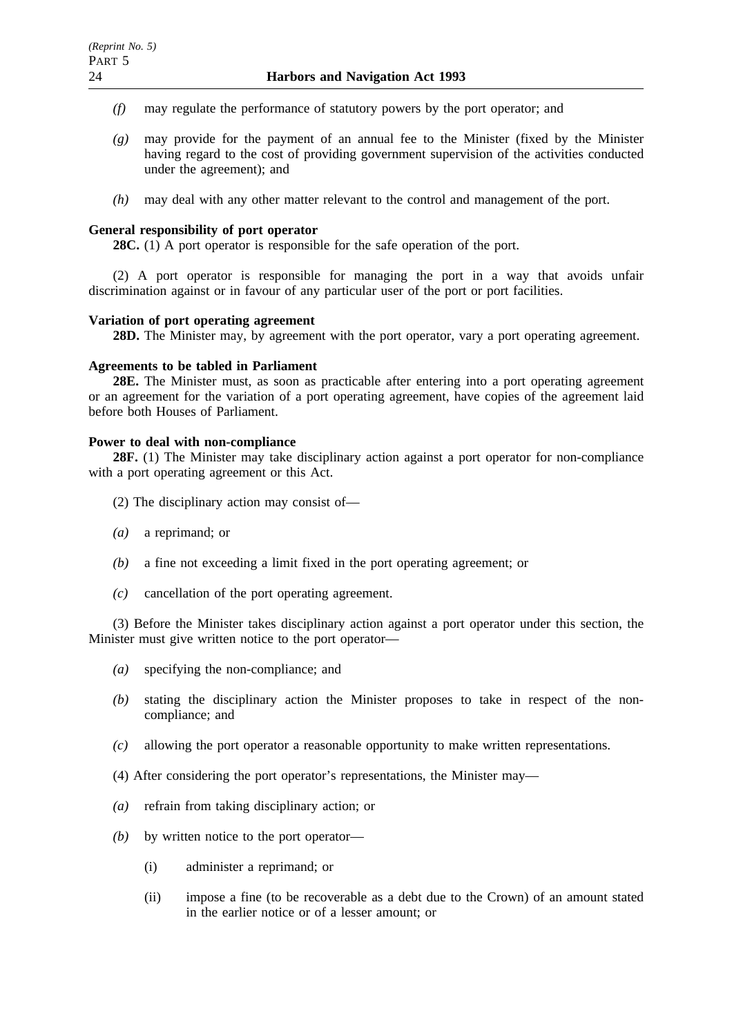*(f)* may regulate the performance of statutory powers by the port operator; and

*(g)* may provide for the payment of an annual fee to the Minister (fixed by the Minister having regard to the cost of providing government supervision of the activities conducted under the agreement); and

*(h)* may deal with any other matter relevant to the control and management of the port.

**General responsibility of port operator**

**28C.** (1) A port operator is responsible for the safe operation of the port.

(2) A port operator is responsible for managing the port in a way that avoids unfair discrimination against or in favour of any particular user of the port or port facilities.

**Variation of port operating agreement**

**28D.** The Minister may, by agreement with the port operator, vary a port operating agreement.

**Agreements to be tabled in Parliament**

**28E.** The Minister must, as soon as practicable after entering into a port operating agreement or an agreement for the variation of a port operating agreement, have copies of the agreement laid before both Houses of Parliament.

**Power to deal with non-compliance**

**28F.** (1) The Minister may take disciplinary action against a port operator for non-compliance with a port operating agreement or this Act.

(2) The disciplinary action may consist of—

*(a)* a reprimand; or

*(b)* a fine not exceeding a limit fixed in the port operating agreement; or

*(c)* cancellation of the port operating agreement.

(3) Before the Minister takes disciplinary action against a port operator under this section, the Minister must give written notice to the port operator—

*(a)* specifying the non-compliance; and

*(b)* stating the disciplinary action the Minister proposes to take in respect of the non-compliance; and

*(c)* allowing the port operator a reasonable opportunity to make written representations.

(4) After considering the port operator's representations, the Minister may—

*(a)* refrain from taking disciplinary action; or

*(b)* by written notice to the port operator—

(i) administer a reprimand; or

(ii) impose a fine (to be recoverable as a debt due to the Crown) of an amount stated in the earlier notice or of a lesser amount; or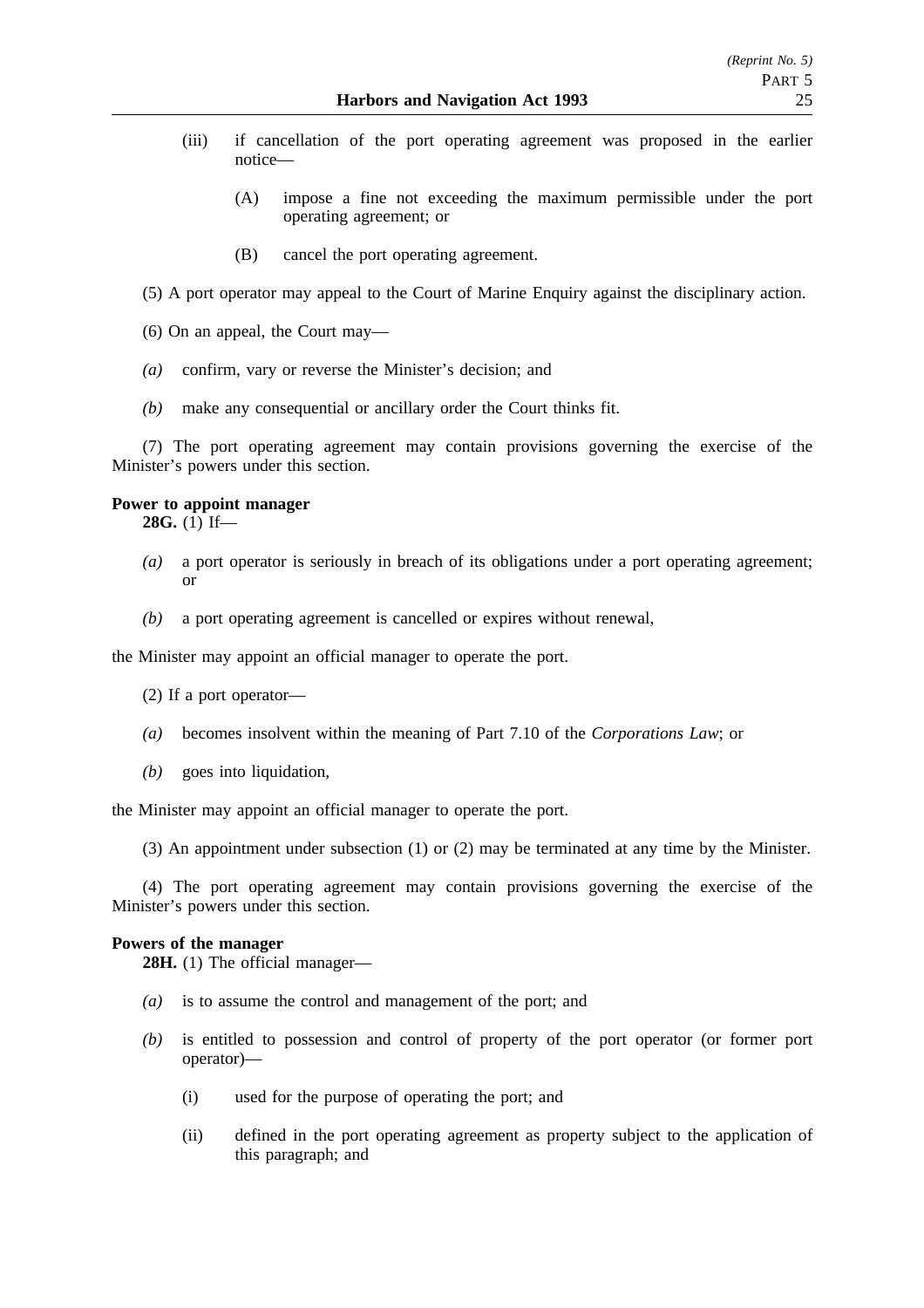(iii) if cancellation of the port operating agreement was proposed in the earlier notice—

(A) impose a fine not exceeding the maximum permissible under the port operating agreement; or

(B) cancel the port operating agreement.

(5) A port operator may appeal to the Court of Marine Enquiry against the disciplinary action.

(6) On an appeal, the Court may—

*(a)* confirm, vary or reverse the Minister's decision; and

*(b)* make any consequential or ancillary order the Court thinks fit.

(7) The port operating agreement may contain provisions governing the exercise of the Minister's powers under this section.

**Power to appoint manager**

**28G.** (1) If—

*(a)* a port operator is seriously in breach of its obligations under a port operating agreement; or

*(b)* a port operating agreement is cancelled or expires without renewal,

the Minister may appoint an official manager to operate the port.

(2) If a port operator—

*(a)* becomes insolvent within the meaning of Part 7.10 of the *Corporations Law*; or

*(b)* goes into liquidation,

the Minister may appoint an official manager to operate the port.

(3) An appointment under subsection (1) or (2) may be terminated at any time by the Minister.

(4) The port operating agreement may contain provisions governing the exercise of the Minister's powers under this section.

**Powers of the manager**

**28H.** (1) The official manager—

*(a)* is to assume the control and management of the port; and

*(b)* is entitled to possession and control of property of the port operator (or former port operator)—

(i) used for the purpose of operating the port; and

(ii) defined in the port operating agreement as property subject to the application of this paragraph; and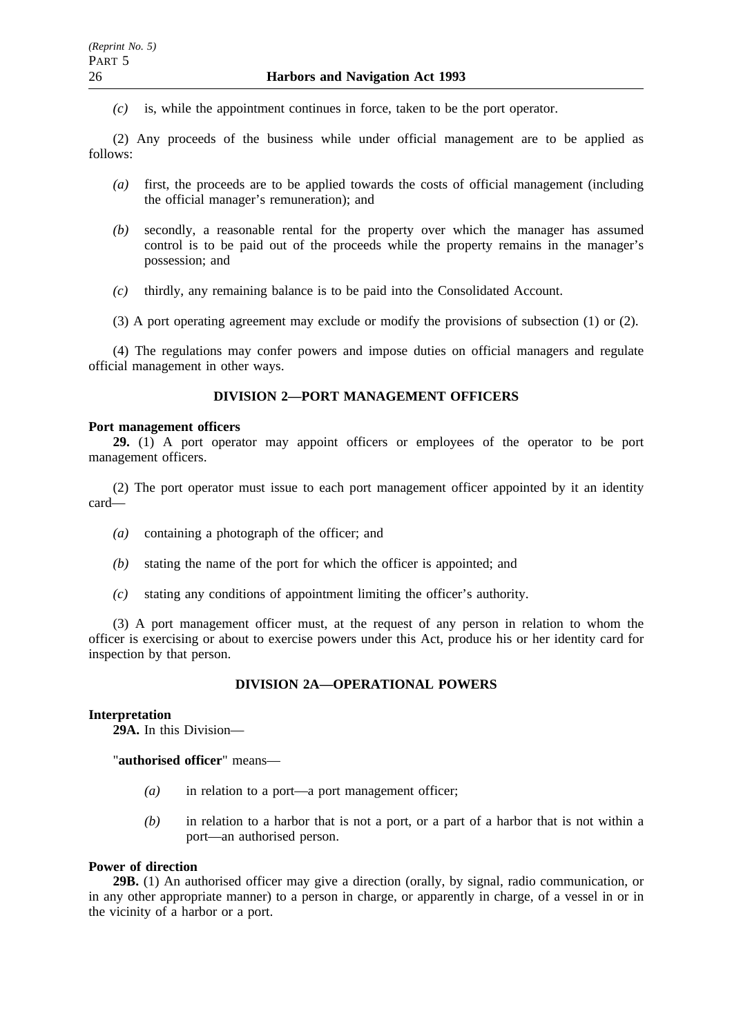*(c)* is, while the appointment continues in force, taken to be the port operator.

(2) Any proceeds of the business while under official management are to be applied as follows:

*(a)* first, the proceeds are to be applied towards the costs of official management (including the official manager's remuneration); and

*(b)* secondly, a reasonable rental for the property over which the manager has assumed control is to be paid out of the proceeds while the property remains in the manager's possession; and

*(c)* thirdly, any remaining balance is to be paid into the Consolidated Account.

(3) A port operating agreement may exclude or modify the provisions of subsection (1) or (2).

(4) The regulations may confer powers and impose duties on official managers and regulate official management in other ways.

## DIVISION 2—PORT MANAGEMENT OFFICERS

**Port management officers**

**29.** (1) A port operator may appoint officers or employees of the operator to be port management officers.

(2) The port operator must issue to each port management officer appointed by it an identity card—

*(a)* containing a photograph of the officer; and

*(b)* stating the name of the port for which the officer is appointed; and

*(c)* stating any conditions of appointment limiting the officer's authority.

(3) A port management officer must, at the request of any person in relation to whom the officer is exercising or about to exercise powers under this Act, produce his or her identity card for inspection by that person.

## DIVISION 2A—OPERATIONAL POWERS

**Interpretation**

**29A.** In this Division—

"**authorised officer**" means—

*(a)* in relation to a port—a port management officer;

*(b)* in relation to a harbor that is not a port, or a part of a harbor that is not within a port—an authorised person.

**Power of direction**

**29B.** (1) An authorised officer may give a direction (orally, by signal, radio communication, or in any other appropriate manner) to a person in charge, or apparently in charge, of a vessel in or in the vicinity of a harbor or a port.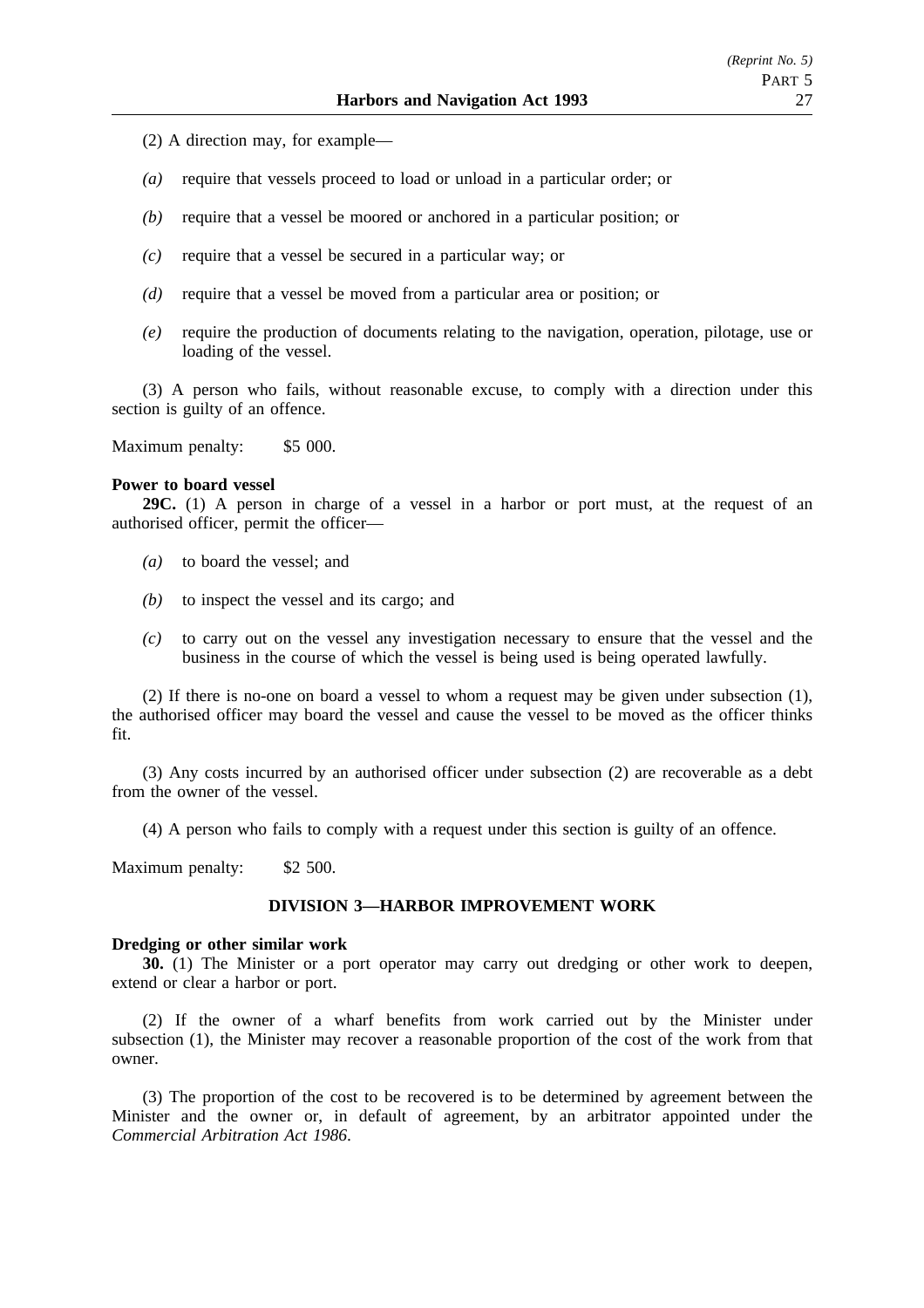(2) A direction may, for example—

*(a)* require that vessels proceed to load or unload in a particular order; or

*(b)* require that a vessel be moored or anchored in a particular position; or

*(c)* require that a vessel be secured in a particular way; or

*(d)* require that a vessel be moved from a particular area or position; or

*(e)* require the production of documents relating to the navigation, operation, pilotage, use or loading of the vessel.

(3) A person who fails, without reasonable excuse, to comply with a direction under this section is guilty of an offence.

Maximum penalty: $5 000.

**Power to board vessel**

**29C.** (1) A person in charge of a vessel in a harbor or port must, at the request of an authorised officer, permit the officer—

*(a)* to board the vessel; and

*(b)* to inspect the vessel and its cargo; and

*(c)* to carry out on the vessel any investigation necessary to ensure that the vessel and the business in the course of which the vessel is being used is being operated lawfully.

(2) If there is no-one on board a vessel to whom a request may be given under subsection (1), the authorised officer may board the vessel and cause the vessel to be moved as the officer thinks fit.

(3) Any costs incurred by an authorised officer under subsection (2) are recoverable as a debt from the owner of the vessel.

(4) A person who fails to comply with a request under this section is guilty of an offence.

Maximum penalty: $2 500.

## DIVISION 3—HARBOR IMPROVEMENT WORK

**Dredging or other similar work**

**30.** (1) The Minister or a port operator may carry out dredging or other work to deepen, extend or clear a harbor or port.

(2) If the owner of a wharf benefits from work carried out by the Minister under subsection (1), the Minister may recover a reasonable proportion of the cost of the work from that owner.

(3) The proportion of the cost to be recovered is to be determined by agreement between the Minister and the owner or, in default of agreement, by an arbitrator appointed under the *Commercial Arbitration Act 1986*.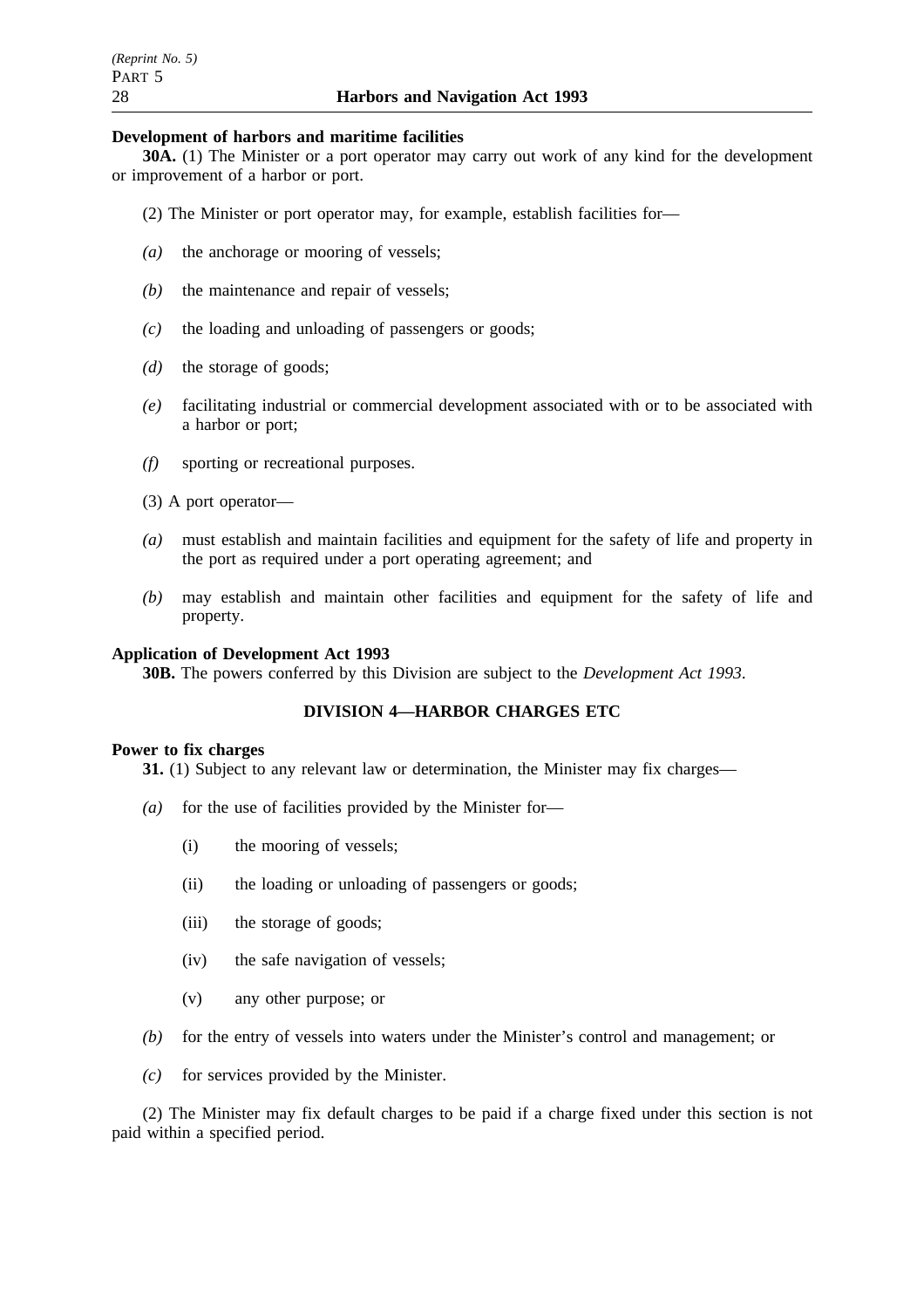**Development of harbors and maritime facilities**

**30A.** (1) The Minister or a port operator may carry out work of any kind for the development or improvement of a harbor or port.

(2) The Minister or port operator may, for example, establish facilities for—

*(a)* the anchorage or mooring of vessels;

*(b)* the maintenance and repair of vessels;

*(c)* the loading and unloading of passengers or goods;

*(d)* the storage of goods;

*(e)* facilitating industrial or commercial development associated with or to be associated with a harbor or port;

*(f)* sporting or recreational purposes.

(3) A port operator—

*(a)* must establish and maintain facilities and equipment for the safety of life and property in the port as required under a port operating agreement; and

*(b)* may establish and maintain other facilities and equipment for the safety of life and property.

**Application of Development Act 1993**

**30B.** The powers conferred by this Division are subject to the *Development Act 1993*.

## DIVISION 4—HARBOR CHARGES ETC

**Power to fix charges**

**31.** (1) Subject to any relevant law or determination, the Minister may fix charges—

*(a)* for the use of facilities provided by the Minister for—

(i) the mooring of vessels;

(ii) the loading or unloading of passengers or goods;

(iii) the storage of goods;

(iv) the safe navigation of vessels;

(v) any other purpose; or

*(b)* for the entry of vessels into waters under the Minister's control and management; or

*(c)* for services provided by the Minister.

(2) The Minister may fix default charges to be paid if a charge fixed under this section is not paid within a specified period.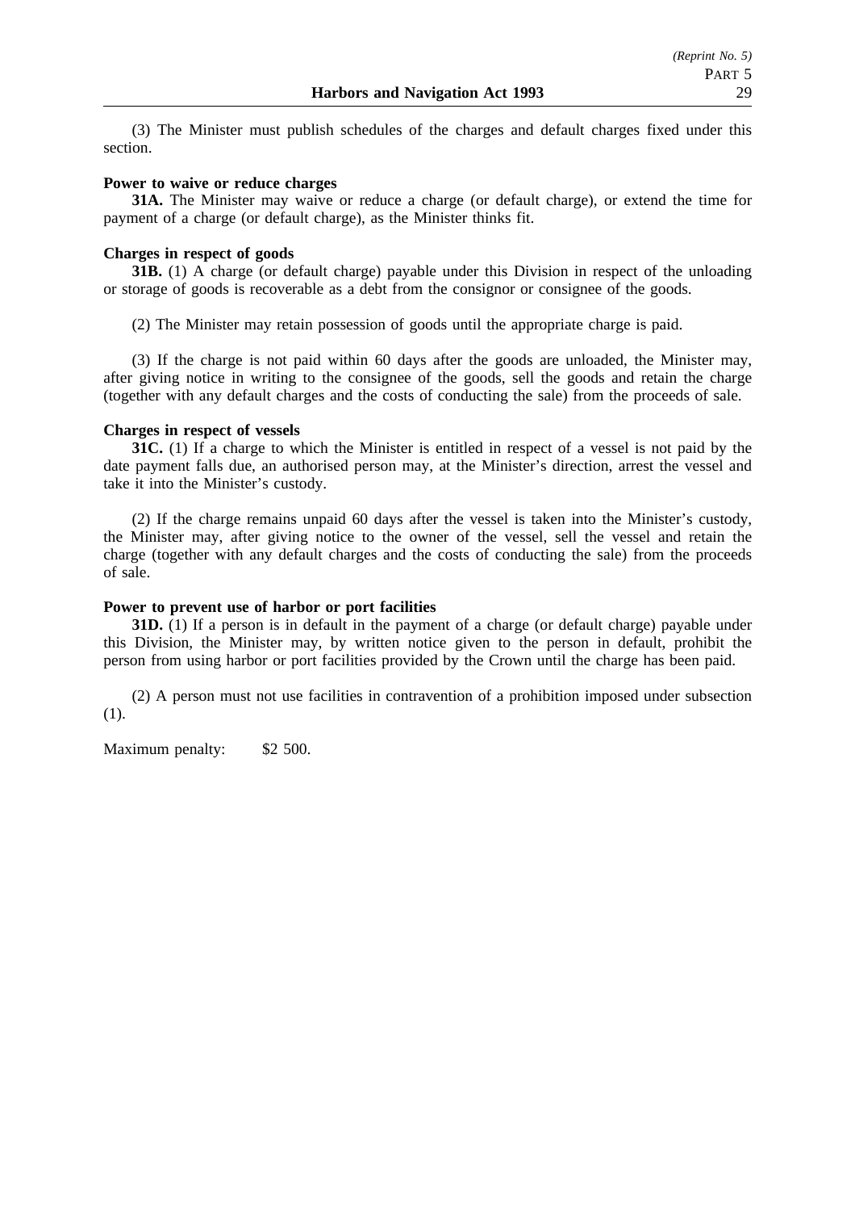(3) The Minister must publish schedules of the charges and default charges fixed under this section.

**Power to waive or reduce charges**

**31A.** The Minister may waive or reduce a charge (or default charge), or extend the time for payment of a charge (or default charge), as the Minister thinks fit.

**Charges in respect of goods**

**31B.** (1) A charge (or default charge) payable under this Division in respect of the unloading or storage of goods is recoverable as a debt from the consignor or consignee of the goods.

(2) The Minister may retain possession of goods until the appropriate charge is paid.

(3) If the charge is not paid within 60 days after the goods are unloaded, the Minister may, after giving notice in writing to the consignee of the goods, sell the goods and retain the charge (together with any default charges and the costs of conducting the sale) from the proceeds of sale.

**Charges in respect of vessels**

**31C.** (1) If a charge to which the Minister is entitled in respect of a vessel is not paid by the date payment falls due, an authorised person may, at the Minister's direction, arrest the vessel and take it into the Minister's custody.

(2) If the charge remains unpaid 60 days after the vessel is taken into the Minister's custody, the Minister may, after giving notice to the owner of the vessel, sell the vessel and retain the charge (together with any default charges and the costs of conducting the sale) from the proceeds of sale.

**Power to prevent use of harbor or port facilities**

**31D.** (1) If a person is in default in the payment of a charge (or default charge) payable under this Division, the Minister may, by written notice given to the person in default, prohibit the person from using harbor or port facilities provided by the Crown until the charge has been paid.

(2) A person must not use facilities in contravention of a prohibition imposed under subsection (1).

Maximum penalty: $2 500.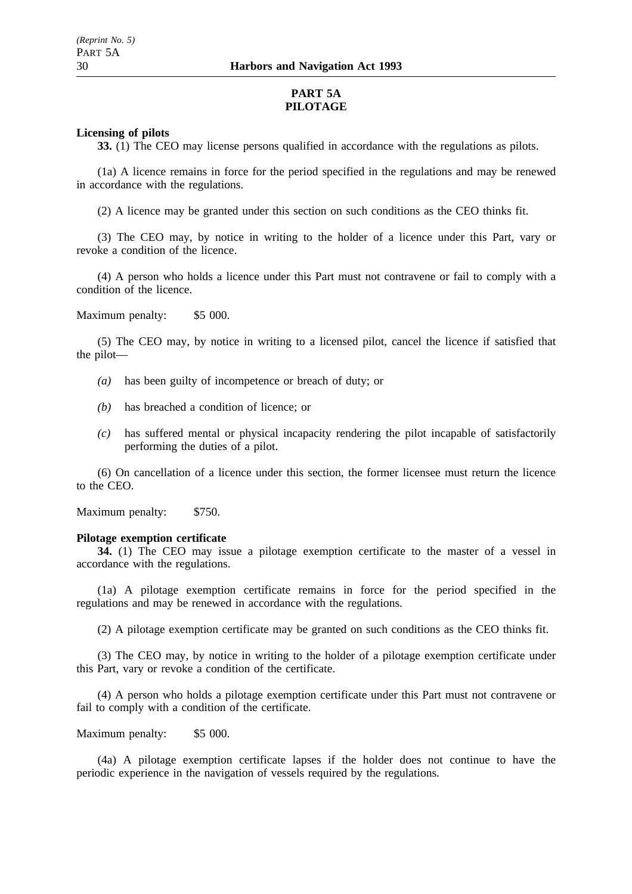## PART 5A
## PILOTAGE

**Licensing of pilots**

**33.** (1) The CEO may license persons qualified in accordance with the regulations as pilots.

(1a) A licence remains in force for the period specified in the regulations and may be renewed in accordance with the regulations.

(2) A licence may be granted under this section on such conditions as the CEO thinks fit.

(3) The CEO may, by notice in writing to the holder of a licence under this Part, vary or revoke a condition of the licence.

(4) A person who holds a licence under this Part must not contravene or fail to comply with a condition of the licence.

Maximum penalty: $5 000.

(5) The CEO may, by notice in writing to a licensed pilot, cancel the licence if satisfied that the pilot—

*(a)* has been guilty of incompetence or breach of duty; or

*(b)* has breached a condition of licence; or

*(c)* has suffered mental or physical incapacity rendering the pilot incapable of satisfactorily performing the duties of a pilot.

(6) On cancellation of a licence under this section, the former licensee must return the licence to the CEO.

Maximum penalty: $750.

**Pilotage exemption certificate**

**34.** (1) The CEO may issue a pilotage exemption certificate to the master of a vessel in accordance with the regulations.

(1a) A pilotage exemption certificate remains in force for the period specified in the regulations and may be renewed in accordance with the regulations.

(2) A pilotage exemption certificate may be granted on such conditions as the CEO thinks fit.

(3) The CEO may, by notice in writing to the holder of a pilotage exemption certificate under this Part, vary or revoke a condition of the certificate.

(4) A person who holds a pilotage exemption certificate under this Part must not contravene or fail to comply with a condition of the certificate.

Maximum penalty: $5 000.

(4a) A pilotage exemption certificate lapses if the holder does not continue to have the periodic experience in the navigation of vessels required by the regulations.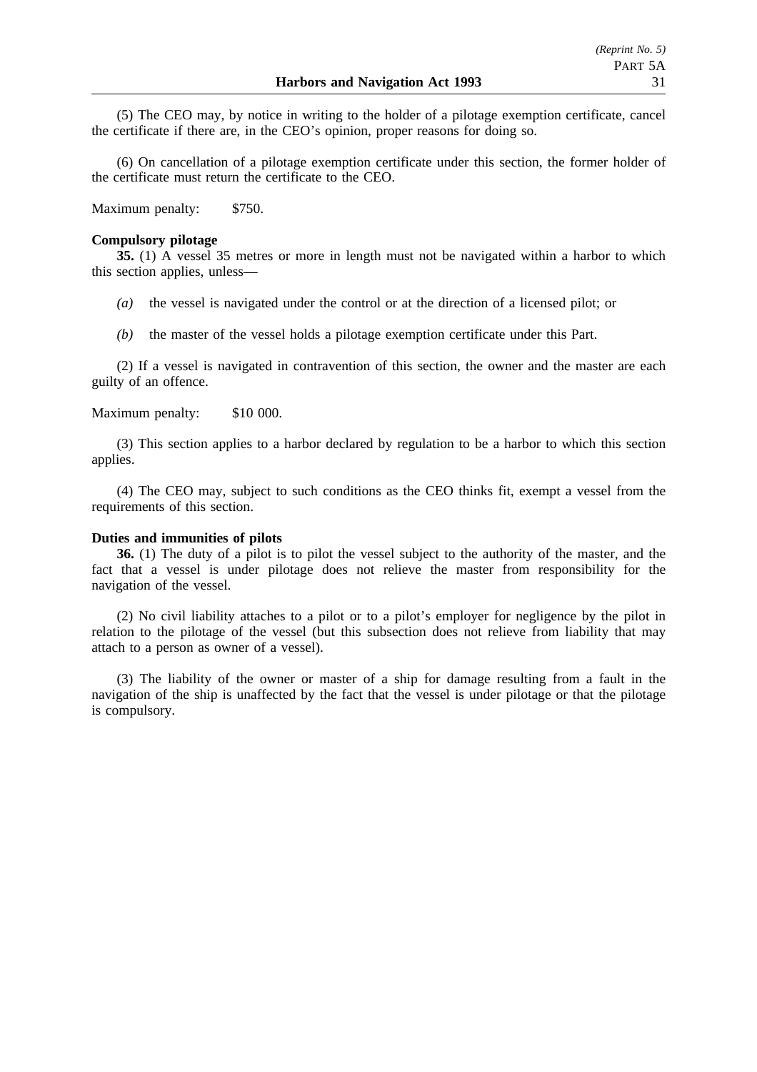(5) The CEO may, by notice in writing to the holder of a pilotage exemption certificate, cancel the certificate if there are, in the CEO's opinion, proper reasons for doing so.

(6) On cancellation of a pilotage exemption certificate under this section, the former holder of the certificate must return the certificate to the CEO.

Maximum penalty: $750.

**Compulsory pilotage**

**35.** (1) A vessel 35 metres or more in length must not be navigated within a harbor to which this section applies, unless—

*(a)* the vessel is navigated under the control or at the direction of a licensed pilot; or

*(b)* the master of the vessel holds a pilotage exemption certificate under this Part.

(2) If a vessel is navigated in contravention of this section, the owner and the master are each guilty of an offence.

Maximum penalty: $10 000.

(3) This section applies to a harbor declared by regulation to be a harbor to which this section applies.

(4) The CEO may, subject to such conditions as the CEO thinks fit, exempt a vessel from the requirements of this section.

**Duties and immunities of pilots**

**36.** (1) The duty of a pilot is to pilot the vessel subject to the authority of the master, and the fact that a vessel is under pilotage does not relieve the master from responsibility for the navigation of the vessel.

(2) No civil liability attaches to a pilot or to a pilot's employer for negligence by the pilot in relation to the pilotage of the vessel (but this subsection does not relieve from liability that may attach to a person as owner of a vessel).

(3) The liability of the owner or master of a ship for damage resulting from a fault in the navigation of the ship is unaffected by the fact that the vessel is under pilotage or that the pilotage is compulsory.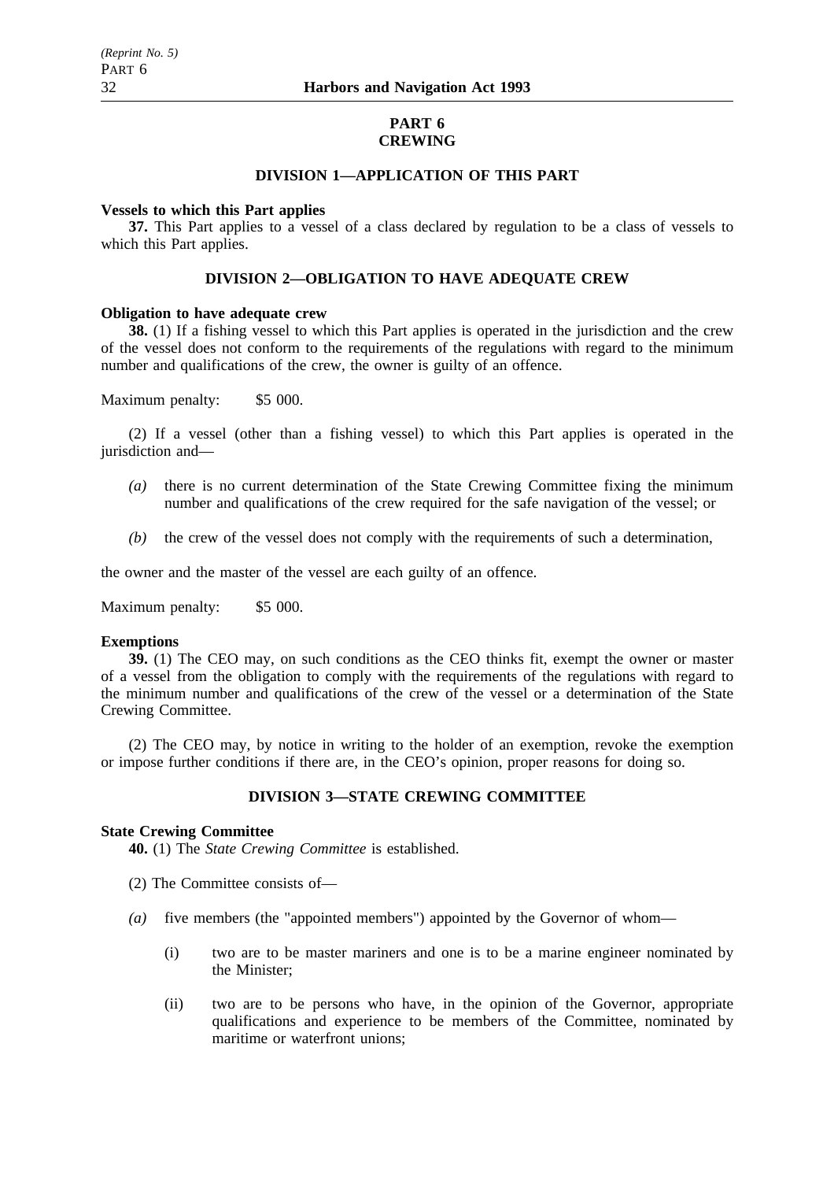# PART 6
# CREWING

## DIVISION 1—APPLICATION OF THIS PART

**Vessels to which this Part applies**

**37.** This Part applies to a vessel of a class declared by regulation to be a class of vessels to which this Part applies.

## DIVISION 2—OBLIGATION TO HAVE ADEQUATE CREW

**Obligation to have adequate crew**

**38.** (1) If a fishing vessel to which this Part applies is operated in the jurisdiction and the crew of the vessel does not conform to the requirements of the regulations with regard to the minimum number and qualifications of the crew, the owner is guilty of an offence.

Maximum penalty: $5 000.

(2) If a vessel (other than a fishing vessel) to which this Part applies is operated in the jurisdiction and—

*(a)* there is no current determination of the State Crewing Committee fixing the minimum number and qualifications of the crew required for the safe navigation of the vessel; or

*(b)* the crew of the vessel does not comply with the requirements of such a determination,

the owner and the master of the vessel are each guilty of an offence.

Maximum penalty: $5 000.

**Exemptions**

**39.** (1) The CEO may, on such conditions as the CEO thinks fit, exempt the owner or master of a vessel from the obligation to comply with the requirements of the regulations with regard to the minimum number and qualifications of the crew of the vessel or a determination of the State Crewing Committee.

(2) The CEO may, by notice in writing to the holder of an exemption, revoke the exemption or impose further conditions if there are, in the CEO's opinion, proper reasons for doing so.

## DIVISION 3—STATE CREWING COMMITTEE

**State Crewing Committee**

**40.** (1) The *State Crewing Committee* is established.

(2) The Committee consists of—

*(a)* five members (the "appointed members") appointed by the Governor of whom—

(i) two are to be master mariners and one is to be a marine engineer nominated by the Minister;

(ii) two are to be persons who have, in the opinion of the Governor, appropriate qualifications and experience to be members of the Committee, nominated by maritime or waterfront unions;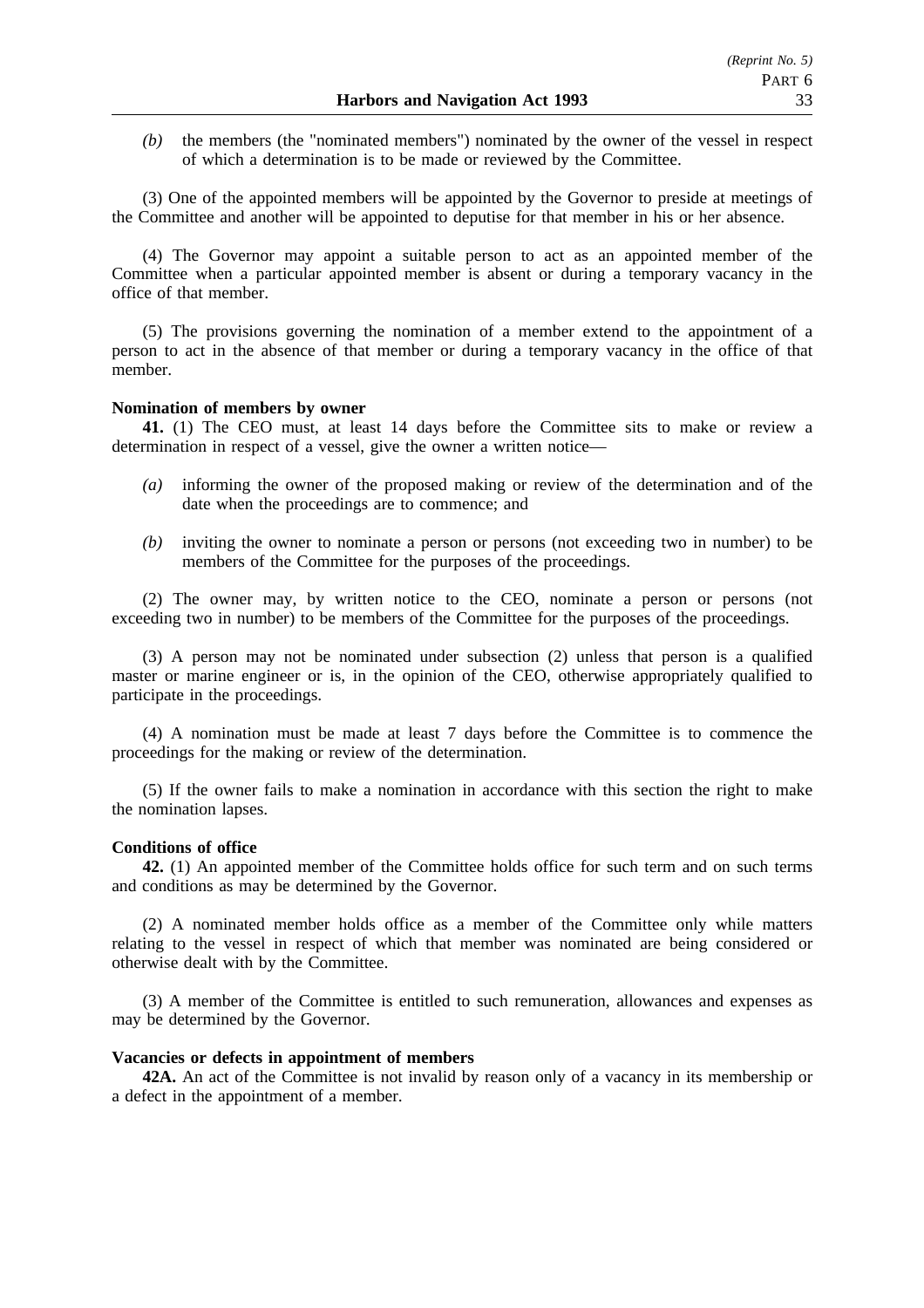*(b)* the members (the "nominated members") nominated by the owner of the vessel in respect of which a determination is to be made or reviewed by the Committee.

(3) One of the appointed members will be appointed by the Governor to preside at meetings of the Committee and another will be appointed to deputise for that member in his or her absence.

(4) The Governor may appoint a suitable person to act as an appointed member of the Committee when a particular appointed member is absent or during a temporary vacancy in the office of that member.

(5) The provisions governing the nomination of a member extend to the appointment of a person to act in the absence of that member or during a temporary vacancy in the office of that member.

**Nomination of members by owner**

**41.** (1) The CEO must, at least 14 days before the Committee sits to make or review a determination in respect of a vessel, give the owner a written notice—

*(a)* informing the owner of the proposed making or review of the determination and of the date when the proceedings are to commence; and

*(b)* inviting the owner to nominate a person or persons (not exceeding two in number) to be members of the Committee for the purposes of the proceedings.

(2) The owner may, by written notice to the CEO, nominate a person or persons (not exceeding two in number) to be members of the Committee for the purposes of the proceedings.

(3) A person may not be nominated under subsection (2) unless that person is a qualified master or marine engineer or is, in the opinion of the CEO, otherwise appropriately qualified to participate in the proceedings.

(4) A nomination must be made at least 7 days before the Committee is to commence the proceedings for the making or review of the determination.

(5) If the owner fails to make a nomination in accordance with this section the right to make the nomination lapses.

**Conditions of office**

**42.** (1) An appointed member of the Committee holds office for such term and on such terms and conditions as may be determined by the Governor.

(2) A nominated member holds office as a member of the Committee only while matters relating to the vessel in respect of which that member was nominated are being considered or otherwise dealt with by the Committee.

(3) A member of the Committee is entitled to such remuneration, allowances and expenses as may be determined by the Governor.

**Vacancies or defects in appointment of members**

**42A.** An act of the Committee is not invalid by reason only of a vacancy in its membership or a defect in the appointment of a member.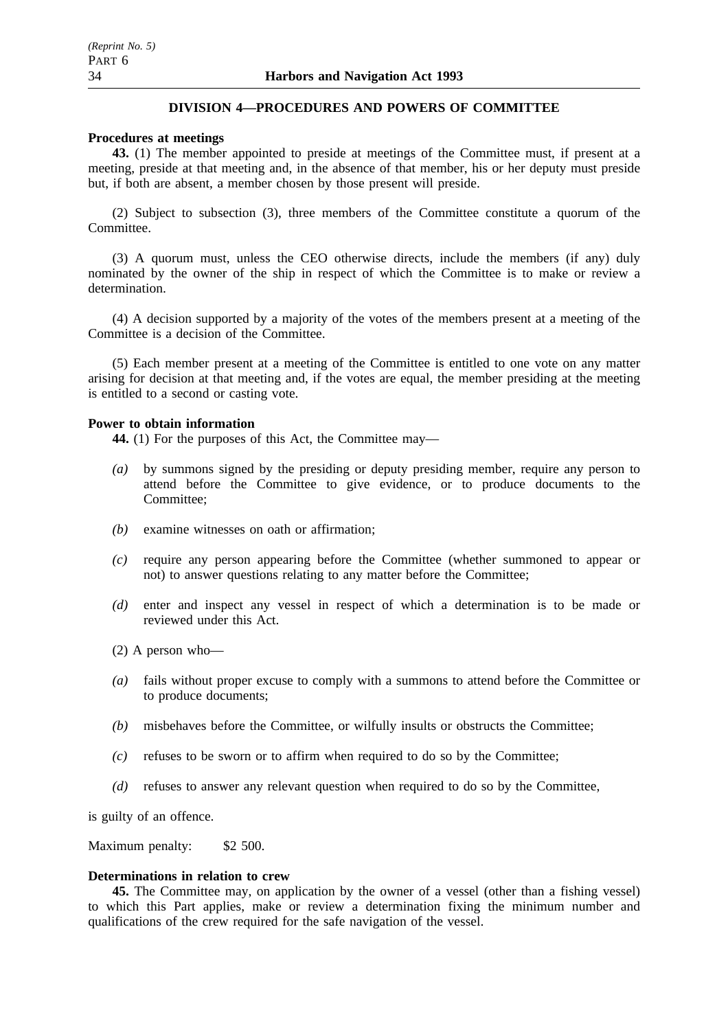## DIVISION 4—PROCEDURES AND POWERS OF COMMITTEE

**Procedures at meetings**

**43.** (1) The member appointed to preside at meetings of the Committee must, if present at a meeting, preside at that meeting and, in the absence of that member, his or her deputy must preside but, if both are absent, a member chosen by those present will preside.

(2) Subject to subsection (3), three members of the Committee constitute a quorum of the Committee.

(3) A quorum must, unless the CEO otherwise directs, include the members (if any) duly nominated by the owner of the ship in respect of which the Committee is to make or review a determination.

(4) A decision supported by a majority of the votes of the members present at a meeting of the Committee is a decision of the Committee.

(5) Each member present at a meeting of the Committee is entitled to one vote on any matter arising for decision at that meeting and, if the votes are equal, the member presiding at the meeting is entitled to a second or casting vote.

**Power to obtain information**

**44.** (1) For the purposes of this Act, the Committee may—

*(a)* by summons signed by the presiding or deputy presiding member, require any person to attend before the Committee to give evidence, or to produce documents to the Committee;

*(b)* examine witnesses on oath or affirmation;

*(c)* require any person appearing before the Committee (whether summoned to appear or not) to answer questions relating to any matter before the Committee;

*(d)* enter and inspect any vessel in respect of which a determination is to be made or reviewed under this Act.

(2) A person who—

*(a)* fails without proper excuse to comply with a summons to attend before the Committee or to produce documents;

*(b)* misbehaves before the Committee, or wilfully insults or obstructs the Committee;

*(c)* refuses to be sworn or to affirm when required to do so by the Committee;

*(d)* refuses to answer any relevant question when required to do so by the Committee,

is guilty of an offence.

Maximum penalty: $2 500.

**Determinations in relation to crew**

**45.** The Committee may, on application by the owner of a vessel (other than a fishing vessel) to which this Part applies, make or review a determination fixing the minimum number and qualifications of the crew required for the safe navigation of the vessel.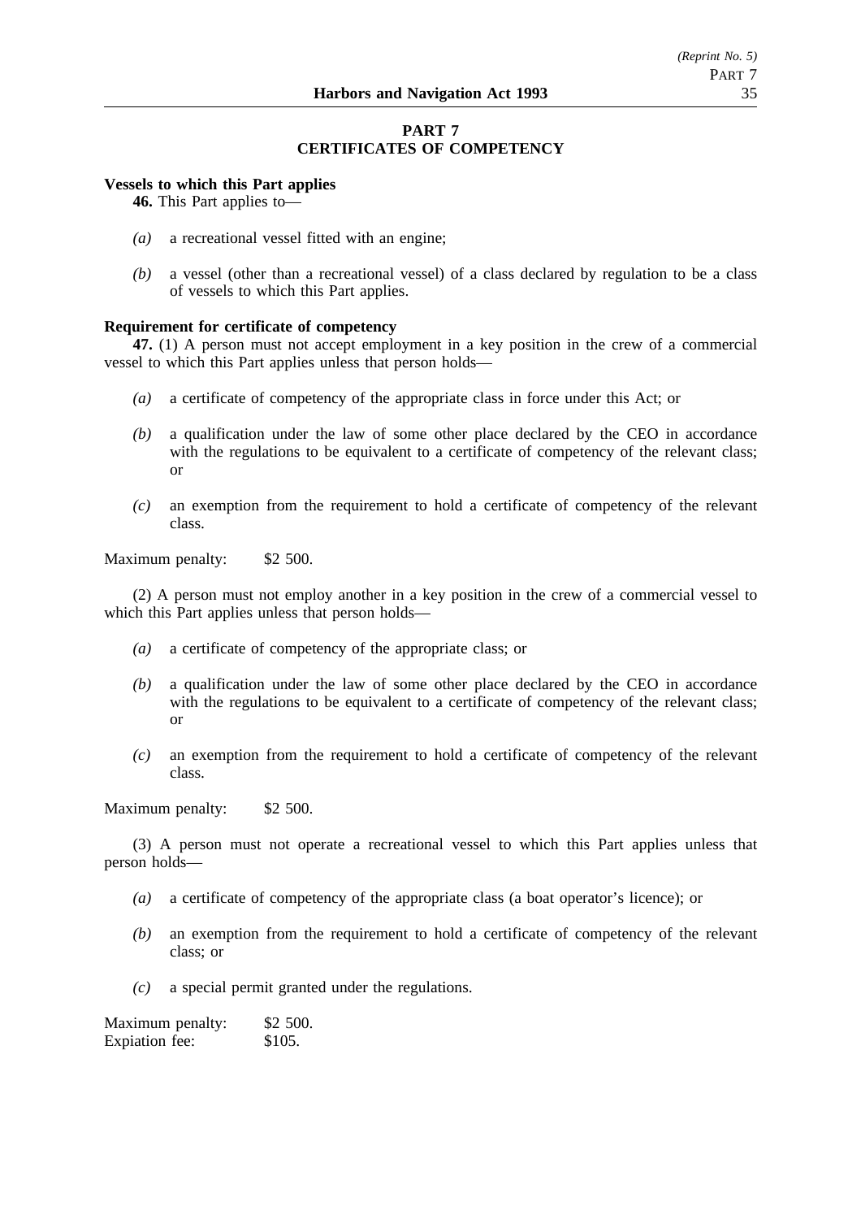# PART 7
# CERTIFICATES OF COMPETENCY

**Vessels to which this Part applies**

**46.** This Part applies to—

*(a)* a recreational vessel fitted with an engine;

*(b)* a vessel (other than a recreational vessel) of a class declared by regulation to be a class of vessels to which this Part applies.

**Requirement for certificate of competency**

**47.** (1) A person must not accept employment in a key position in the crew of a commercial vessel to which this Part applies unless that person holds—

*(a)* a certificate of competency of the appropriate class in force under this Act; or

*(b)* a qualification under the law of some other place declared by the CEO in accordance with the regulations to be equivalent to a certificate of competency of the relevant class; or

*(c)* an exemption from the requirement to hold a certificate of competency of the relevant class.

Maximum penalty: $2 500.

(2) A person must not employ another in a key position in the crew of a commercial vessel to which this Part applies unless that person holds—

*(a)* a certificate of competency of the appropriate class; or

*(b)* a qualification under the law of some other place declared by the CEO in accordance with the regulations to be equivalent to a certificate of competency of the relevant class; or

*(c)* an exemption from the requirement to hold a certificate of competency of the relevant class.

Maximum penalty: $2 500.

(3) A person must not operate a recreational vessel to which this Part applies unless that person holds—

*(a)* a certificate of competency of the appropriate class (a boat operator's licence); or

*(b)* an exemption from the requirement to hold a certificate of competency of the relevant class; or

*(c)* a special permit granted under the regulations.

Maximum penalty: $2 500.
Expiation fee: $105.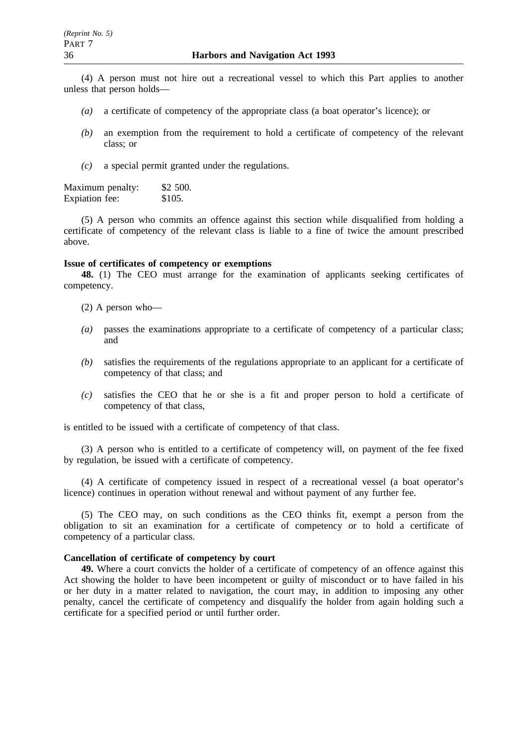(4) A person must not hire out a recreational vessel to which this Part applies to another unless that person holds—

- *(a)* a certificate of competency of the appropriate class (a boat operator's licence); or
- *(b)* an exemption from the requirement to hold a certificate of competency of the relevant class; or
- *(c)* a special permit granted under the regulations.

Maximum penalty: $2 500.
Expiation fee: $105.

(5) A person who commits an offence against this section while disqualified from holding a certificate of competency of the relevant class is liable to a fine of twice the amount prescribed above.

**Issue of certificates of competency or exemptions**

**48.** (1) The CEO must arrange for the examination of applicants seeking certificates of competency.

(2) A person who—

- *(a)* passes the examinations appropriate to a certificate of competency of a particular class; and
- *(b)* satisfies the requirements of the regulations appropriate to an applicant for a certificate of competency of that class; and
- *(c)* satisfies the CEO that he or she is a fit and proper person to hold a certificate of competency of that class,

is entitled to be issued with a certificate of competency of that class.

(3) A person who is entitled to a certificate of competency will, on payment of the fee fixed by regulation, be issued with a certificate of competency.

(4) A certificate of competency issued in respect of a recreational vessel (a boat operator's licence) continues in operation without renewal and without payment of any further fee.

(5) The CEO may, on such conditions as the CEO thinks fit, exempt a person from the obligation to sit an examination for a certificate of competency or to hold a certificate of competency of a particular class.

**Cancellation of certificate of competency by court**

**49.** Where a court convicts the holder of a certificate of competency of an offence against this Act showing the holder to have been incompetent or guilty of misconduct or to have failed in his or her duty in a matter related to navigation, the court may, in addition to imposing any other penalty, cancel the certificate of competency and disqualify the holder from again holding such a certificate for a specified period or until further order.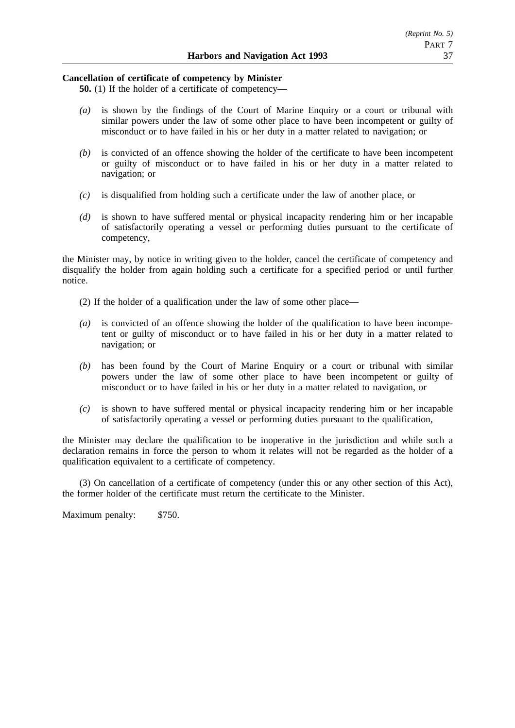**Cancellation of certificate of competency by Minister**

**50.** (1) If the holder of a certificate of competency—

*(a)* is shown by the findings of the Court of Marine Enquiry or a court or tribunal with similar powers under the law of some other place to have been incompetent or guilty of misconduct or to have failed in his or her duty in a matter related to navigation; or

*(b)* is convicted of an offence showing the holder of the certificate to have been incompetent or guilty of misconduct or to have failed in his or her duty in a matter related to navigation; or

*(c)* is disqualified from holding such a certificate under the law of another place, or

*(d)* is shown to have suffered mental or physical incapacity rendering him or her incapable of satisfactorily operating a vessel or performing duties pursuant to the certificate of competency,

the Minister may, by notice in writing given to the holder, cancel the certificate of competency and disqualify the holder from again holding such a certificate for a specified period or until further notice.

(2) If the holder of a qualification under the law of some other place—

*(a)* is convicted of an offence showing the holder of the qualification to have been incompetent or guilty of misconduct or to have failed in his or her duty in a matter related to navigation; or

*(b)* has been found by the Court of Marine Enquiry or a court or tribunal with similar powers under the law of some other place to have been incompetent or guilty of misconduct or to have failed in his or her duty in a matter related to navigation, or

*(c)* is shown to have suffered mental or physical incapacity rendering him or her incapable of satisfactorily operating a vessel or performing duties pursuant to the qualification,

the Minister may declare the qualification to be inoperative in the jurisdiction and while such a declaration remains in force the person to whom it relates will not be regarded as the holder of a qualification equivalent to a certificate of competency.

(3) On cancellation of a certificate of competency (under this or any other section of this Act), the former holder of the certificate must return the certificate to the Minister.

Maximum penalty: $750.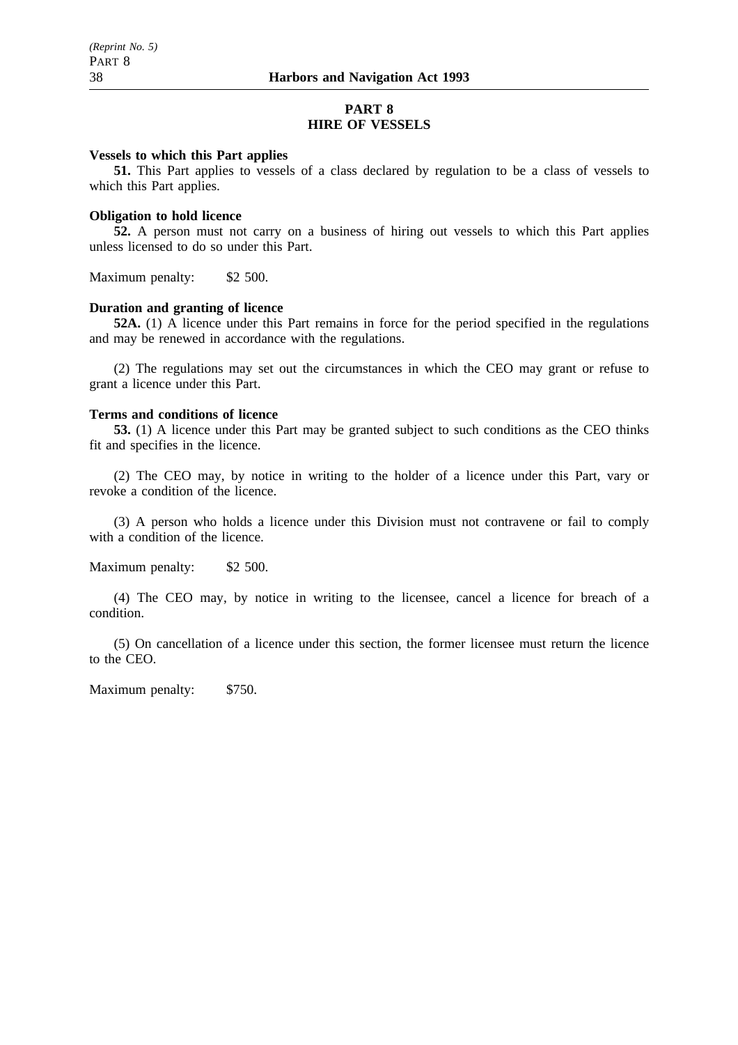## PART 8
## HIRE OF VESSELS

**Vessels to which this Part applies**

**51.** This Part applies to vessels of a class declared by regulation to be a class of vessels to which this Part applies.

**Obligation to hold licence**

**52.** A person must not carry on a business of hiring out vessels to which this Part applies unless licensed to do so under this Part.

Maximum penalty: $2 500.

**Duration and granting of licence**

**52A.** (1) A licence under this Part remains in force for the period specified in the regulations and may be renewed in accordance with the regulations.

(2) The regulations may set out the circumstances in which the CEO may grant or refuse to grant a licence under this Part.

**Terms and conditions of licence**

**53.** (1) A licence under this Part may be granted subject to such conditions as the CEO thinks fit and specifies in the licence.

(2) The CEO may, by notice in writing to the holder of a licence under this Part, vary or revoke a condition of the licence.

(3) A person who holds a licence under this Division must not contravene or fail to comply with a condition of the licence.

Maximum penalty: $2 500.

(4) The CEO may, by notice in writing to the licensee, cancel a licence for breach of a condition.

(5) On cancellation of a licence under this section, the former licensee must return the licence to the CEO.

Maximum penalty: $750.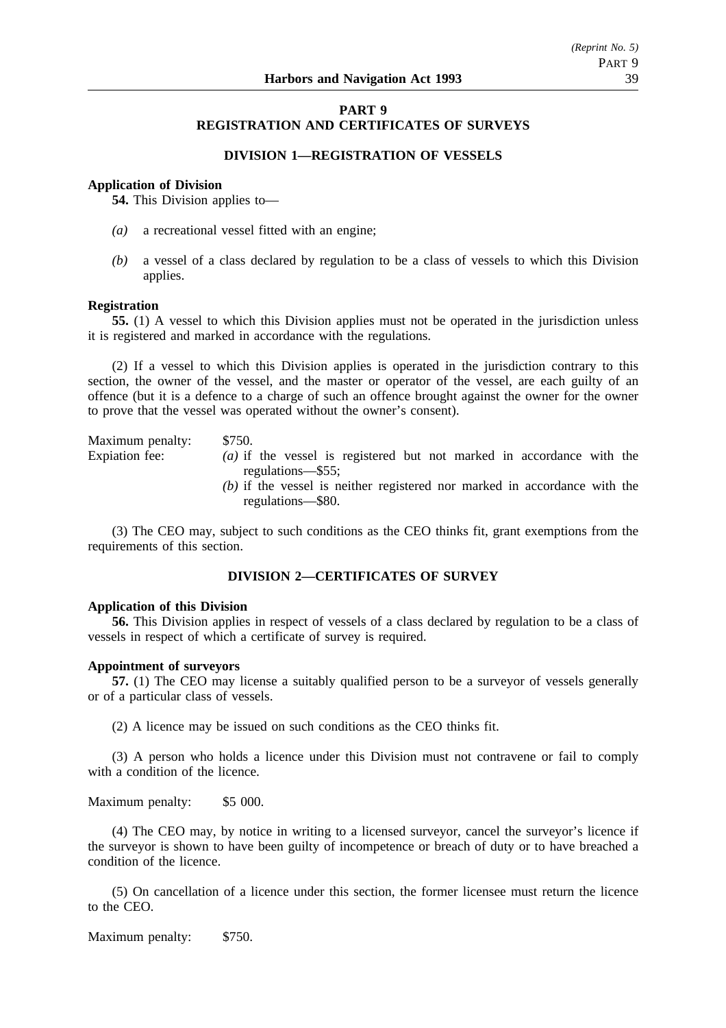# PART 9
# REGISTRATION AND CERTIFICATES OF SURVEYS

## DIVISION 1—REGISTRATION OF VESSELS

**Application of Division**

**54.** This Division applies to—

*(a)* a recreational vessel fitted with an engine;

*(b)* a vessel of a class declared by regulation to be a class of vessels to which this Division applies.

**Registration**

**55.** (1) A vessel to which this Division applies must not be operated in the jurisdiction unless it is registered and marked in accordance with the regulations.

(2) If a vessel to which this Division applies is operated in the jurisdiction contrary to this section, the owner of the vessel, and the master or operator of the vessel, are each guilty of an offence (but it is a defence to a charge of such an offence brought against the owner for the owner to prove that the vessel was operated without the owner's consent).

Maximum penalty: $750.

Expiation fee:
*(a)* if the vessel is registered but not marked in accordance with the regulations—$55;
*(b)* if the vessel is neither registered nor marked in accordance with the regulations—$80.

(3) The CEO may, subject to such conditions as the CEO thinks fit, grant exemptions from the requirements of this section.

## DIVISION 2—CERTIFICATES OF SURVEY

**Application of this Division**

**56.** This Division applies in respect of vessels of a class declared by regulation to be a class of vessels in respect of which a certificate of survey is required.

**Appointment of surveyors**

**57.** (1) The CEO may license a suitably qualified person to be a surveyor of vessels generally or of a particular class of vessels.

(2) A licence may be issued on such conditions as the CEO thinks fit.

(3) A person who holds a licence under this Division must not contravene or fail to comply with a condition of the licence.

Maximum penalty: $5 000.

(4) The CEO may, by notice in writing to a licensed surveyor, cancel the surveyor's licence if the surveyor is shown to have been guilty of incompetence or breach of duty or to have breached a condition of the licence.

(5) On cancellation of a licence under this section, the former licensee must return the licence to the CEO.

Maximum penalty: $750.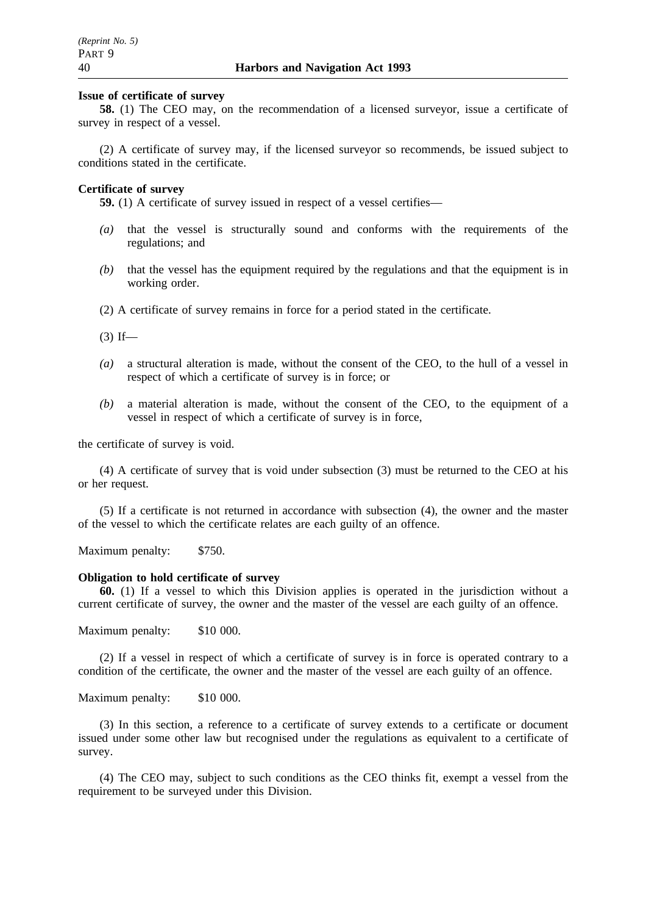**Issue of certificate of survey**

**58.** (1) The CEO may, on the recommendation of a licensed surveyor, issue a certificate of survey in respect of a vessel.

(2) A certificate of survey may, if the licensed surveyor so recommends, be issued subject to conditions stated in the certificate.

**Certificate of survey**

**59.** (1) A certificate of survey issued in respect of a vessel certifies—

*(a)* that the vessel is structurally sound and conforms with the requirements of the regulations; and

*(b)* that the vessel has the equipment required by the regulations and that the equipment is in working order.

(2) A certificate of survey remains in force for a period stated in the certificate.

(3) If—

*(a)* a structural alteration is made, without the consent of the CEO, to the hull of a vessel in respect of which a certificate of survey is in force; or

*(b)* a material alteration is made, without the consent of the CEO, to the equipment of a vessel in respect of which a certificate of survey is in force,

the certificate of survey is void.

(4) A certificate of survey that is void under subsection (3) must be returned to the CEO at his or her request.

(5) If a certificate is not returned in accordance with subsection (4), the owner and the master of the vessel to which the certificate relates are each guilty of an offence.

Maximum penalty: $750.

**Obligation to hold certificate of survey**

**60.** (1) If a vessel to which this Division applies is operated in the jurisdiction without a current certificate of survey, the owner and the master of the vessel are each guilty of an offence.

Maximum penalty: $10 000.

(2) If a vessel in respect of which a certificate of survey is in force is operated contrary to a condition of the certificate, the owner and the master of the vessel are each guilty of an offence.

Maximum penalty: $10 000.

(3) In this section, a reference to a certificate of survey extends to a certificate or document issued under some other law but recognised under the regulations as equivalent to a certificate of survey.

(4) The CEO may, subject to such conditions as the CEO thinks fit, exempt a vessel from the requirement to be surveyed under this Division.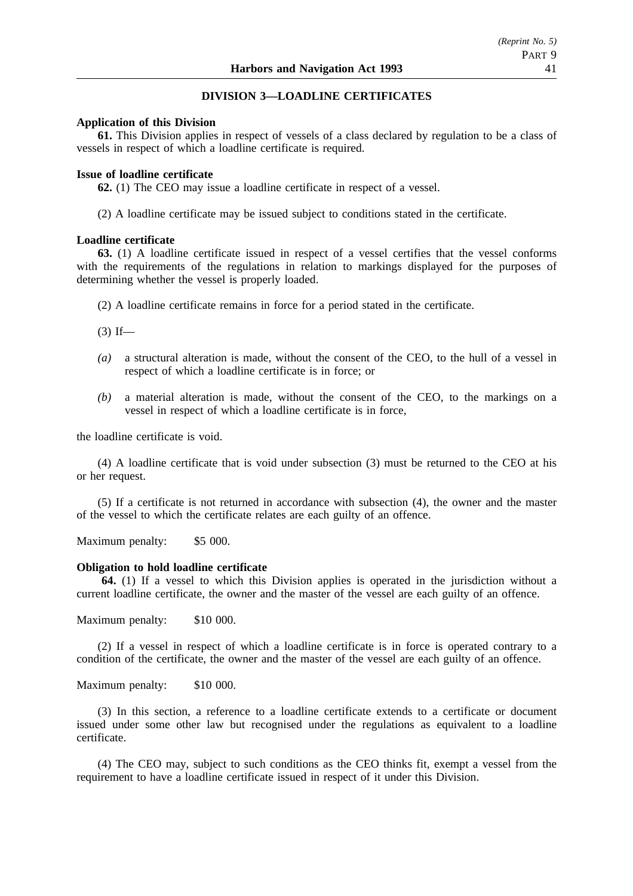## DIVISION 3—LOADLINE CERTIFICATES

**Application of this Division**

**61.** This Division applies in respect of vessels of a class declared by regulation to be a class of vessels in respect of which a loadline certificate is required.

**Issue of loadline certificate**

**62.** (1) The CEO may issue a loadline certificate in respect of a vessel.

(2) A loadline certificate may be issued subject to conditions stated in the certificate.

**Loadline certificate**

**63.** (1) A loadline certificate issued in respect of a vessel certifies that the vessel conforms with the requirements of the regulations in relation to markings displayed for the purposes of determining whether the vessel is properly loaded.

(2) A loadline certificate remains in force for a period stated in the certificate.

(3) If—

*(a)* a structural alteration is made, without the consent of the CEO, to the hull of a vessel in respect of which a loadline certificate is in force; or

*(b)* a material alteration is made, without the consent of the CEO, to the markings on a vessel in respect of which a loadline certificate is in force,

the loadline certificate is void.

(4) A loadline certificate that is void under subsection (3) must be returned to the CEO at his or her request.

(5) If a certificate is not returned in accordance with subsection (4), the owner and the master of the vessel to which the certificate relates are each guilty of an offence.

Maximum penalty: $5 000.

**Obligation to hold loadline certificate**

**64.** (1) If a vessel to which this Division applies is operated in the jurisdiction without a current loadline certificate, the owner and the master of the vessel are each guilty of an offence.

Maximum penalty: $10 000.

(2) If a vessel in respect of which a loadline certificate is in force is operated contrary to a condition of the certificate, the owner and the master of the vessel are each guilty of an offence.

Maximum penalty: $10 000.

(3) In this section, a reference to a loadline certificate extends to a certificate or document issued under some other law but recognised under the regulations as equivalent to a loadline certificate.

(4) The CEO may, subject to such conditions as the CEO thinks fit, exempt a vessel from the requirement to have a loadline certificate issued in respect of it under this Division.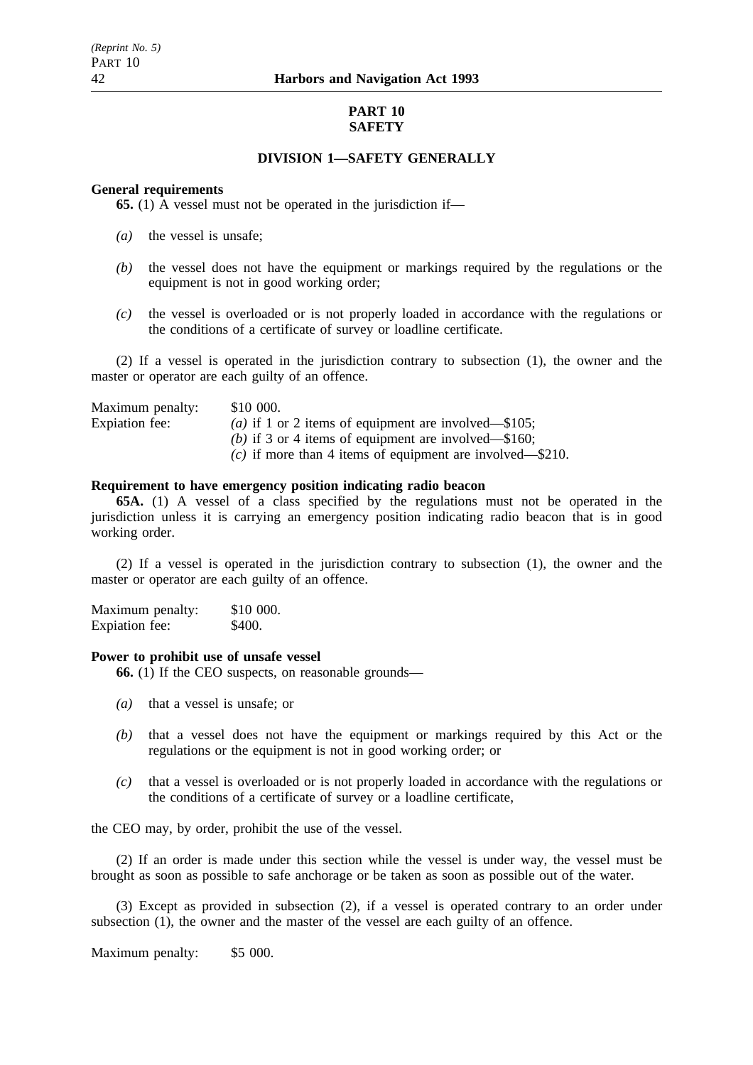# PART 10
# SAFETY

## DIVISION 1—SAFETY GENERALLY

**General requirements**

**65.** (1) A vessel must not be operated in the jurisdiction if—

*(a)* the vessel is unsafe;

*(b)* the vessel does not have the equipment or markings required by the regulations or the equipment is not in good working order;

*(c)* the vessel is overloaded or is not properly loaded in accordance with the regulations or the conditions of a certificate of survey or loadline certificate.

(2) If a vessel is operated in the jurisdiction contrary to subsection (1), the owner and the master or operator are each guilty of an offence.

Maximum penalty: $10 000.
Expiation fee: *(a)* if 1 or 2 items of equipment are involved—$105;
*(b)* if 3 or 4 items of equipment are involved—$160;
*(c)* if more than 4 items of equipment are involved—$210.

**Requirement to have emergency position indicating radio beacon**

**65A.** (1) A vessel of a class specified by the regulations must not be operated in the jurisdiction unless it is carrying an emergency position indicating radio beacon that is in good working order.

(2) If a vessel is operated in the jurisdiction contrary to subsection (1), the owner and the master or operator are each guilty of an offence.

Maximum penalty: $10 000.
Expiation fee: $400.

**Power to prohibit use of unsafe vessel**

**66.** (1) If the CEO suspects, on reasonable grounds—

*(a)* that a vessel is unsafe; or

*(b)* that a vessel does not have the equipment or markings required by this Act or the regulations or the equipment is not in good working order; or

*(c)* that a vessel is overloaded or is not properly loaded in accordance with the regulations or the conditions of a certificate of survey or a loadline certificate,

the CEO may, by order, prohibit the use of the vessel.

(2) If an order is made under this section while the vessel is under way, the vessel must be brought as soon as possible to safe anchorage or be taken as soon as possible out of the water.

(3) Except as provided in subsection (2), if a vessel is operated contrary to an order under subsection (1), the owner and the master of the vessel are each guilty of an offence.

Maximum penalty: $5 000.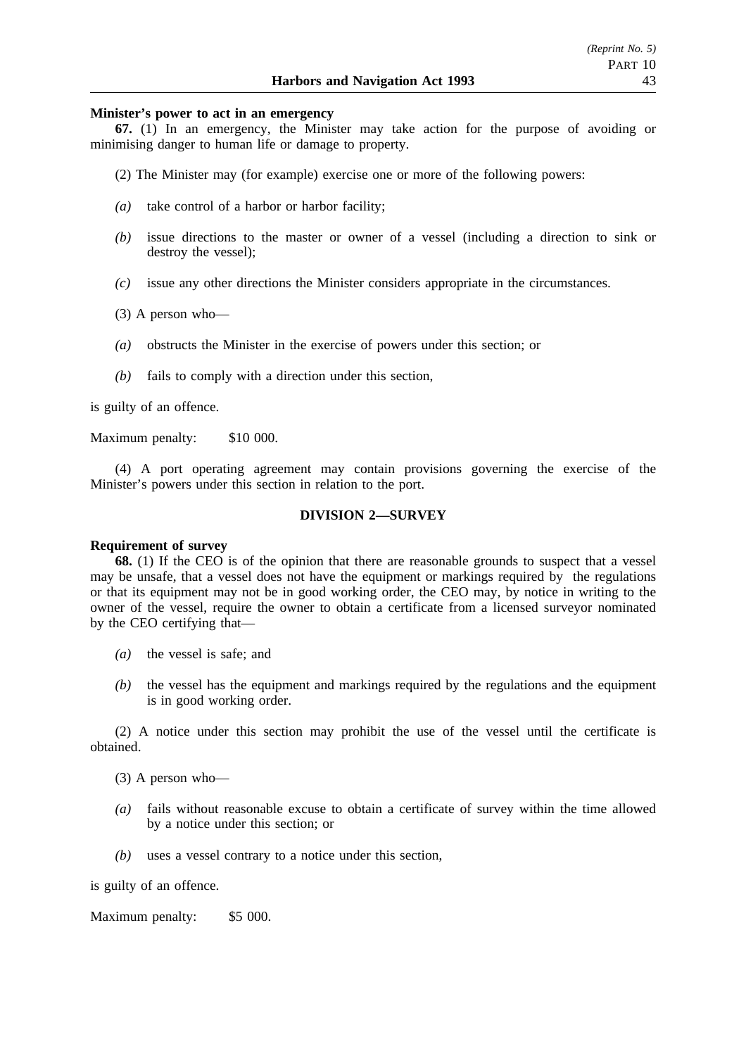**Minister's power to act in an emergency**

**67.** (1) In an emergency, the Minister may take action for the purpose of avoiding or minimising danger to human life or damage to property.

(2) The Minister may (for example) exercise one or more of the following powers:

*(a)* take control of a harbor or harbor facility;

*(b)* issue directions to the master or owner of a vessel (including a direction to sink or destroy the vessel);

*(c)* issue any other directions the Minister considers appropriate in the circumstances.

(3) A person who—

*(a)* obstructs the Minister in the exercise of powers under this section; or

*(b)* fails to comply with a direction under this section,

is guilty of an offence.

Maximum penalty: $10 000.

(4) A port operating agreement may contain provisions governing the exercise of the Minister's powers under this section in relation to the port.

## DIVISION 2—SURVEY

**Requirement of survey**

**68.** (1) If the CEO is of the opinion that there are reasonable grounds to suspect that a vessel may be unsafe, that a vessel does not have the equipment or markings required by the regulations or that its equipment may not be in good working order, the CEO may, by notice in writing to the owner of the vessel, require the owner to obtain a certificate from a licensed surveyor nominated by the CEO certifying that—

*(a)* the vessel is safe; and

*(b)* the vessel has the equipment and markings required by the regulations and the equipment is in good working order.

(2) A notice under this section may prohibit the use of the vessel until the certificate is obtained.

(3) A person who—

*(a)* fails without reasonable excuse to obtain a certificate of survey within the time allowed by a notice under this section; or

*(b)* uses a vessel contrary to a notice under this section,

is guilty of an offence.

Maximum penalty: $5 000.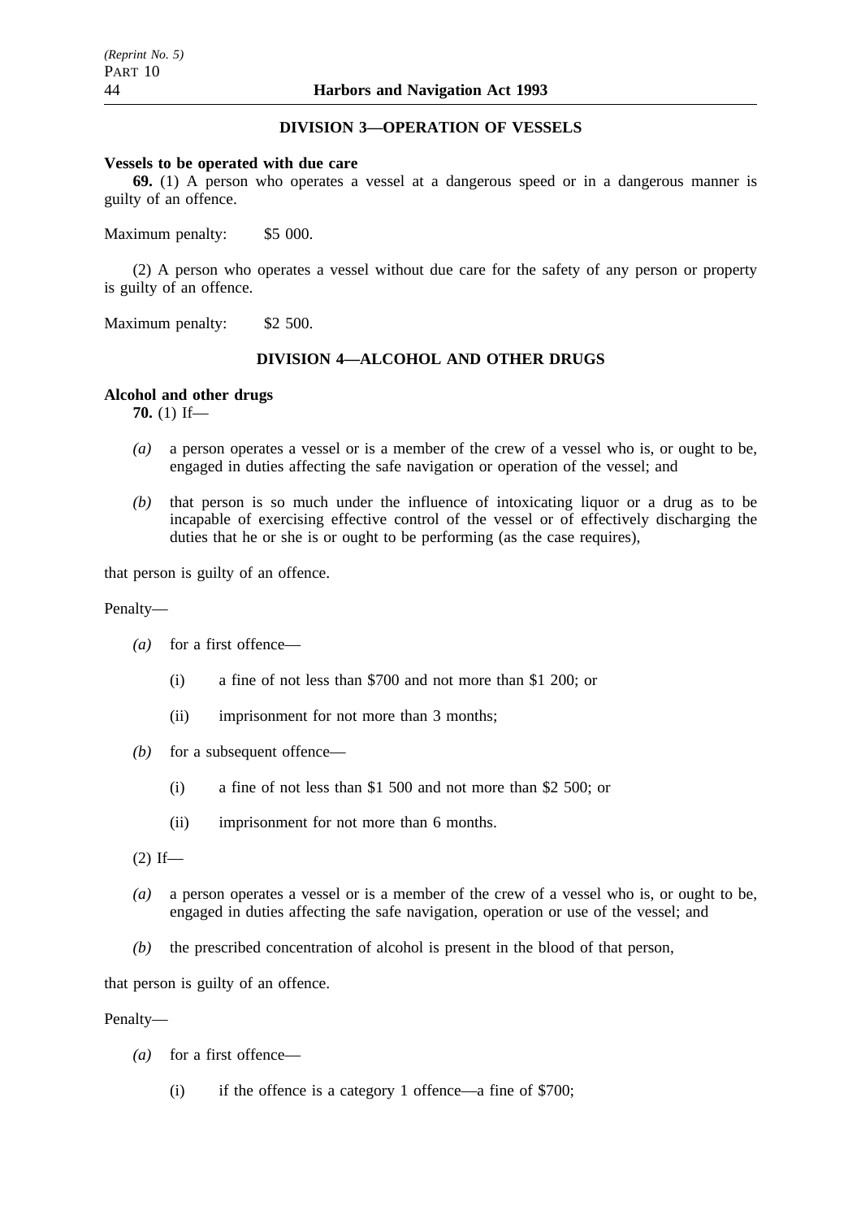## DIVISION 3—OPERATION OF VESSELS

**Vessels to be operated with due care**

**69.** (1) A person who operates a vessel at a dangerous speed or in a dangerous manner is guilty of an offence.

Maximum penalty: $5 000.

(2) A person who operates a vessel without due care for the safety of any person or property is guilty of an offence.

Maximum penalty: $2 500.

## DIVISION 4—ALCOHOL AND OTHER DRUGS

**Alcohol and other drugs**

**70.** (1) If—

- *(a)* a person operates a vessel or is a member of the crew of a vessel who is, or ought to be, engaged in duties affecting the safe navigation or operation of the vessel; and
- *(b)* that person is so much under the influence of intoxicating liquor or a drug as to be incapable of exercising effective control of the vessel or of effectively discharging the duties that he or she is or ought to be performing (as the case requires),

that person is guilty of an offence.

Penalty—

- *(a)* for a first offence—
  - (i) a fine of not less than $700 and not more than $1 200; or
  - (ii) imprisonment for not more than 3 months;
- *(b)* for a subsequent offence—
  - (i) a fine of not less than $1 500 and not more than $2 500; or
  - (ii) imprisonment for not more than 6 months.

(2) If—

- *(a)* a person operates a vessel or is a member of the crew of a vessel who is, or ought to be, engaged in duties affecting the safe navigation, operation or use of the vessel; and
- *(b)* the prescribed concentration of alcohol is present in the blood of that person,

that person is guilty of an offence.

Penalty—

- *(a)* for a first offence—
  - (i) if the offence is a category 1 offence—a fine of $700;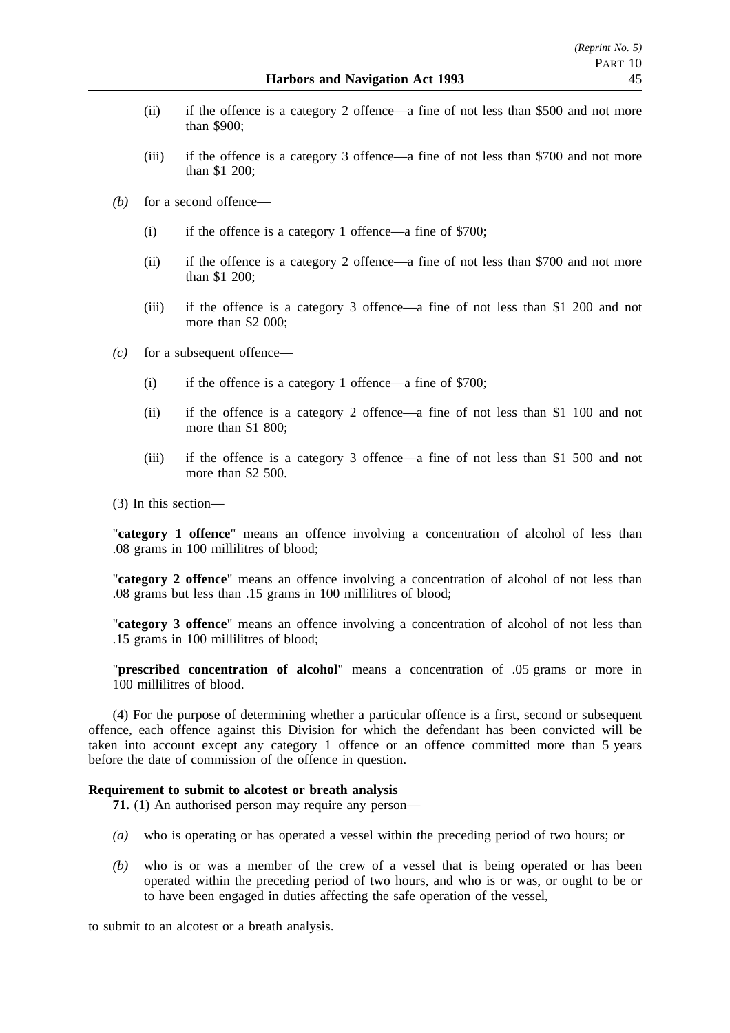(ii) if the offence is a category 2 offence—a fine of not less than $500 and not more than $900;

(iii) if the offence is a category 3 offence—a fine of not less than $700 and not more than $1 200;

*(b)* for a second offence—

(i) if the offence is a category 1 offence—a fine of $700;

(ii) if the offence is a category 2 offence—a fine of not less than $700 and not more than $1 200;

(iii) if the offence is a category 3 offence—a fine of not less than $1 200 and not more than $2 000;

*(c)* for a subsequent offence—

(i) if the offence is a category 1 offence—a fine of $700;

(ii) if the offence is a category 2 offence—a fine of not less than $1 100 and not more than $1 800;

(iii) if the offence is a category 3 offence—a fine of not less than $1 500 and not more than $2 500.

(3) In this section—

"**category 1 offence**" means an offence involving a concentration of alcohol of less than .08 grams in 100 millilitres of blood;

"**category 2 offence**" means an offence involving a concentration of alcohol of not less than .08 grams but less than .15 grams in 100 millilitres of blood;

"**category 3 offence**" means an offence involving a concentration of alcohol of not less than .15 grams in 100 millilitres of blood;

"**prescribed concentration of alcohol**" means a concentration of .05 grams or more in 100 millilitres of blood.

(4) For the purpose of determining whether a particular offence is a first, second or subsequent offence, each offence against this Division for which the defendant has been convicted will be taken into account except any category 1 offence or an offence committed more than 5 years before the date of commission of the offence in question.

**Requirement to submit to alcotest or breath analysis**

**71.** (1) An authorised person may require any person—

*(a)* who is operating or has operated a vessel within the preceding period of two hours; or

*(b)* who is or was a member of the crew of a vessel that is being operated or has been operated within the preceding period of two hours, and who is or was, or ought to be or to have been engaged in duties affecting the safe operation of the vessel,

to submit to an alcotest or a breath analysis.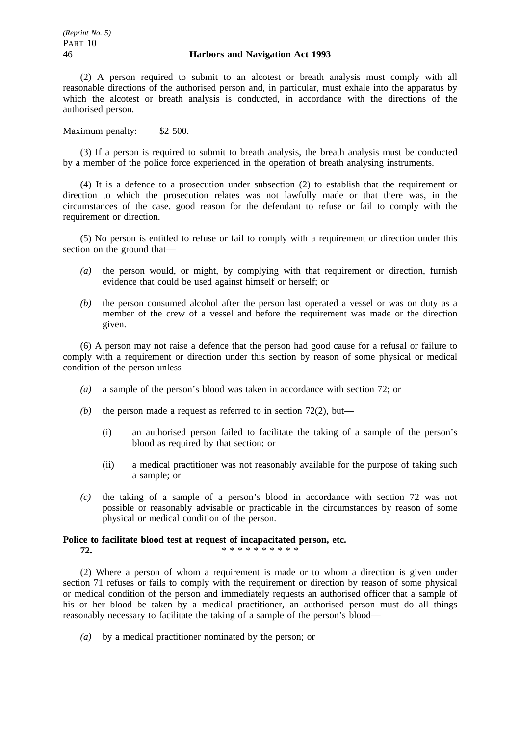(2) A person required to submit to an alcotest or breath analysis must comply with all reasonable directions of the authorised person and, in particular, must exhale into the apparatus by which the alcotest or breath analysis is conducted, in accordance with the directions of the authorised person.

Maximum penalty: $2 500.

(3) If a person is required to submit to breath analysis, the breath analysis must be conducted by a member of the police force experienced in the operation of breath analysing instruments.

(4) It is a defence to a prosecution under subsection (2) to establish that the requirement or direction to which the prosecution relates was not lawfully made or that there was, in the circumstances of the case, good reason for the defendant to refuse or fail to comply with the requirement or direction.

(5) No person is entitled to refuse or fail to comply with a requirement or direction under this section on the ground that—

*(a)* the person would, or might, by complying with that requirement or direction, furnish evidence that could be used against himself or herself; or

*(b)* the person consumed alcohol after the person last operated a vessel or was on duty as a member of the crew of a vessel and before the requirement was made or the direction given.

(6) A person may not raise a defence that the person had good cause for a refusal or failure to comply with a requirement or direction under this section by reason of some physical or medical condition of the person unless—

*(a)* a sample of the person's blood was taken in accordance with section 72; or

*(b)* the person made a request as referred to in section 72(2), but—

(i) an authorised person failed to facilitate the taking of a sample of the person's blood as required by that section; or

(ii) a medical practitioner was not reasonably available for the purpose of taking such a sample; or

*(c)* the taking of a sample of a person's blood in accordance with section 72 was not possible or reasonably advisable or practicable in the circumstances by reason of some physical or medical condition of the person.

**Police to facilitate blood test at request of incapacitated person, etc.**

**72.** * * * * * * * * * *

(2) Where a person of whom a requirement is made or to whom a direction is given under section 71 refuses or fails to comply with the requirement or direction by reason of some physical or medical condition of the person and immediately requests an authorised officer that a sample of his or her blood be taken by a medical practitioner, an authorised person must do all things reasonably necessary to facilitate the taking of a sample of the person's blood—

*(a)* by a medical practitioner nominated by the person; or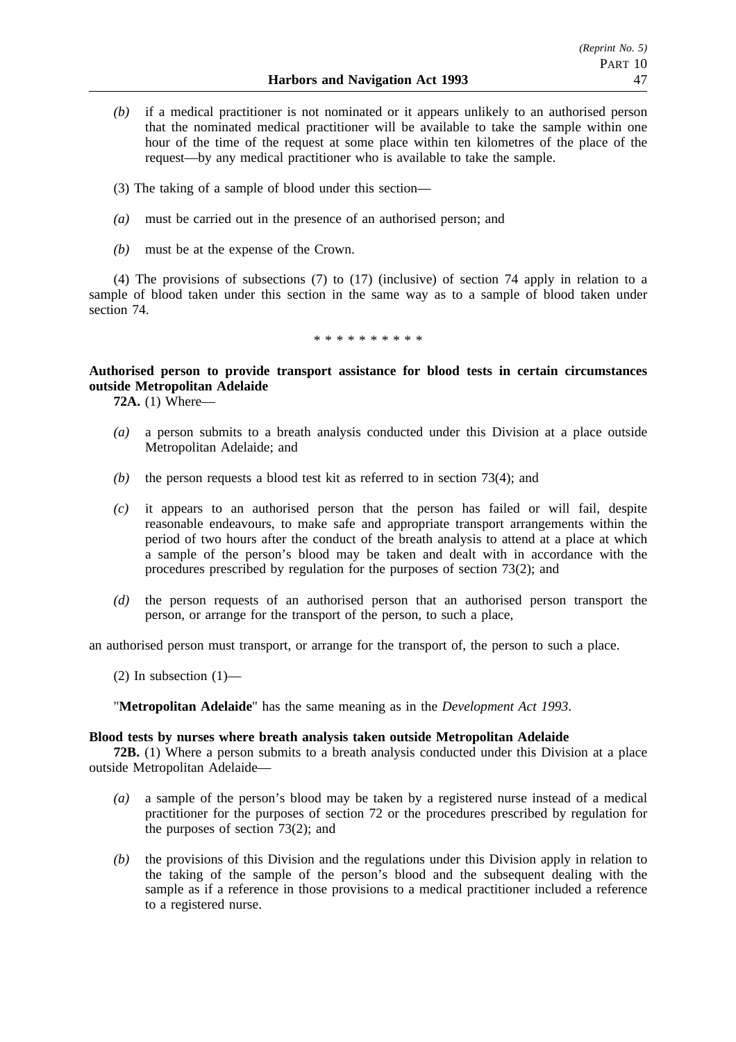*(b)* if a medical practitioner is not nominated or it appears unlikely to an authorised person that the nominated medical practitioner will be available to take the sample within one hour of the time of the request at some place within ten kilometres of the place of the request—by any medical practitioner who is available to take the sample.

(3) The taking of a sample of blood under this section—

*(a)* must be carried out in the presence of an authorised person; and

*(b)* must be at the expense of the Crown.

(4) The provisions of subsections (7) to (17) (inclusive) of section 74 apply in relation to a sample of blood taken under this section in the same way as to a sample of blood taken under section 74.

\* \* \* \* \* \* \* \* \* \*

**Authorised person to provide transport assistance for blood tests in certain circumstances outside Metropolitan Adelaide**

**72A.** (1) Where—

*(a)* a person submits to a breath analysis conducted under this Division at a place outside Metropolitan Adelaide; and

*(b)* the person requests a blood test kit as referred to in section 73(4); and

*(c)* it appears to an authorised person that the person has failed or will fail, despite reasonable endeavours, to make safe and appropriate transport arrangements within the period of two hours after the conduct of the breath analysis to attend at a place at which a sample of the person's blood may be taken and dealt with in accordance with the procedures prescribed by regulation for the purposes of section 73(2); and

*(d)* the person requests of an authorised person that an authorised person transport the person, or arrange for the transport of the person, to such a place,

an authorised person must transport, or arrange for the transport of, the person to such a place.

(2) In subsection (1)—

"**Metropolitan Adelaide**" has the same meaning as in the *Development Act 1993*.

**Blood tests by nurses where breath analysis taken outside Metropolitan Adelaide**

**72B.** (1) Where a person submits to a breath analysis conducted under this Division at a place outside Metropolitan Adelaide—

*(a)* a sample of the person's blood may be taken by a registered nurse instead of a medical practitioner for the purposes of section 72 or the procedures prescribed by regulation for the purposes of section 73(2); and

*(b)* the provisions of this Division and the regulations under this Division apply in relation to the taking of the sample of the person's blood and the subsequent dealing with the sample as if a reference in those provisions to a medical practitioner included a reference to a registered nurse.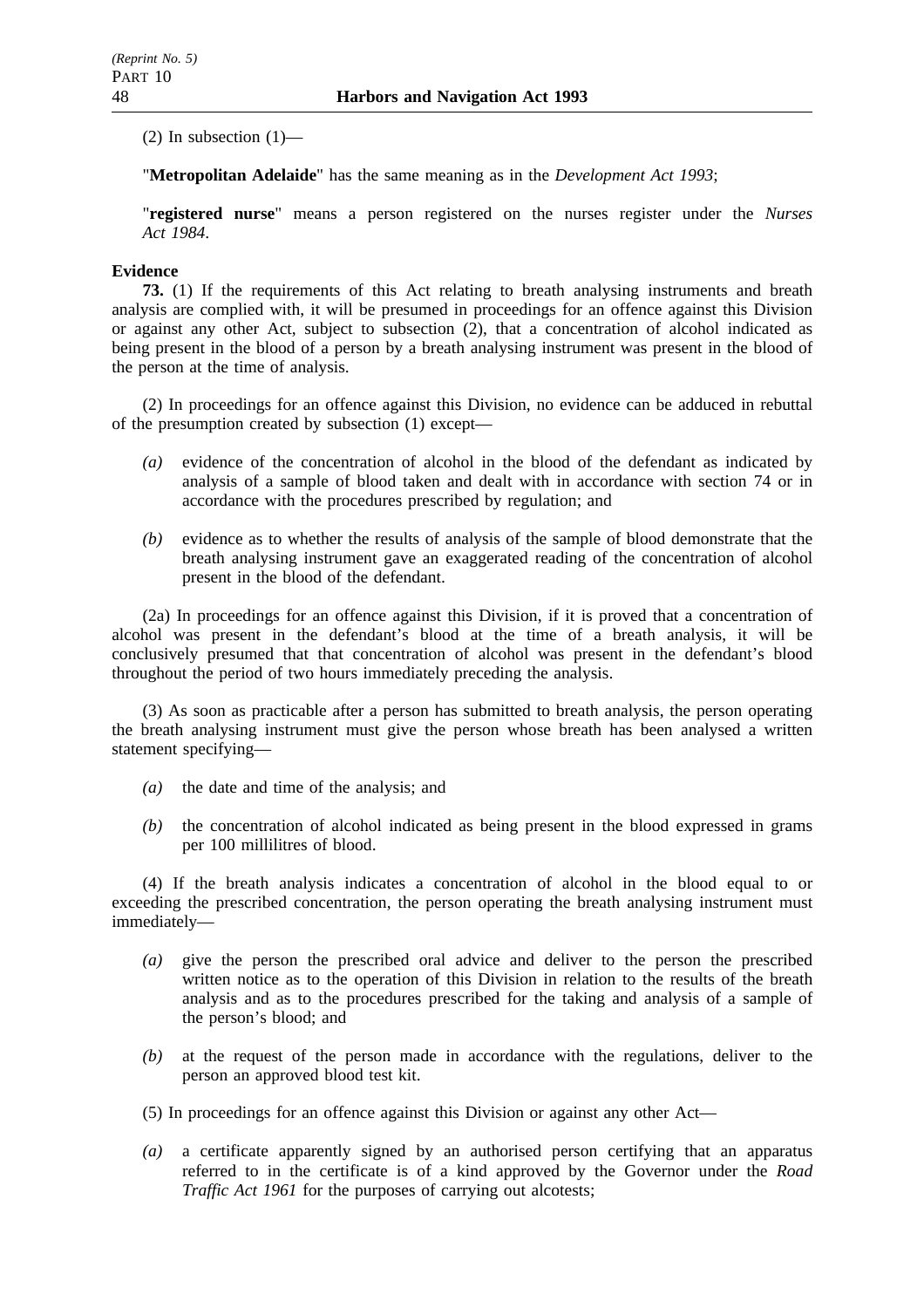(2) In subsection (1)—

"**Metropolitan Adelaide**" has the same meaning as in the *Development Act 1993*;

"**registered nurse**" means a person registered on the nurses register under the *Nurses Act 1984*.

**Evidence**

**73.** (1) If the requirements of this Act relating to breath analysing instruments and breath analysis are complied with, it will be presumed in proceedings for an offence against this Division or against any other Act, subject to subsection (2), that a concentration of alcohol indicated as being present in the blood of a person by a breath analysing instrument was present in the blood of the person at the time of analysis.

(2) In proceedings for an offence against this Division, no evidence can be adduced in rebuttal of the presumption created by subsection (1) except—

*(a)* evidence of the concentration of alcohol in the blood of the defendant as indicated by analysis of a sample of blood taken and dealt with in accordance with section 74 or in accordance with the procedures prescribed by regulation; and

*(b)* evidence as to whether the results of analysis of the sample of blood demonstrate that the breath analysing instrument gave an exaggerated reading of the concentration of alcohol present in the blood of the defendant.

(2a) In proceedings for an offence against this Division, if it is proved that a concentration of alcohol was present in the defendant's blood at the time of a breath analysis, it will be conclusively presumed that that concentration of alcohol was present in the defendant's blood throughout the period of two hours immediately preceding the analysis.

(3) As soon as practicable after a person has submitted to breath analysis, the person operating the breath analysing instrument must give the person whose breath has been analysed a written statement specifying—

*(a)* the date and time of the analysis; and

*(b)* the concentration of alcohol indicated as being present in the blood expressed in grams per 100 millilitres of blood.

(4) If the breath analysis indicates a concentration of alcohol in the blood equal to or exceeding the prescribed concentration, the person operating the breath analysing instrument must immediately—

*(a)* give the person the prescribed oral advice and deliver to the person the prescribed written notice as to the operation of this Division in relation to the results of the breath analysis and as to the procedures prescribed for the taking and analysis of a sample of the person's blood; and

*(b)* at the request of the person made in accordance with the regulations, deliver to the person an approved blood test kit.

(5) In proceedings for an offence against this Division or against any other Act—

*(a)* a certificate apparently signed by an authorised person certifying that an apparatus referred to in the certificate is of a kind approved by the Governor under the *Road Traffic Act 1961* for the purposes of carrying out alcotests;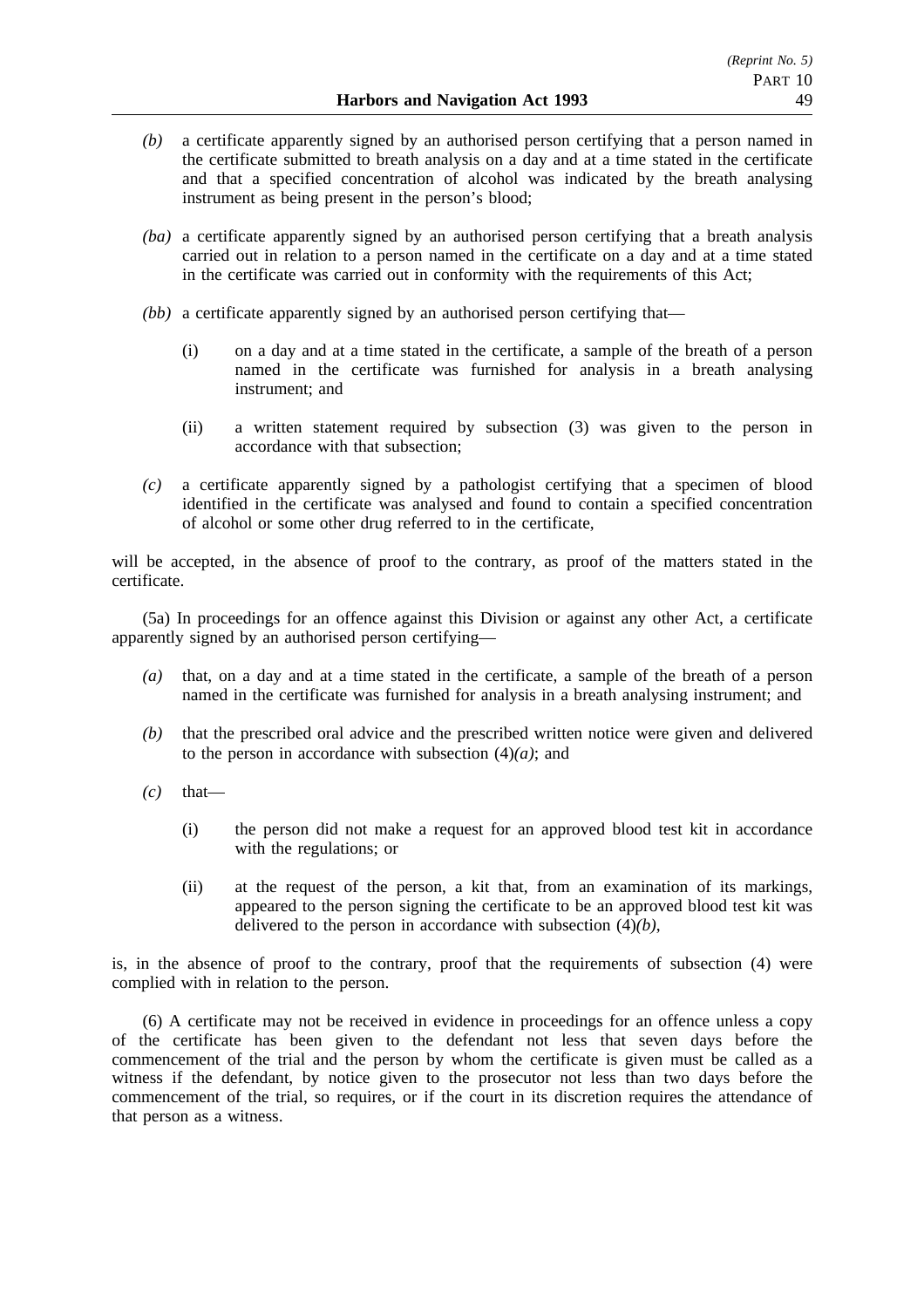*(b)* a certificate apparently signed by an authorised person certifying that a person named in the certificate submitted to breath analysis on a day and at a time stated in the certificate and that a specified concentration of alcohol was indicated by the breath analysing instrument as being present in the person's blood;

*(ba)* a certificate apparently signed by an authorised person certifying that a breath analysis carried out in relation to a person named in the certificate on a day and at a time stated in the certificate was carried out in conformity with the requirements of this Act;

*(bb)* a certificate apparently signed by an authorised person certifying that—

(i) on a day and at a time stated in the certificate, a sample of the breath of a person named in the certificate was furnished for analysis in a breath analysing instrument; and

(ii) a written statement required by subsection (3) was given to the person in accordance with that subsection;

*(c)* a certificate apparently signed by a pathologist certifying that a specimen of blood identified in the certificate was analysed and found to contain a specified concentration of alcohol or some other drug referred to in the certificate,

will be accepted, in the absence of proof to the contrary, as proof of the matters stated in the certificate.

(5a) In proceedings for an offence against this Division or against any other Act, a certificate apparently signed by an authorised person certifying—

*(a)* that, on a day and at a time stated in the certificate, a sample of the breath of a person named in the certificate was furnished for analysis in a breath analysing instrument; and

*(b)* that the prescribed oral advice and the prescribed written notice were given and delivered to the person in accordance with subsection (4)*(a)*; and

*(c)* that—

(i) the person did not make a request for an approved blood test kit in accordance with the regulations; or

(ii) at the request of the person, a kit that, from an examination of its markings, appeared to the person signing the certificate to be an approved blood test kit was delivered to the person in accordance with subsection (4)*(b)*,

is, in the absence of proof to the contrary, proof that the requirements of subsection (4) were complied with in relation to the person.

(6) A certificate may not be received in evidence in proceedings for an offence unless a copy of the certificate has been given to the defendant not less that seven days before the commencement of the trial and the person by whom the certificate is given must be called as a witness if the defendant, by notice given to the prosecutor not less than two days before the commencement of the trial, so requires, or if the court in its discretion requires the attendance of that person as a witness.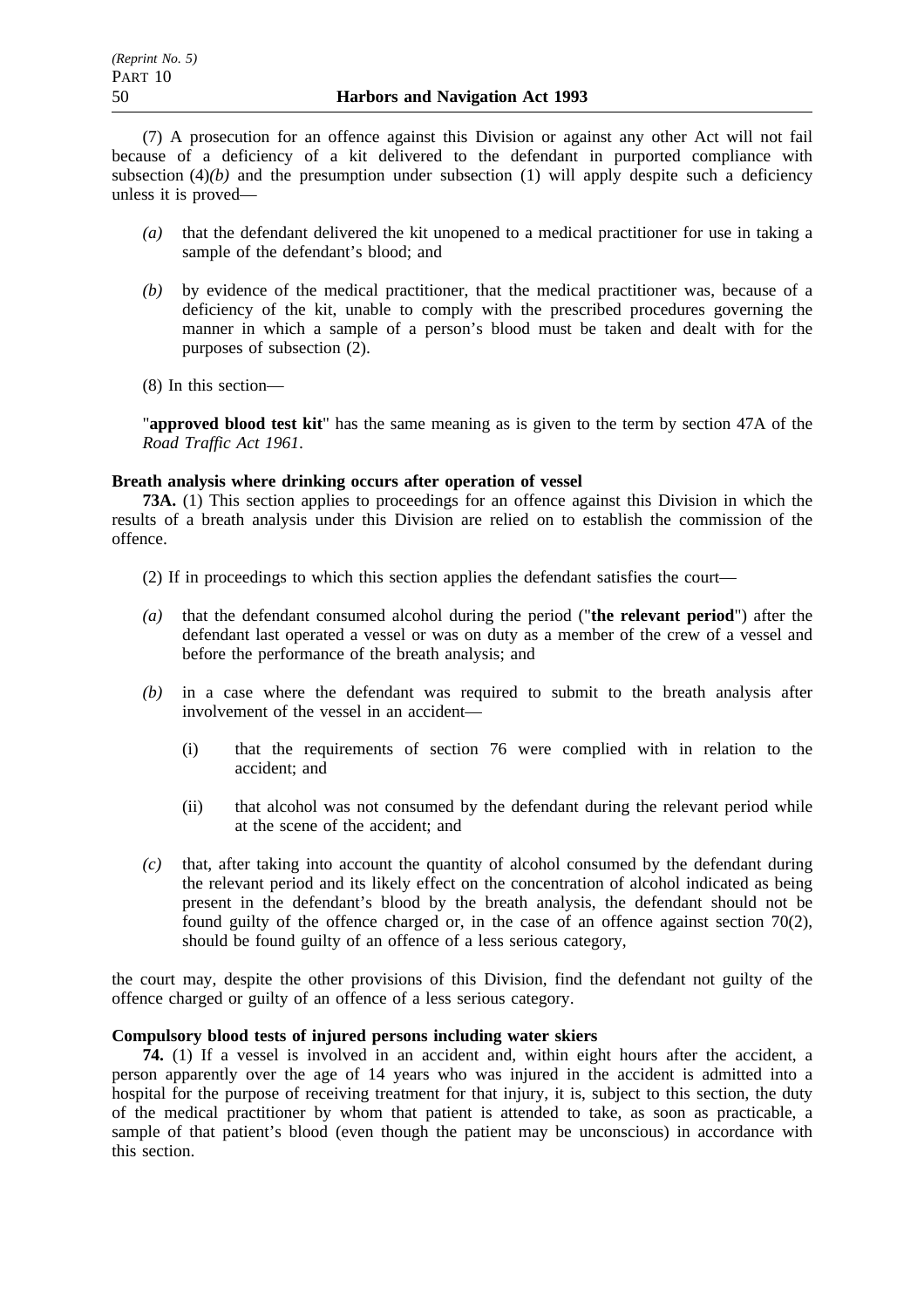(7) A prosecution for an offence against this Division or against any other Act will not fail because of a deficiency of a kit delivered to the defendant in purported compliance with subsection (4)*(b)* and the presumption under subsection (1) will apply despite such a deficiency unless it is proved—

*(a)* that the defendant delivered the kit unopened to a medical practitioner for use in taking a sample of the defendant's blood; and

*(b)* by evidence of the medical practitioner, that the medical practitioner was, because of a deficiency of the kit, unable to comply with the prescribed procedures governing the manner in which a sample of a person's blood must be taken and dealt with for the purposes of subsection (2).

(8) In this section—

"**approved blood test kit**" has the same meaning as is given to the term by section 47A of the *Road Traffic Act 1961*.

**Breath analysis where drinking occurs after operation of vessel**

**73A.** (1) This section applies to proceedings for an offence against this Division in which the results of a breath analysis under this Division are relied on to establish the commission of the offence.

(2) If in proceedings to which this section applies the defendant satisfies the court—

*(a)* that the defendant consumed alcohol during the period ("**the relevant period**") after the defendant last operated a vessel or was on duty as a member of the crew of a vessel and before the performance of the breath analysis; and

*(b)* in a case where the defendant was required to submit to the breath analysis after involvement of the vessel in an accident—

(i) that the requirements of section 76 were complied with in relation to the accident; and

(ii) that alcohol was not consumed by the defendant during the relevant period while at the scene of the accident; and

*(c)* that, after taking into account the quantity of alcohol consumed by the defendant during the relevant period and its likely effect on the concentration of alcohol indicated as being present in the defendant's blood by the breath analysis, the defendant should not be found guilty of the offence charged or, in the case of an offence against section 70(2), should be found guilty of an offence of a less serious category,

the court may, despite the other provisions of this Division, find the defendant not guilty of the offence charged or guilty of an offence of a less serious category.

**Compulsory blood tests of injured persons including water skiers**

**74.** (1) If a vessel is involved in an accident and, within eight hours after the accident, a person apparently over the age of 14 years who was injured in the accident is admitted into a hospital for the purpose of receiving treatment for that injury, it is, subject to this section, the duty of the medical practitioner by whom that patient is attended to take, as soon as practicable, a sample of that patient's blood (even though the patient may be unconscious) in accordance with this section.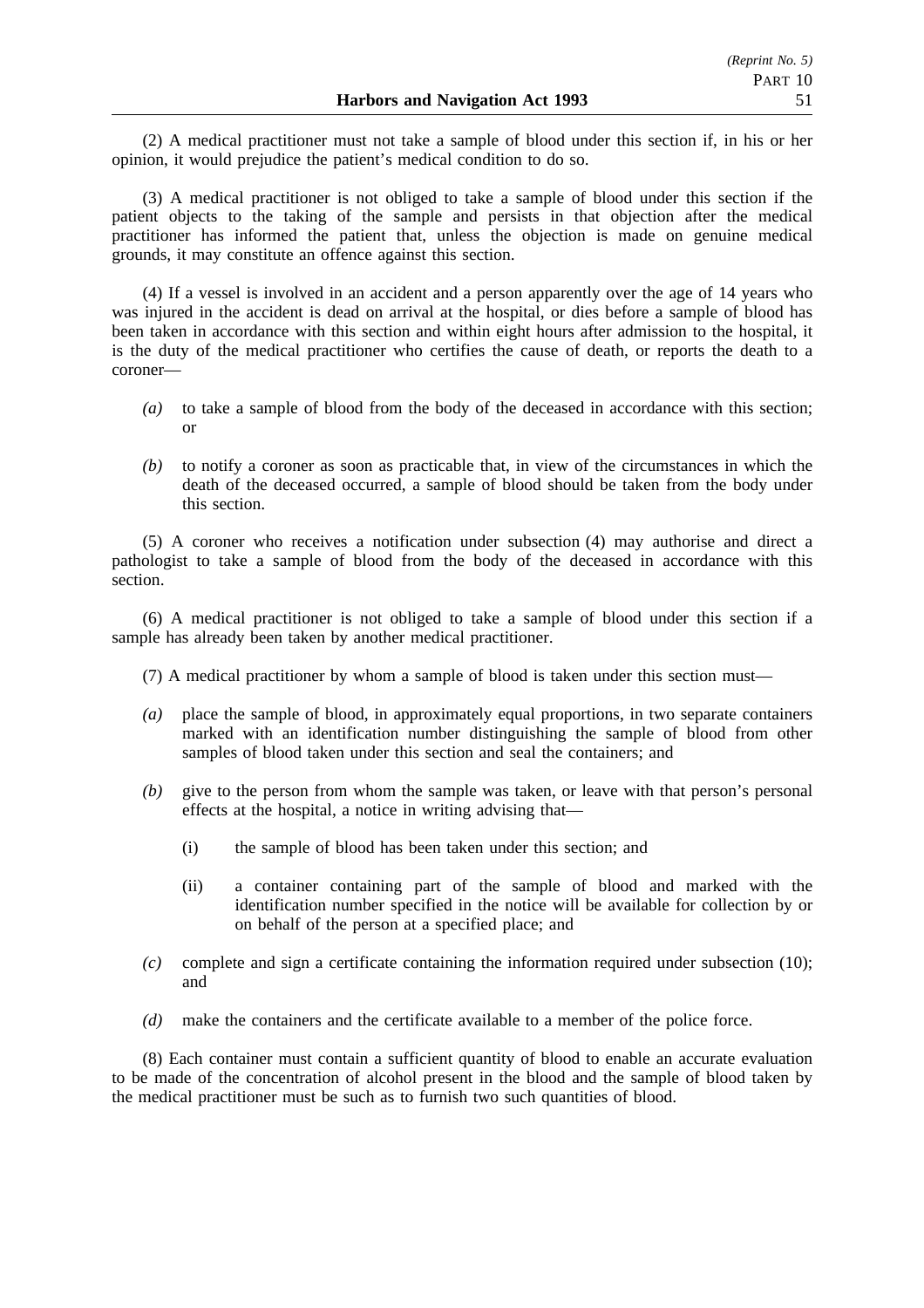(2) A medical practitioner must not take a sample of blood under this section if, in his or her opinion, it would prejudice the patient's medical condition to do so.

(3) A medical practitioner is not obliged to take a sample of blood under this section if the patient objects to the taking of the sample and persists in that objection after the medical practitioner has informed the patient that, unless the objection is made on genuine medical grounds, it may constitute an offence against this section.

(4) If a vessel is involved in an accident and a person apparently over the age of 14 years who was injured in the accident is dead on arrival at the hospital, or dies before a sample of blood has been taken in accordance with this section and within eight hours after admission to the hospital, it is the duty of the medical practitioner who certifies the cause of death, or reports the death to a coroner—

*(a)* to take a sample of blood from the body of the deceased in accordance with this section; or

*(b)* to notify a coroner as soon as practicable that, in view of the circumstances in which the death of the deceased occurred, a sample of blood should be taken from the body under this section.

(5) A coroner who receives a notification under subsection (4) may authorise and direct a pathologist to take a sample of blood from the body of the deceased in accordance with this section.

(6) A medical practitioner is not obliged to take a sample of blood under this section if a sample has already been taken by another medical practitioner.

(7) A medical practitioner by whom a sample of blood is taken under this section must—

*(a)* place the sample of blood, in approximately equal proportions, in two separate containers marked with an identification number distinguishing the sample of blood from other samples of blood taken under this section and seal the containers; and

*(b)* give to the person from whom the sample was taken, or leave with that person's personal effects at the hospital, a notice in writing advising that—

(i) the sample of blood has been taken under this section; and

(ii) a container containing part of the sample of blood and marked with the identification number specified in the notice will be available for collection by or on behalf of the person at a specified place; and

*(c)* complete and sign a certificate containing the information required under subsection (10); and

*(d)* make the containers and the certificate available to a member of the police force.

(8) Each container must contain a sufficient quantity of blood to enable an accurate evaluation to be made of the concentration of alcohol present in the blood and the sample of blood taken by the medical practitioner must be such as to furnish two such quantities of blood.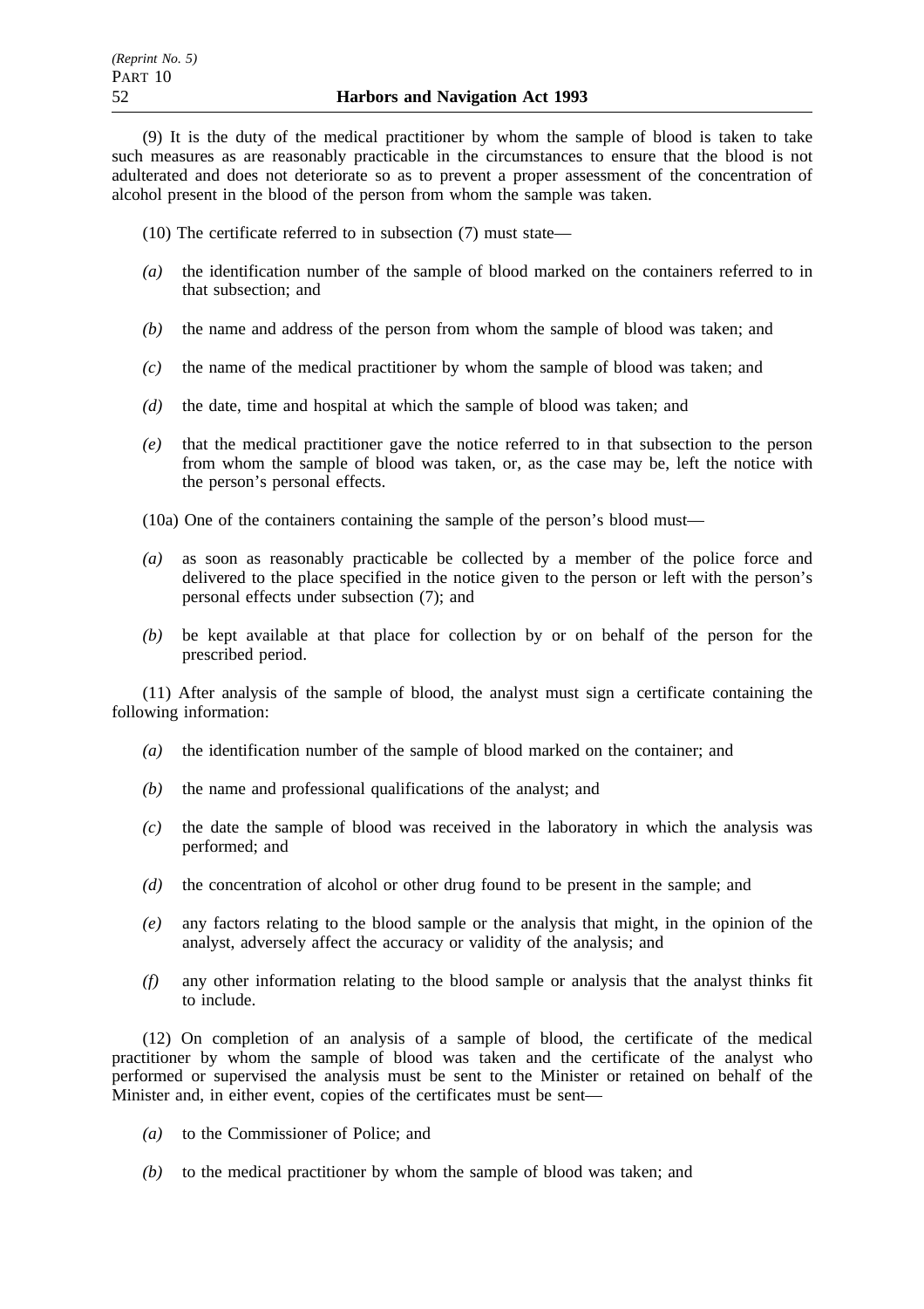(9) It is the duty of the medical practitioner by whom the sample of blood is taken to take such measures as are reasonably practicable in the circumstances to ensure that the blood is not adulterated and does not deteriorate so as to prevent a proper assessment of the concentration of alcohol present in the blood of the person from whom the sample was taken.

(10) The certificate referred to in subsection (7) must state—

*(a)* the identification number of the sample of blood marked on the containers referred to in that subsection; and

*(b)* the name and address of the person from whom the sample of blood was taken; and

*(c)* the name of the medical practitioner by whom the sample of blood was taken; and

*(d)* the date, time and hospital at which the sample of blood was taken; and

*(e)* that the medical practitioner gave the notice referred to in that subsection to the person from whom the sample of blood was taken, or, as the case may be, left the notice with the person's personal effects.

(10a) One of the containers containing the sample of the person's blood must—

*(a)* as soon as reasonably practicable be collected by a member of the police force and delivered to the place specified in the notice given to the person or left with the person's personal effects under subsection (7); and

*(b)* be kept available at that place for collection by or on behalf of the person for the prescribed period.

(11) After analysis of the sample of blood, the analyst must sign a certificate containing the following information:

*(a)* the identification number of the sample of blood marked on the container; and

*(b)* the name and professional qualifications of the analyst; and

*(c)* the date the sample of blood was received in the laboratory in which the analysis was performed; and

*(d)* the concentration of alcohol or other drug found to be present in the sample; and

*(e)* any factors relating to the blood sample or the analysis that might, in the opinion of the analyst, adversely affect the accuracy or validity of the analysis; and

*(f)* any other information relating to the blood sample or analysis that the analyst thinks fit to include.

(12) On completion of an analysis of a sample of blood, the certificate of the medical practitioner by whom the sample of blood was taken and the certificate of the analyst who performed or supervised the analysis must be sent to the Minister or retained on behalf of the Minister and, in either event, copies of the certificates must be sent—

*(a)* to the Commissioner of Police; and

*(b)* to the medical practitioner by whom the sample of blood was taken; and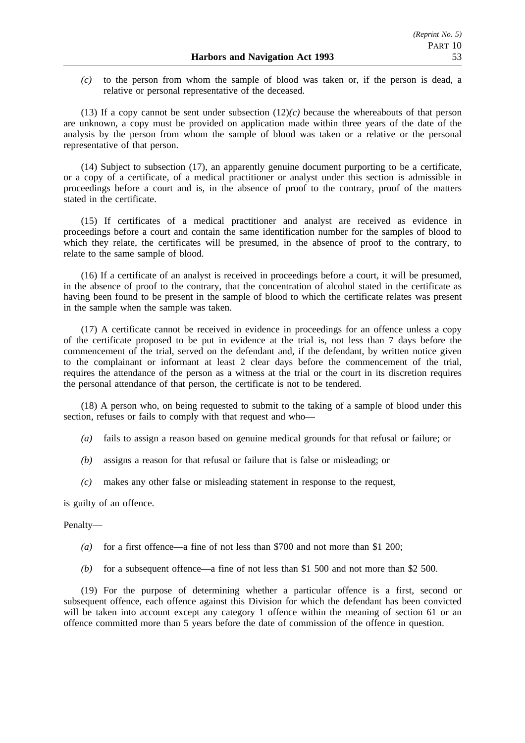*(c)* to the person from whom the sample of blood was taken or, if the person is dead, a relative or personal representative of the deceased.

(13) If a copy cannot be sent under subsection (12)*(c)* because the whereabouts of that person are unknown, a copy must be provided on application made within three years of the date of the analysis by the person from whom the sample of blood was taken or a relative or the personal representative of that person.

(14) Subject to subsection (17), an apparently genuine document purporting to be a certificate, or a copy of a certificate, of a medical practitioner or analyst under this section is admissible in proceedings before a court and is, in the absence of proof to the contrary, proof of the matters stated in the certificate.

(15) If certificates of a medical practitioner and analyst are received as evidence in proceedings before a court and contain the same identification number for the samples of blood to which they relate, the certificates will be presumed, in the absence of proof to the contrary, to relate to the same sample of blood.

(16) If a certificate of an analyst is received in proceedings before a court, it will be presumed, in the absence of proof to the contrary, that the concentration of alcohol stated in the certificate as having been found to be present in the sample of blood to which the certificate relates was present in the sample when the sample was taken.

(17) A certificate cannot be received in evidence in proceedings for an offence unless a copy of the certificate proposed to be put in evidence at the trial is, not less than 7 days before the commencement of the trial, served on the defendant and, if the defendant, by written notice given to the complainant or informant at least 2 clear days before the commencement of the trial, requires the attendance of the person as a witness at the trial or the court in its discretion requires the personal attendance of that person, the certificate is not to be tendered.

(18) A person who, on being requested to submit to the taking of a sample of blood under this section, refuses or fails to comply with that request and who—

*(a)* fails to assign a reason based on genuine medical grounds for that refusal or failure; or

*(b)* assigns a reason for that refusal or failure that is false or misleading; or

*(c)* makes any other false or misleading statement in response to the request,

is guilty of an offence.

Penalty—

*(a)* for a first offence—a fine of not less than $700 and not more than $1 200;

*(b)* for a subsequent offence—a fine of not less than $1 500 and not more than $2 500.

(19) For the purpose of determining whether a particular offence is a first, second or subsequent offence, each offence against this Division for which the defendant has been convicted will be taken into account except any category 1 offence within the meaning of section 61 or an offence committed more than 5 years before the date of commission of the offence in question.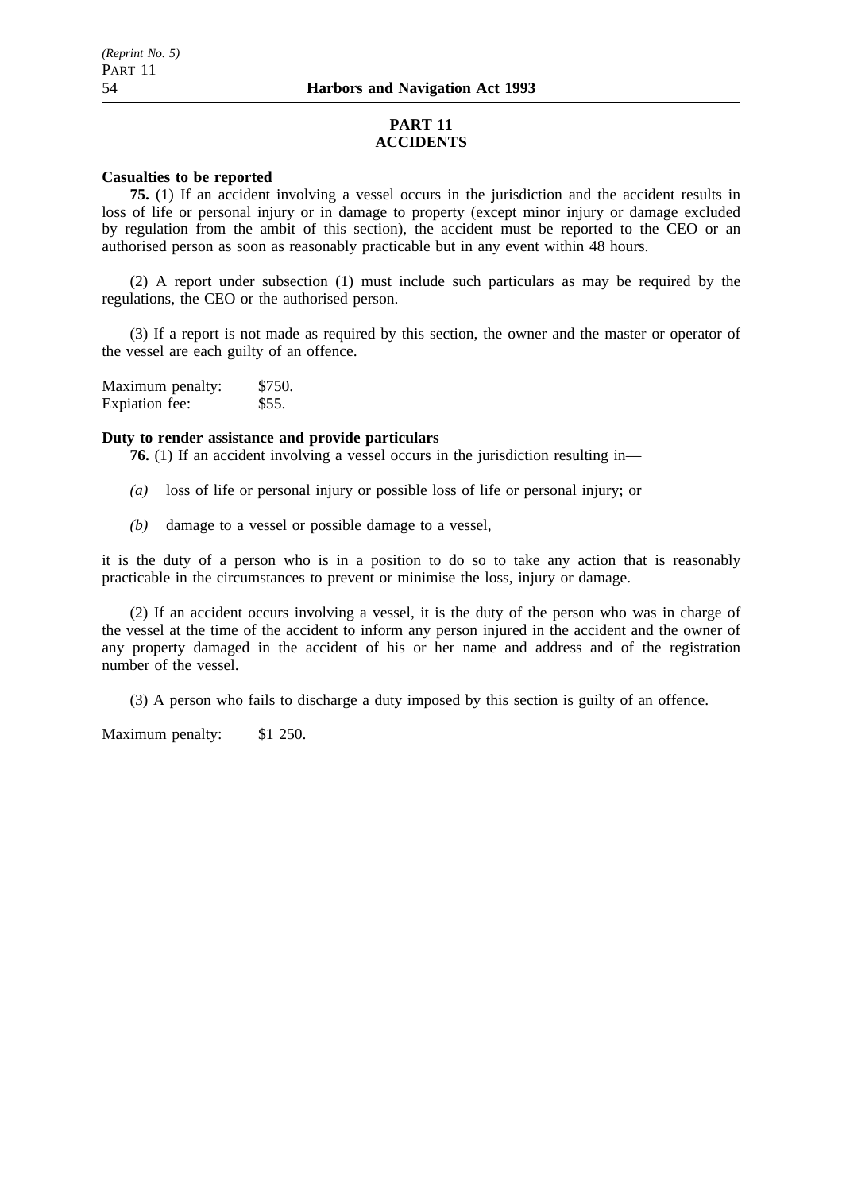## PART 11
## ACCIDENTS

**Casualties to be reported**

**75.** (1) If an accident involving a vessel occurs in the jurisdiction and the accident results in loss of life or personal injury or in damage to property (except minor injury or damage excluded by regulation from the ambit of this section), the accident must be reported to the CEO or an authorised person as soon as reasonably practicable but in any event within 48 hours.

(2) A report under subsection (1) must include such particulars as may be required by the regulations, the CEO or the authorised person.

(3) If a report is not made as required by this section, the owner and the master or operator of the vessel are each guilty of an offence.

Maximum penalty: $750.
Expiation fee: $55.

**Duty to render assistance and provide particulars**

**76.** (1) If an accident involving a vessel occurs in the jurisdiction resulting in—

*(a)* loss of life or personal injury or possible loss of life or personal injury; or

*(b)* damage to a vessel or possible damage to a vessel,

it is the duty of a person who is in a position to do so to take any action that is reasonably practicable in the circumstances to prevent or minimise the loss, injury or damage.

(2) If an accident occurs involving a vessel, it is the duty of the person who was in charge of the vessel at the time of the accident to inform any person injured in the accident and the owner of any property damaged in the accident of his or her name and address and of the registration number of the vessel.

(3) A person who fails to discharge a duty imposed by this section is guilty of an offence.

Maximum penalty: $1 250.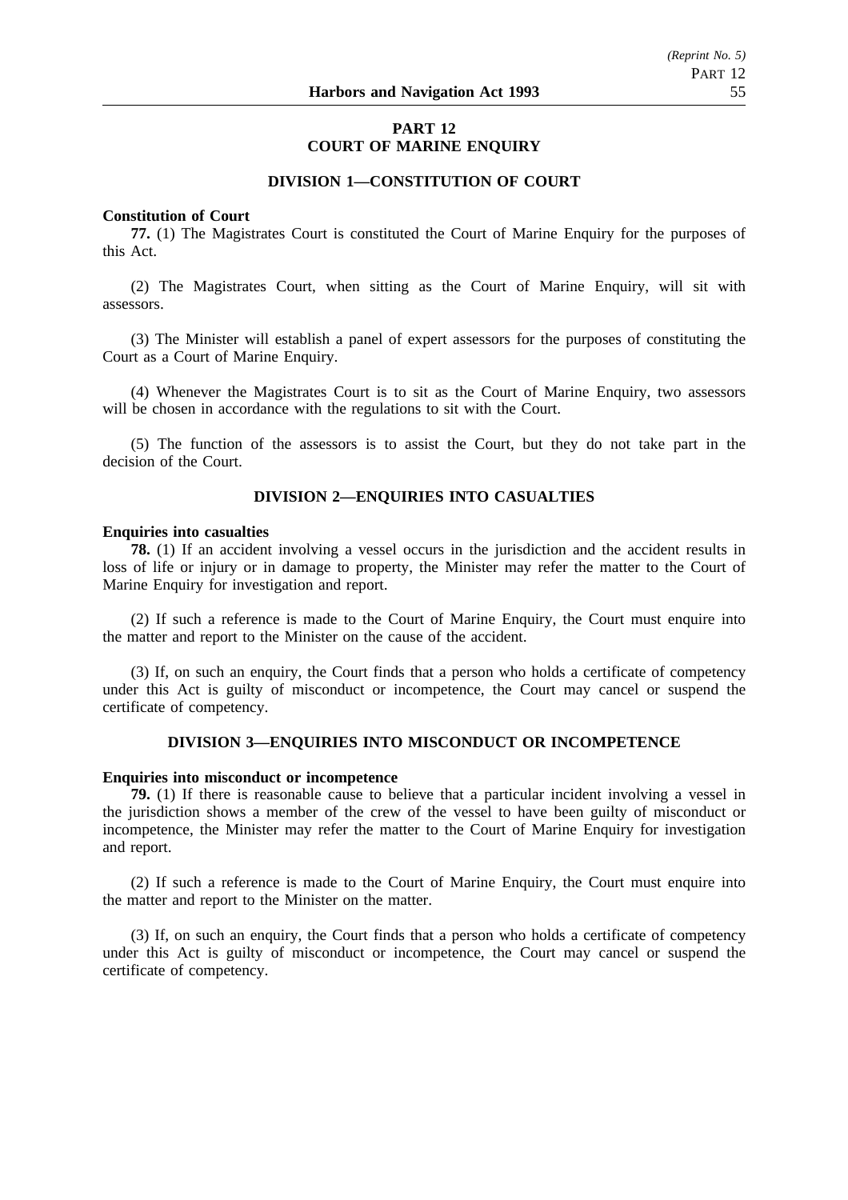## PART 12
## COURT OF MARINE ENQUIRY

### DIVISION 1—CONSTITUTION OF COURT

**Constitution of Court**

**77.** (1) The Magistrates Court is constituted the Court of Marine Enquiry for the purposes of this Act.

(2) The Magistrates Court, when sitting as the Court of Marine Enquiry, will sit with assessors.

(3) The Minister will establish a panel of expert assessors for the purposes of constituting the Court as a Court of Marine Enquiry.

(4) Whenever the Magistrates Court is to sit as the Court of Marine Enquiry, two assessors will be chosen in accordance with the regulations to sit with the Court.

(5) The function of the assessors is to assist the Court, but they do not take part in the decision of the Court.

### DIVISION 2—ENQUIRIES INTO CASUALTIES

**Enquiries into casualties**

**78.** (1) If an accident involving a vessel occurs in the jurisdiction and the accident results in loss of life or injury or in damage to property, the Minister may refer the matter to the Court of Marine Enquiry for investigation and report.

(2) If such a reference is made to the Court of Marine Enquiry, the Court must enquire into the matter and report to the Minister on the cause of the accident.

(3) If, on such an enquiry, the Court finds that a person who holds a certificate of competency under this Act is guilty of misconduct or incompetence, the Court may cancel or suspend the certificate of competency.

### DIVISION 3—ENQUIRIES INTO MISCONDUCT OR INCOMPETENCE

**Enquiries into misconduct or incompetence**

**79.** (1) If there is reasonable cause to believe that a particular incident involving a vessel in the jurisdiction shows a member of the crew of the vessel to have been guilty of misconduct or incompetence, the Minister may refer the matter to the Court of Marine Enquiry for investigation and report.

(2) If such a reference is made to the Court of Marine Enquiry, the Court must enquire into the matter and report to the Minister on the matter.

(3) If, on such an enquiry, the Court finds that a person who holds a certificate of competency under this Act is guilty of misconduct or incompetence, the Court may cancel or suspend the certificate of competency.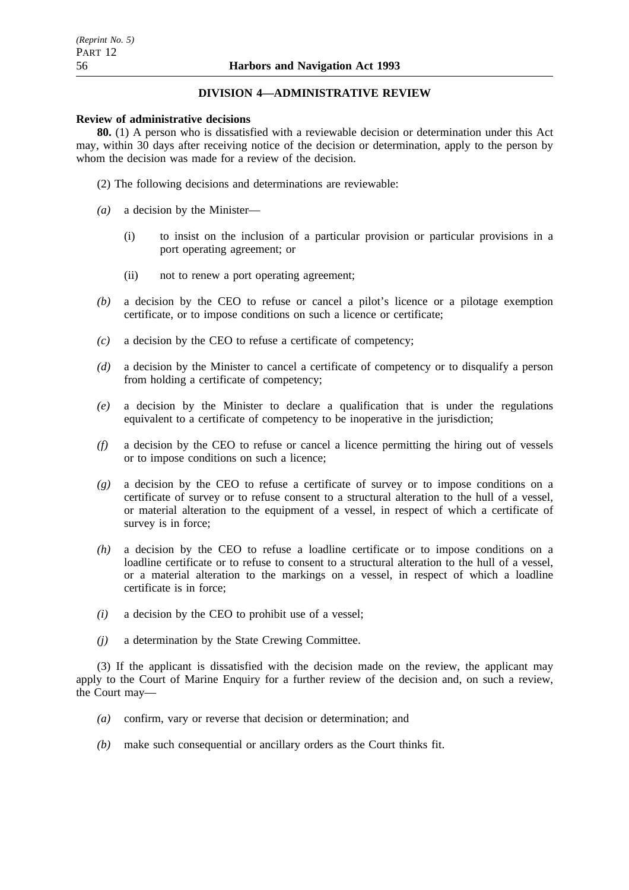## DIVISION 4—ADMINISTRATIVE REVIEW

**Review of administrative decisions**

**80.** (1) A person who is dissatisfied with a reviewable decision or determination under this Act may, within 30 days after receiving notice of the decision or determination, apply to the person by whom the decision was made for a review of the decision.

(2) The following decisions and determinations are reviewable:

*(a)* a decision by the Minister—

(i) to insist on the inclusion of a particular provision or particular provisions in a port operating agreement; or

(ii) not to renew a port operating agreement;

*(b)* a decision by the CEO to refuse or cancel a pilot's licence or a pilotage exemption certificate, or to impose conditions on such a licence or certificate;

*(c)* a decision by the CEO to refuse a certificate of competency;

*(d)* a decision by the Minister to cancel a certificate of competency or to disqualify a person from holding a certificate of competency;

*(e)* a decision by the Minister to declare a qualification that is under the regulations equivalent to a certificate of competency to be inoperative in the jurisdiction;

*(f)* a decision by the CEO to refuse or cancel a licence permitting the hiring out of vessels or to impose conditions on such a licence;

*(g)* a decision by the CEO to refuse a certificate of survey or to impose conditions on a certificate of survey or to refuse consent to a structural alteration to the hull of a vessel, or material alteration to the equipment of a vessel, in respect of which a certificate of survey is in force;

*(h)* a decision by the CEO to refuse a loadline certificate or to impose conditions on a loadline certificate or to refuse to consent to a structural alteration to the hull of a vessel, or a material alteration to the markings on a vessel, in respect of which a loadline certificate is in force;

*(i)* a decision by the CEO to prohibit use of a vessel;

*(j)* a determination by the State Crewing Committee.

(3) If the applicant is dissatisfied with the decision made on the review, the applicant may apply to the Court of Marine Enquiry for a further review of the decision and, on such a review, the Court may—

*(a)* confirm, vary or reverse that decision or determination; and

*(b)* make such consequential or ancillary orders as the Court thinks fit.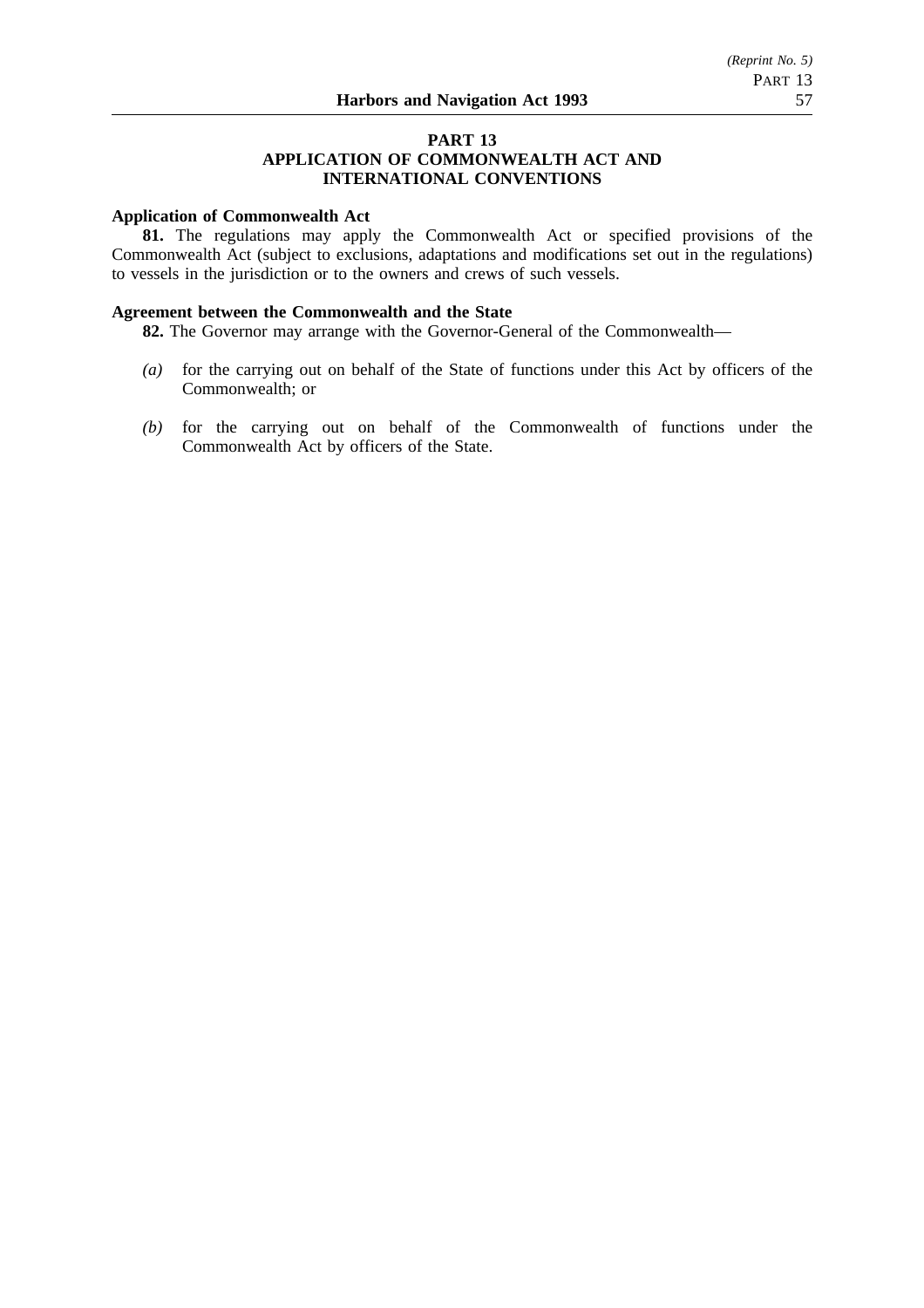## PART 13
## APPLICATION OF COMMONWEALTH ACT AND INTERNATIONAL CONVENTIONS

**Application of Commonwealth Act**

**81.** The regulations may apply the Commonwealth Act or specified provisions of the Commonwealth Act (subject to exclusions, adaptations and modifications set out in the regulations) to vessels in the jurisdiction or to the owners and crews of such vessels.

**Agreement between the Commonwealth and the State**

**82.** The Governor may arrange with the Governor-General of the Commonwealth—

*(a)* for the carrying out on behalf of the State of functions under this Act by officers of the Commonwealth; or

*(b)* for the carrying out on behalf of the Commonwealth of functions under the Commonwealth Act by officers of the State.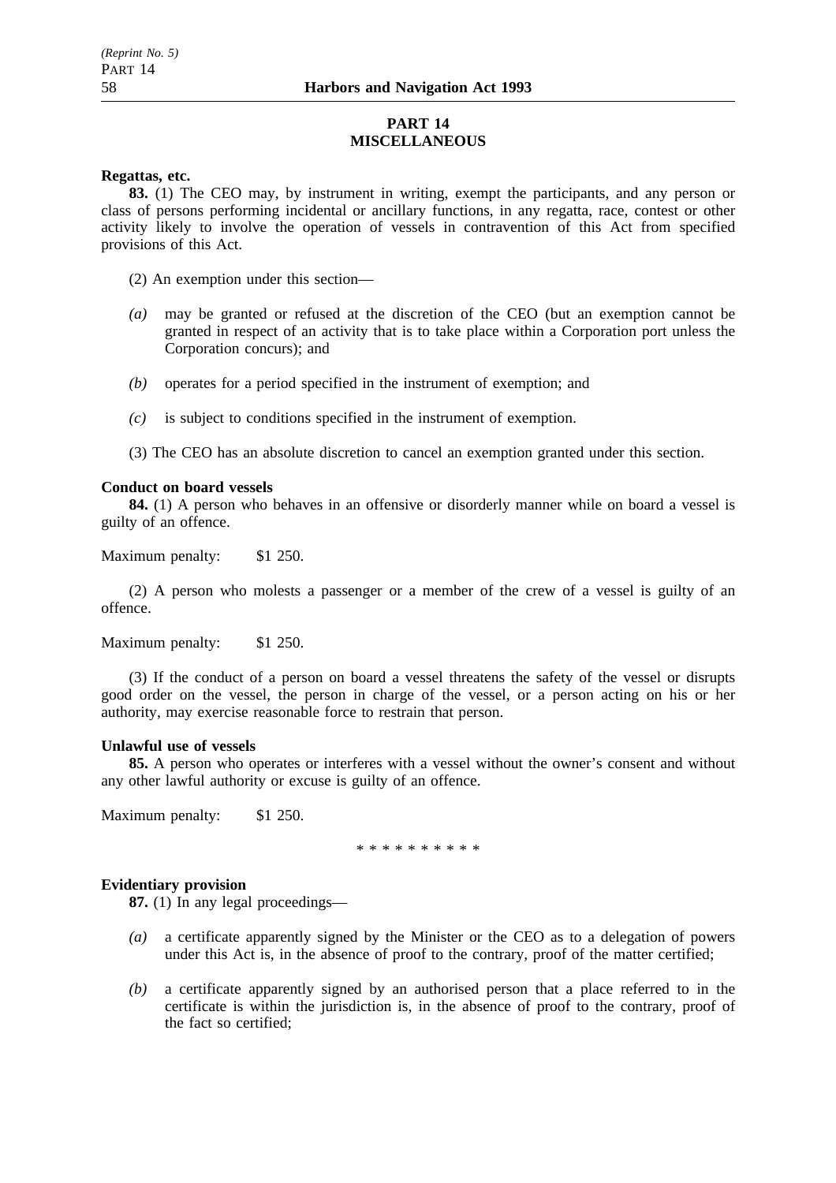## PART 14
## MISCELLANEOUS

**Regattas, etc.**

**83.** (1) The CEO may, by instrument in writing, exempt the participants, and any person or class of persons performing incidental or ancillary functions, in any regatta, race, contest or other activity likely to involve the operation of vessels in contravention of this Act from specified provisions of this Act.

(2) An exemption under this section—

*(a)* may be granted or refused at the discretion of the CEO (but an exemption cannot be granted in respect of an activity that is to take place within a Corporation port unless the Corporation concurs); and

*(b)* operates for a period specified in the instrument of exemption; and

*(c)* is subject to conditions specified in the instrument of exemption.

(3) The CEO has an absolute discretion to cancel an exemption granted under this section.

**Conduct on board vessels**

**84.** (1) A person who behaves in an offensive or disorderly manner while on board a vessel is guilty of an offence.

Maximum penalty: $1 250.

(2) A person who molests a passenger or a member of the crew of a vessel is guilty of an offence.

Maximum penalty: $1 250.

(3) If the conduct of a person on board a vessel threatens the safety of the vessel or disrupts good order on the vessel, the person in charge of the vessel, or a person acting on his or her authority, may exercise reasonable force to restrain that person.

**Unlawful use of vessels**

**85.** A person who operates or interferes with a vessel without the owner's consent and without any other lawful authority or excuse is guilty of an offence.

Maximum penalty: $1 250.

* * * * * * * * * *

**Evidentiary provision**

**87.** (1) In any legal proceedings—

*(a)* a certificate apparently signed by the Minister or the CEO as to a delegation of powers under this Act is, in the absence of proof to the contrary, proof of the matter certified;

*(b)* a certificate apparently signed by an authorised person that a place referred to in the certificate is within the jurisdiction is, in the absence of proof to the contrary, proof of the fact so certified;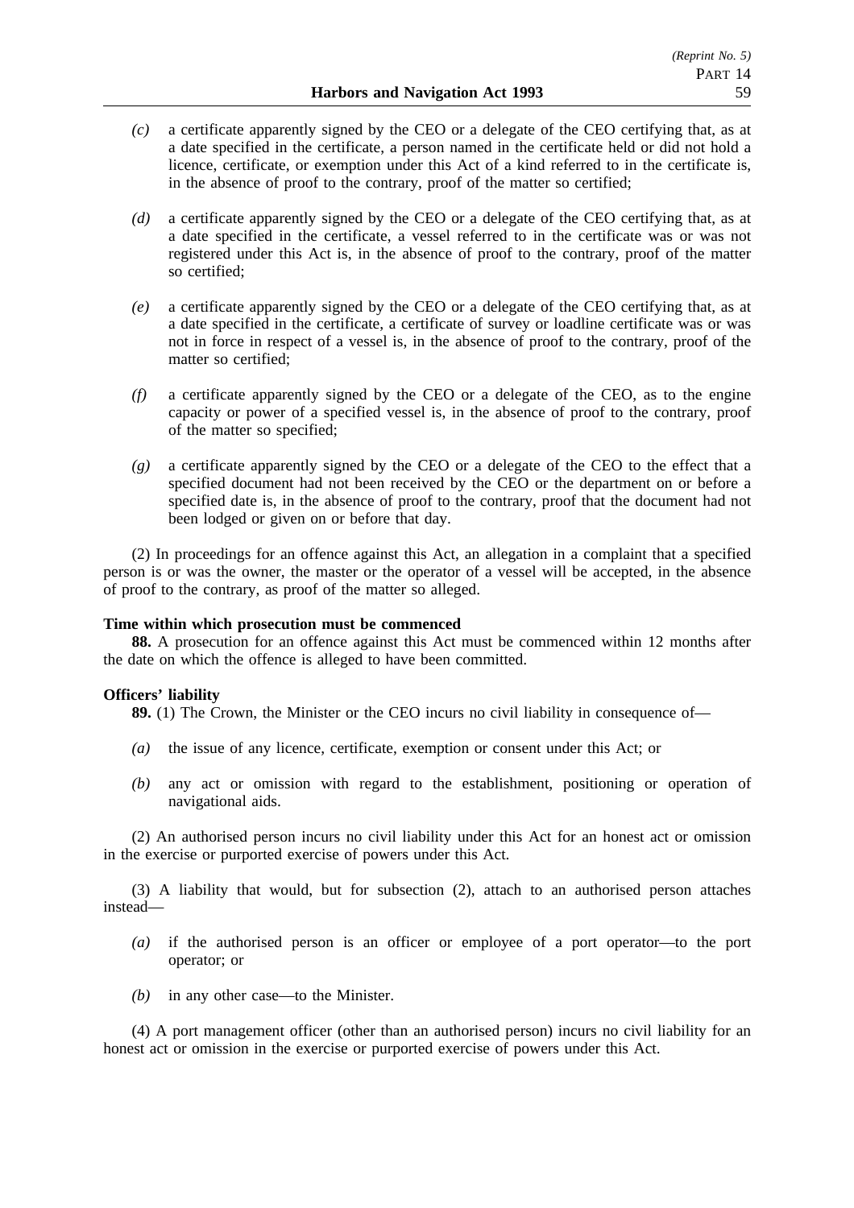*(c)* a certificate apparently signed by the CEO or a delegate of the CEO certifying that, as at a date specified in the certificate, a person named in the certificate held or did not hold a licence, certificate, or exemption under this Act of a kind referred to in the certificate is, in the absence of proof to the contrary, proof of the matter so certified;

*(d)* a certificate apparently signed by the CEO or a delegate of the CEO certifying that, as at a date specified in the certificate, a vessel referred to in the certificate was or was not registered under this Act is, in the absence of proof to the contrary, proof of the matter so certified;

*(e)* a certificate apparently signed by the CEO or a delegate of the CEO certifying that, as at a date specified in the certificate, a certificate of survey or loadline certificate was or was not in force in respect of a vessel is, in the absence of proof to the contrary, proof of the matter so certified;

*(f)* a certificate apparently signed by the CEO or a delegate of the CEO, as to the engine capacity or power of a specified vessel is, in the absence of proof to the contrary, proof of the matter so specified;

*(g)* a certificate apparently signed by the CEO or a delegate of the CEO to the effect that a specified document had not been received by the CEO or the department on or before a specified date is, in the absence of proof to the contrary, proof that the document had not been lodged or given on or before that day.

(2) In proceedings for an offence against this Act, an allegation in a complaint that a specified person is or was the owner, the master or the operator of a vessel will be accepted, in the absence of proof to the contrary, as proof of the matter so alleged.

**Time within which prosecution must be commenced**

**88.** A prosecution for an offence against this Act must be commenced within 12 months after the date on which the offence is alleged to have been committed.

**Officers' liability**

**89.** (1) The Crown, the Minister or the CEO incurs no civil liability in consequence of—

*(a)* the issue of any licence, certificate, exemption or consent under this Act; or

*(b)* any act or omission with regard to the establishment, positioning or operation of navigational aids.

(2) An authorised person incurs no civil liability under this Act for an honest act or omission in the exercise or purported exercise of powers under this Act.

(3) A liability that would, but for subsection (2), attach to an authorised person attaches instead—

*(a)* if the authorised person is an officer or employee of a port operator—to the port operator; or

*(b)* in any other case—to the Minister.

(4) A port management officer (other than an authorised person) incurs no civil liability for an honest act or omission in the exercise or purported exercise of powers under this Act.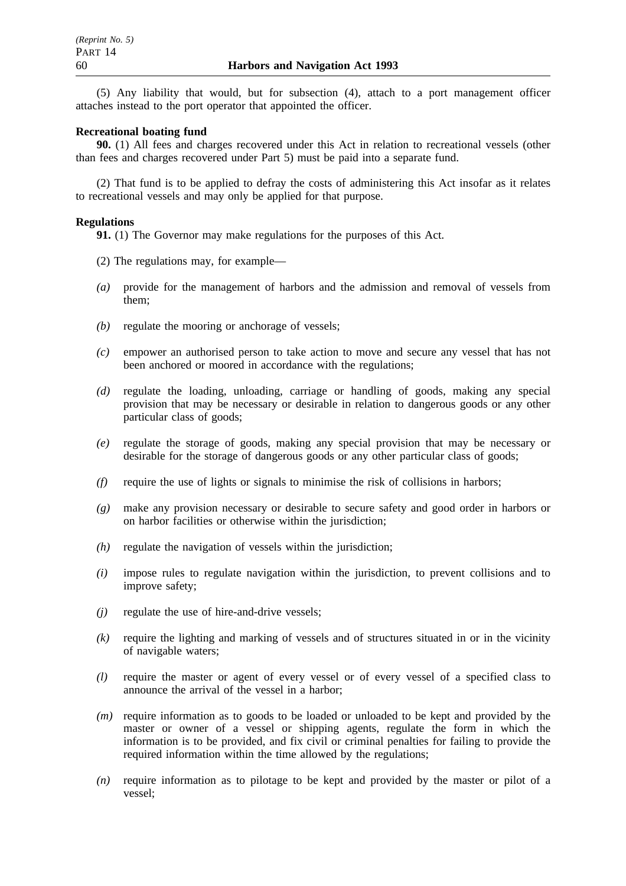(5) Any liability that would, but for subsection (4), attach to a port management officer attaches instead to the port operator that appointed the officer.

**Recreational boating fund**

**90.** (1) All fees and charges recovered under this Act in relation to recreational vessels (other than fees and charges recovered under Part 5) must be paid into a separate fund.

(2) That fund is to be applied to defray the costs of administering this Act insofar as it relates to recreational vessels and may only be applied for that purpose.

**Regulations**

**91.** (1) The Governor may make regulations for the purposes of this Act.

(2) The regulations may, for example—

*(a)* provide for the management of harbors and the admission and removal of vessels from them;

*(b)* regulate the mooring or anchorage of vessels;

*(c)* empower an authorised person to take action to move and secure any vessel that has not been anchored or moored in accordance with the regulations;

*(d)* regulate the loading, unloading, carriage or handling of goods, making any special provision that may be necessary or desirable in relation to dangerous goods or any other particular class of goods;

*(e)* regulate the storage of goods, making any special provision that may be necessary or desirable for the storage of dangerous goods or any other particular class of goods;

*(f)* require the use of lights or signals to minimise the risk of collisions in harbors;

*(g)* make any provision necessary or desirable to secure safety and good order in harbors or on harbor facilities or otherwise within the jurisdiction;

*(h)* regulate the navigation of vessels within the jurisdiction;

*(i)* impose rules to regulate navigation within the jurisdiction, to prevent collisions and to improve safety;

*(j)* regulate the use of hire-and-drive vessels;

*(k)* require the lighting and marking of vessels and of structures situated in or in the vicinity of navigable waters;

*(l)* require the master or agent of every vessel or of every vessel of a specified class to announce the arrival of the vessel in a harbor;

*(m)* require information as to goods to be loaded or unloaded to be kept and provided by the master or owner of a vessel or shipping agents, regulate the form in which the information is to be provided, and fix civil or criminal penalties for failing to provide the required information within the time allowed by the regulations;

*(n)* require information as to pilotage to be kept and provided by the master or pilot of a vessel;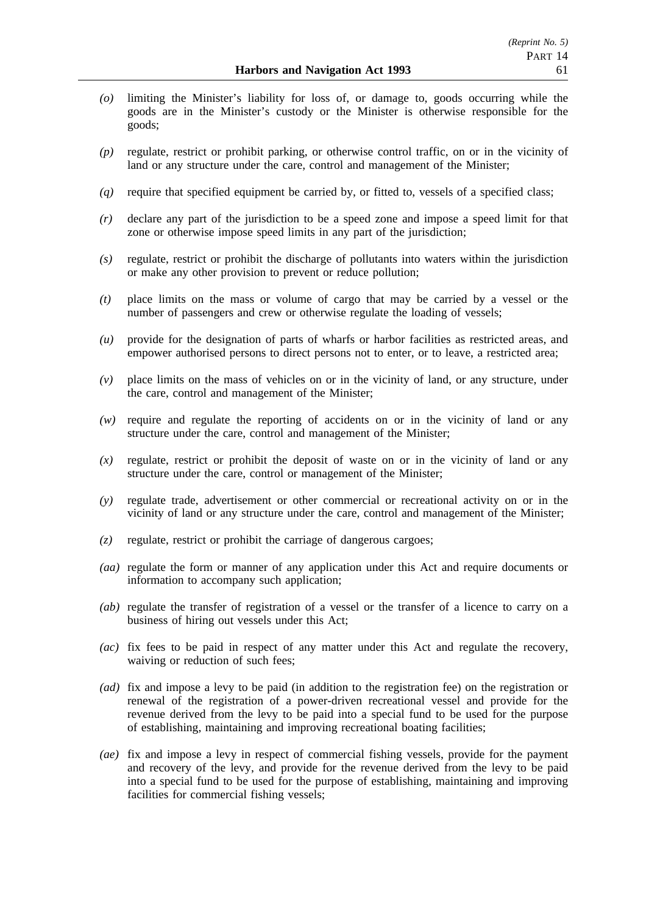- *(o)* limiting the Minister's liability for loss of, or damage to, goods occurring while the goods are in the Minister's custody or the Minister is otherwise responsible for the goods;
- *(p)* regulate, restrict or prohibit parking, or otherwise control traffic, on or in the vicinity of land or any structure under the care, control and management of the Minister;
- *(q)* require that specified equipment be carried by, or fitted to, vessels of a specified class;
- *(r)* declare any part of the jurisdiction to be a speed zone and impose a speed limit for that zone or otherwise impose speed limits in any part of the jurisdiction;
- *(s)* regulate, restrict or prohibit the discharge of pollutants into waters within the jurisdiction or make any other provision to prevent or reduce pollution;
- *(t)* place limits on the mass or volume of cargo that may be carried by a vessel or the number of passengers and crew or otherwise regulate the loading of vessels;
- *(u)* provide for the designation of parts of wharfs or harbor facilities as restricted areas, and empower authorised persons to direct persons not to enter, or to leave, a restricted area;
- *(v)* place limits on the mass of vehicles on or in the vicinity of land, or any structure, under the care, control and management of the Minister;
- *(w)* require and regulate the reporting of accidents on or in the vicinity of land or any structure under the care, control and management of the Minister;
- *(x)* regulate, restrict or prohibit the deposit of waste on or in the vicinity of land or any structure under the care, control or management of the Minister;
- *(y)* regulate trade, advertisement or other commercial or recreational activity on or in the vicinity of land or any structure under the care, control and management of the Minister;
- *(z)* regulate, restrict or prohibit the carriage of dangerous cargoes;
- *(aa)* regulate the form or manner of any application under this Act and require documents or information to accompany such application;
- *(ab)* regulate the transfer of registration of a vessel or the transfer of a licence to carry on a business of hiring out vessels under this Act;
- *(ac)* fix fees to be paid in respect of any matter under this Act and regulate the recovery, waiving or reduction of such fees;
- *(ad)* fix and impose a levy to be paid (in addition to the registration fee) on the registration or renewal of the registration of a power-driven recreational vessel and provide for the revenue derived from the levy to be paid into a special fund to be used for the purpose of establishing, maintaining and improving recreational boating facilities;
- *(ae)* fix and impose a levy in respect of commercial fishing vessels, provide for the payment and recovery of the levy, and provide for the revenue derived from the levy to be paid into a special fund to be used for the purpose of establishing, maintaining and improving facilities for commercial fishing vessels;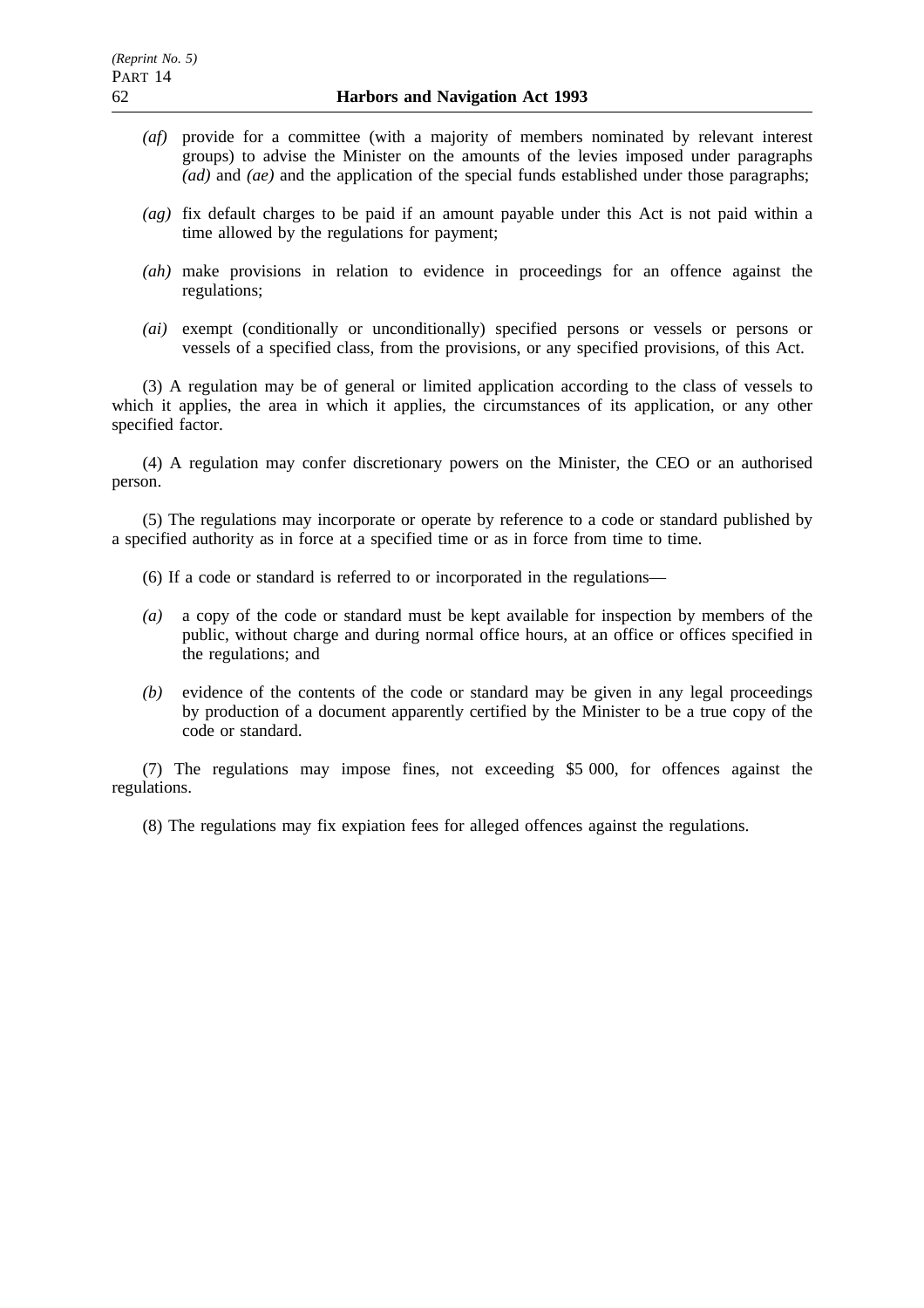*(af)* provide for a committee (with a majority of members nominated by relevant interest groups) to advise the Minister on the amounts of the levies imposed under paragraphs *(ad)* and *(ae)* and the application of the special funds established under those paragraphs;

*(ag)* fix default charges to be paid if an amount payable under this Act is not paid within a time allowed by the regulations for payment;

*(ah)* make provisions in relation to evidence in proceedings for an offence against the regulations;

*(ai)* exempt (conditionally or unconditionally) specified persons or vessels or persons or vessels of a specified class, from the provisions, or any specified provisions, of this Act.

(3) A regulation may be of general or limited application according to the class of vessels to which it applies, the area in which it applies, the circumstances of its application, or any other specified factor.

(4) A regulation may confer discretionary powers on the Minister, the CEO or an authorised person.

(5) The regulations may incorporate or operate by reference to a code or standard published by a specified authority as in force at a specified time or as in force from time to time.

(6) If a code or standard is referred to or incorporated in the regulations—

*(a)* a copy of the code or standard must be kept available for inspection by members of the public, without charge and during normal office hours, at an office or offices specified in the regulations; and

*(b)* evidence of the contents of the code or standard may be given in any legal proceedings by production of a document apparently certified by the Minister to be a true copy of the code or standard.

(7) The regulations may impose fines, not exceeding $5 000, for offences against the regulations.

(8) The regulations may fix expiation fees for alleged offences against the regulations.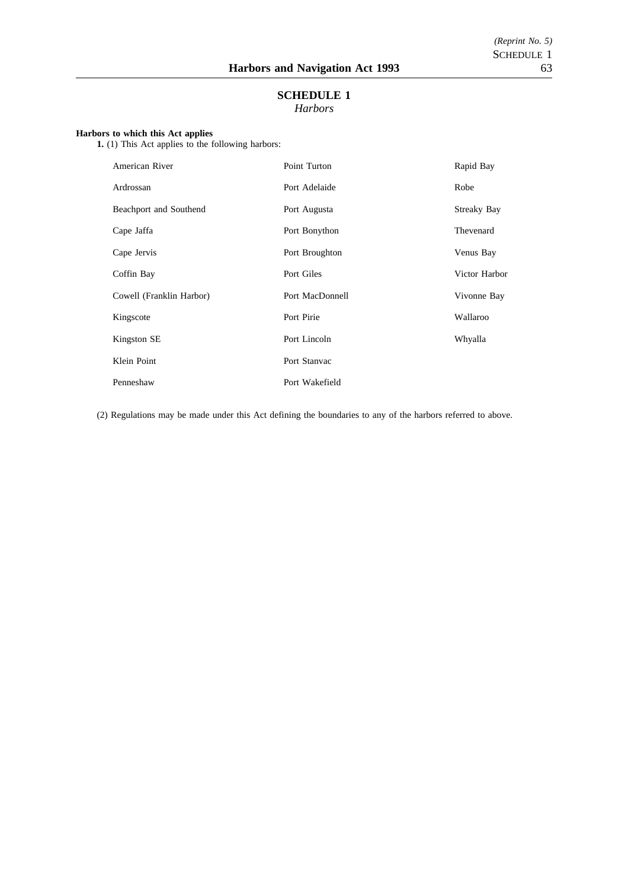# SCHEDULE 1

*Harbors*

**Harbors to which this Act applies**

**1.** (1) This Act applies to the following harbors:

American River
Ardrossan
Beachport and Southend
Cape Jaffa
Cape Jervis
Coffin Bay
Cowell (Franklin Harbor)
Kingscote
Kingston SE
Klein Point
Penneshaw
Point Turton
Port Adelaide
Port Augusta
Port Bonython
Port Broughton
Port Giles
Port MacDonnell
Port Pirie
Port Lincoln
Port Stanvac
Port Wakefield
Rapid Bay
Robe
Streaky Bay
Thevenard
Venus Bay
Victor Harbor
Vivonne Bay
Wallaroo
Whyalla

(2) Regulations may be made under this Act defining the boundaries to any of the harbors referred to above.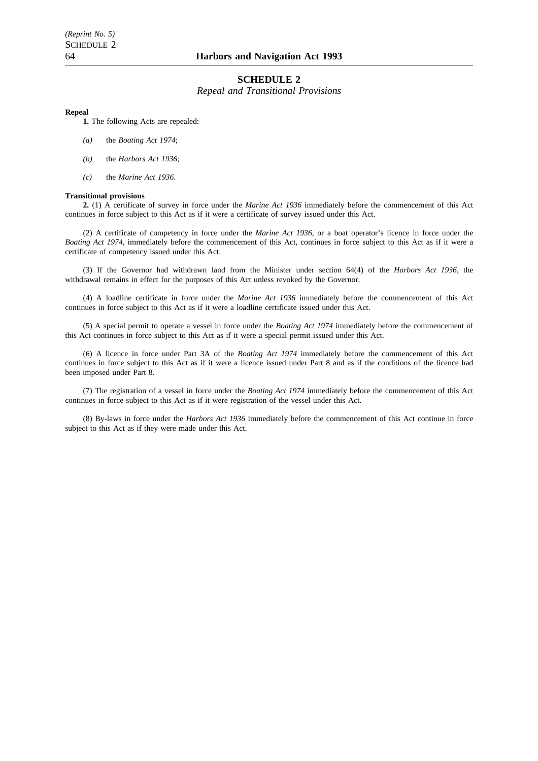## SCHEDULE 2

*Repeal and Transitional Provisions*

**Repeal**

**1.** The following Acts are repealed:

*(a)* the *Boating Act 1974*;

*(b)* the *Harbors Act 1936*;

*(c)* the *Marine Act 1936*.

**Transitional provisions**

**2.** (1) A certificate of survey in force under the *Marine Act 1936* immediately before the commencement of this Act continues in force subject to this Act as if it were a certificate of survey issued under this Act.

(2) A certificate of competency in force under the *Marine Act 1936*, or a boat operator's licence in force under the *Boating Act 1974*, immediately before the commencement of this Act, continues in force subject to this Act as if it were a certificate of competency issued under this Act.

(3) If the Governor had withdrawn land from the Minister under section 64(4) of the *Harbors Act 1936*, the withdrawal remains in effect for the purposes of this Act unless revoked by the Governor.

(4) A loadline certificate in force under the *Marine Act 1936* immediately before the commencement of this Act continues in force subject to this Act as if it were a loadline certificate issued under this Act.

(5) A special permit to operate a vessel in force under the *Boating Act 1974* immediately before the commencement of this Act continues in force subject to this Act as if it were a special permit issued under this Act.

(6) A licence in force under Part 3A of the *Boating Act 1974* immediately before the commencement of this Act continues in force subject to this Act as if it were a licence issued under Part 8 and as if the conditions of the licence had been imposed under Part 8.

(7) The registration of a vessel in force under the *Boating Act 1974* immediately before the commencement of this Act continues in force subject to this Act as if it were registration of the vessel under this Act.

(8) By-laws in force under the *Harbors Act 1936* immediately before the commencement of this Act continue in force subject to this Act as if they were made under this Act.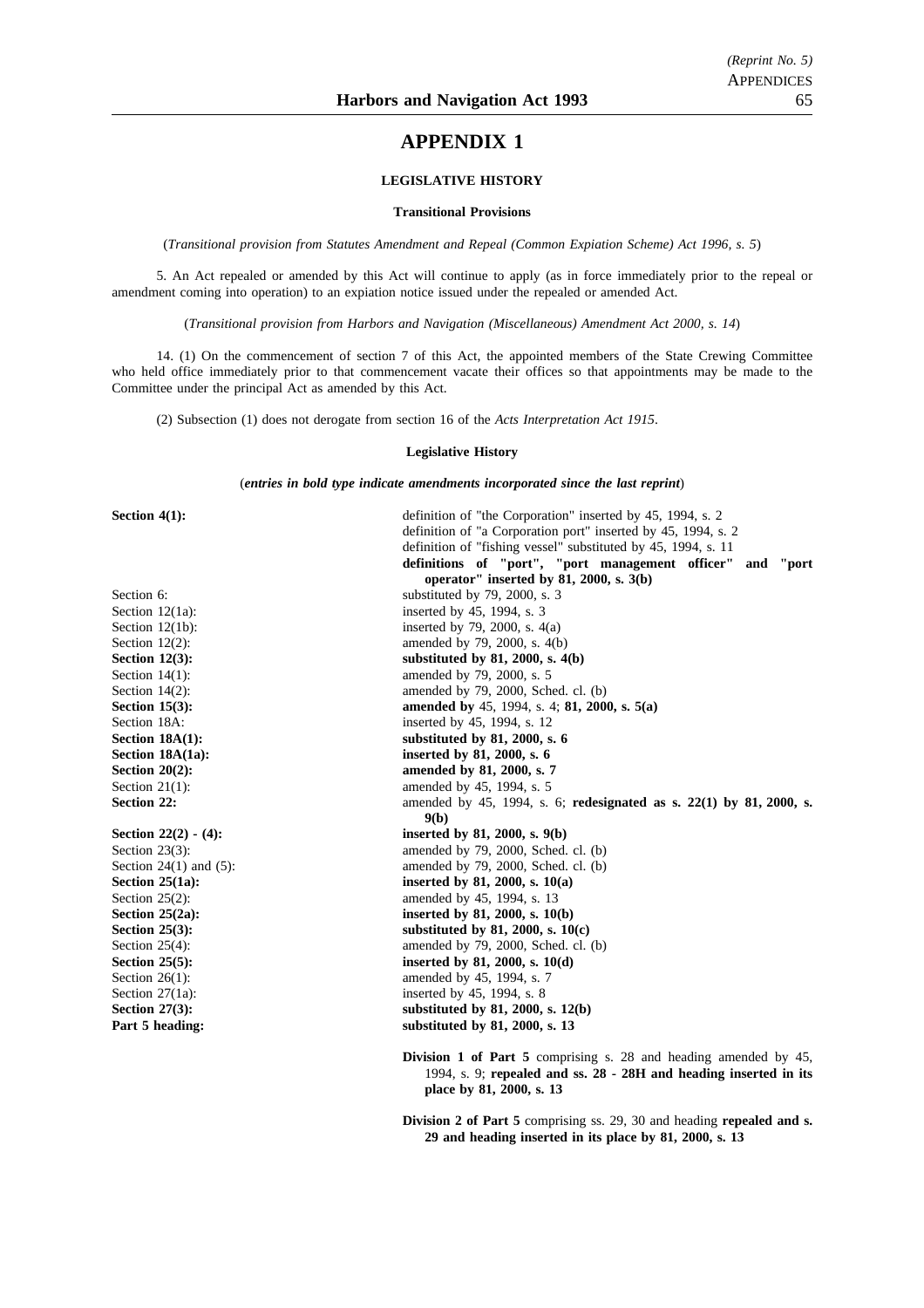# APPENDIX 1

## LEGISLATIVE HISTORY

### Transitional Provisions

(*Transitional provision from Statutes Amendment and Repeal (Common Expiation Scheme) Act 1996, s. 5*)

5. An Act repealed or amended by this Act will continue to apply (as in force immediately prior to the repeal or amendment coming into operation) to an expiation notice issued under the repealed or amended Act.

(*Transitional provision from Harbors and Navigation (Miscellaneous) Amendment Act 2000, s. 14*)

14. (1) On the commencement of section 7 of this Act, the appointed members of the State Crewing Committee who held office immediately prior to that commencement vacate their offices so that appointments may be made to the Committee under the principal Act as amended by this Act.

(2) Subsection (1) does not derogate from section 16 of the *Acts Interpretation Act 1915*.

### Legislative History

(***entries in bold type indicate amendments incorporated since the last reprint***)

| | |
|---|---|
| **Section 4(1):** | definition of "the Corporation" inserted by 45, 1994, s. 2 |
| | definition of "a Corporation port" inserted by 45, 1994, s. 2 |
| | definition of "fishing vessel" substituted by 45, 1994, s. 11 |
| | **definitions of "port", "port management officer" and "port operator" inserted by 81, 2000, s. 3(b)** |
| Section 6: | substituted by 79, 2000, s. 3 |
| Section 12(1a): | inserted by 45, 1994, s. 3 |
| Section 12(1b): | inserted by 79, 2000, s. 4(a) |
| Section 12(2): | amended by 79, 2000, s. 4(b) |
| **Section 12(3):** | **substituted by 81, 2000, s. 4(b)** |
| Section 14(1): | amended by 79, 2000, s. 5 |
| Section 14(2): | amended by 79, 2000, Sched. cl. (b) |
| **Section 15(3):** | **amended by** 45, 1994, s. 4; **81, 2000, s. 5(a)** |
| Section 18A: | inserted by 45, 1994, s. 12 |
| **Section 18A(1):** | **substituted by 81, 2000, s. 6** |
| **Section 18A(1a):** | **inserted by 81, 2000, s. 6** |
| **Section 20(2):** | **amended by 81, 2000, s. 7** |
| Section 21(1): | amended by 45, 1994, s. 5 |
| **Section 22:** | amended by 45, 1994, s. 6; **redesignated as s. 22(1) by 81, 2000, s. 9(b)** |
| **Section 22(2) - (4):** | **inserted by 81, 2000, s. 9(b)** |
| Section 23(3): | amended by 79, 2000, Sched. cl. (b) |
| Section 24(1) and (5): | amended by 79, 2000, Sched. cl. (b) |
| **Section 25(1a):** | **inserted by 81, 2000, s. 10(a)** |
| Section 25(2): | amended by 45, 1994, s. 13 |
| **Section 25(2a):** | **inserted by 81, 2000, s. 10(b)** |
| **Section 25(3):** | **substituted by 81, 2000, s. 10(c)** |
| Section 25(4): | amended by 79, 2000, Sched. cl. (b) |
| **Section 25(5):** | **inserted by 81, 2000, s. 10(d)** |
| Section 26(1): | amended by 45, 1994, s. 7 |
| Section 27(1a): | inserted by 45, 1994, s. 8 |
| **Section 27(3):** | **substituted by 81, 2000, s. 12(b)** |
| **Part 5 heading:** | **substituted by 81, 2000, s. 13** |
| | **Division 1 of Part 5** comprising s. 28 and heading amended by 45, 1994, s. 9; **repealed and ss. 28 - 28H and heading inserted in its place by 81, 2000, s. 13** |
| | **Division 2 of Part 5** comprising ss. 29, 30 and heading **repealed and s. 29 and heading inserted in its place by 81, 2000, s. 13** |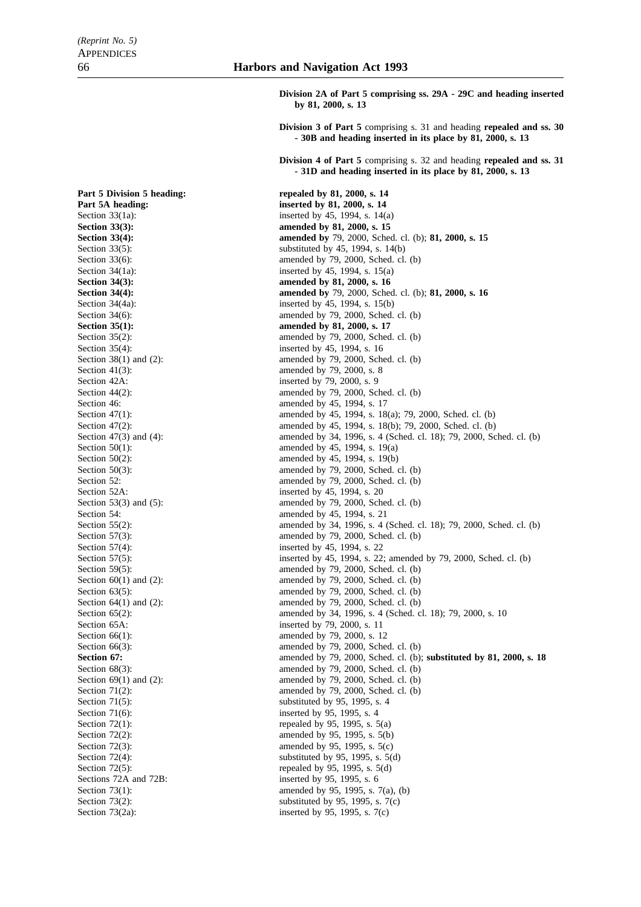**Division 2A of Part 5 comprising ss. 29A - 29C and heading inserted by 81, 2000, s. 13**

**Division 3 of Part 5** comprising s. 31 and heading **repealed and ss. 30 - 30B and heading inserted in its place by 81, 2000, s. 13**

**Division 4 of Part 5** comprising s. 32 and heading **repealed and ss. 31 - 31D and heading inserted in its place by 81, 2000, s. 13**

| | |
|---|---|
| **Part 5 Division 5 heading:** | **repealed by 81, 2000, s. 14** |
| **Part 5A heading:** | **inserted by 81, 2000, s. 14** |
| Section 33(1a): | inserted by 45, 1994, s. 14(a) |
| **Section 33(3):** | **amended by 81, 2000, s. 15** |
| **Section 33(4):** | **amended by** 79, 2000, Sched. cl. (b); **81, 2000, s. 15** |
| Section 33(5): | substituted by 45, 1994, s. 14(b) |
| Section 33(6): | amended by 79, 2000, Sched. cl. (b) |
| Section 34(1a): | inserted by 45, 1994, s. 15(a) |
| **Section 34(3):** | **amended by 81, 2000, s. 16** |
| **Section 34(4):** | **amended by** 79, 2000, Sched. cl. (b); **81, 2000, s. 16** |
| Section 34(4a): | inserted by 45, 1994, s. 15(b) |
| Section 34(6): | amended by 79, 2000, Sched. cl. (b) |
| **Section 35(1):** | **amended by 81, 2000, s. 17** |
| Section 35(2): | amended by 79, 2000, Sched. cl. (b) |
| Section 35(4): | inserted by 45, 1994, s. 16 |
| Section 38(1) and (2): | amended by 79, 2000, Sched. cl. (b) |
| Section 41(3): | amended by 79, 2000, s. 8 |
| Section 42A: | inserted by 79, 2000, s. 9 |
| Section 44(2): | amended by 79, 2000, Sched. cl. (b) |
| Section 46: | amended by 45, 1994, s. 17 |
| Section 47(1): | amended by 45, 1994, s. 18(a); 79, 2000, Sched. cl. (b) |
| Section 47(2): | amended by 45, 1994, s. 18(b); 79, 2000, Sched. cl. (b) |
| Section 47(3) and (4): | amended by 34, 1996, s. 4 (Sched. cl. 18); 79, 2000, Sched. cl. (b) |
| Section 50(1): | amended by 45, 1994, s. 19(a) |
| Section 50(2): | amended by 45, 1994, s. 19(b) |
| Section 50(3): | amended by 79, 2000, Sched. cl. (b) |
| Section 52: | amended by 79, 2000, Sched. cl. (b) |
| Section 52A: | inserted by 45, 1994, s. 20 |
| Section 53(3) and (5): | amended by 79, 2000, Sched. cl. (b) |
| Section 54: | amended by 45, 1994, s. 21 |
| Section 55(2): | amended by 34, 1996, s. 4 (Sched. cl. 18); 79, 2000, Sched. cl. (b) |
| Section 57(3): | amended by 79, 2000, Sched. cl. (b) |
| Section 57(4): | inserted by 45, 1994, s. 22 |
| Section 57(5): | inserted by 45, 1994, s. 22; amended by 79, 2000, Sched. cl. (b) |
| Section 59(5): | amended by 79, 2000, Sched. cl. (b) |
| Section 60(1) and (2): | amended by 79, 2000, Sched. cl. (b) |
| Section 63(5): | amended by 79, 2000, Sched. cl. (b) |
| Section 64(1) and (2): | amended by 79, 2000, Sched. cl. (b) |
| Section 65(2): | amended by 34, 1996, s. 4 (Sched. cl. 18); 79, 2000, s. 10 |
| Section 65A: | inserted by 79, 2000, s. 11 |
| Section 66(1): | amended by 79, 2000, s. 12 |
| Section 66(3): | amended by 79, 2000, Sched. cl. (b) |
| **Section 67:** | amended by 79, 2000, Sched. cl. (b); **substituted by 81, 2000, s. 18** |
| Section 68(3): | amended by 79, 2000, Sched. cl. (b) |
| Section 69(1) and (2): | amended by 79, 2000, Sched. cl. (b) |
| Section 71(2): | amended by 79, 2000, Sched. cl. (b) |
| Section 71(5): | substituted by 95, 1995, s. 4 |
| Section 71(6): | inserted by 95, 1995, s. 4 |
| Section 72(1): | repealed by 95, 1995, s. 5(a) |
| Section 72(2): | amended by 95, 1995, s. 5(b) |
| Section 72(3): | amended by 95, 1995, s. 5(c) |
| Section 72(4): | substituted by 95, 1995, s. 5(d) |
| Section 72(5): | repealed by 95, 1995, s. 5(d) |
| Sections 72A and 72B: | inserted by 95, 1995, s. 6 |
| Section 73(1): | amended by 95, 1995, s. 7(a), (b) |
| Section 73(2): | substituted by 95, 1995, s. 7(c) |
| Section 73(2a): | inserted by 95, 1995, s. 7(c) |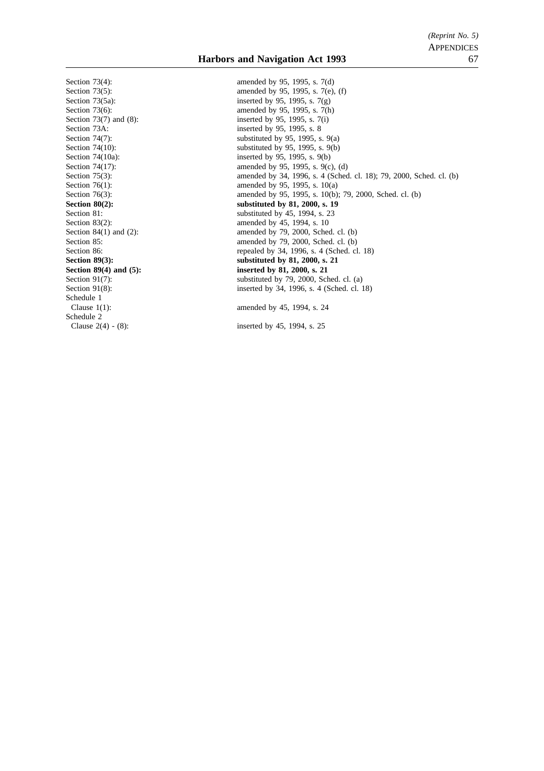| | |
|---|---|
| Section 73(4): | amended by 95, 1995, s. 7(d) |
| Section 73(5): | amended by 95, 1995, s. 7(e), (f) |
| Section 73(5a): | inserted by 95, 1995, s. 7(g) |
| Section 73(6): | amended by 95, 1995, s. 7(h) |
| Section 73(7) and (8): | inserted by 95, 1995, s. 7(i) |
| Section 73A: | inserted by 95, 1995, s. 8 |
| Section 74(7): | substituted by 95, 1995, s. 9(a) |
| Section 74(10): | substituted by 95, 1995, s. 9(b) |
| Section 74(10a): | inserted by 95, 1995, s. 9(b) |
| Section 74(17): | amended by 95, 1995, s. 9(c), (d) |
| Section 75(3): | amended by 34, 1996, s. 4 (Sched. cl. 18); 79, 2000, Sched. cl. (b) |
| Section 76(1): | amended by 95, 1995, s. 10(a) |
| Section 76(3): | amended by 95, 1995, s. 10(b); 79, 2000, Sched. cl. (b) |
| **Section 80(2):** | **substituted by 81, 2000, s. 19** |
| Section 81: | substituted by 45, 1994, s. 23 |
| Section 83(2): | amended by 45, 1994, s. 10 |
| Section 84(1) and (2): | amended by 79, 2000, Sched. cl. (b) |
| Section 85: | amended by 79, 2000, Sched. cl. (b) |
| Section 86: | repealed by 34, 1996, s. 4 (Sched. cl. 18) |
| **Section 89(3):** | **substituted by 81, 2000, s. 21** |
| **Section 89(4) and (5):** | **inserted by 81, 2000, s. 21** |
| Section 91(7): | substituted by 79, 2000, Sched. cl. (a) |
| Section 91(8): | inserted by 34, 1996, s. 4 (Sched. cl. 18) |
| Schedule 1 | |
| Clause 1(1): | amended by 45, 1994, s. 24 |
| Schedule 2 | |
| Clause 2(4) - (8): | inserted by 45, 1994, s. 25 |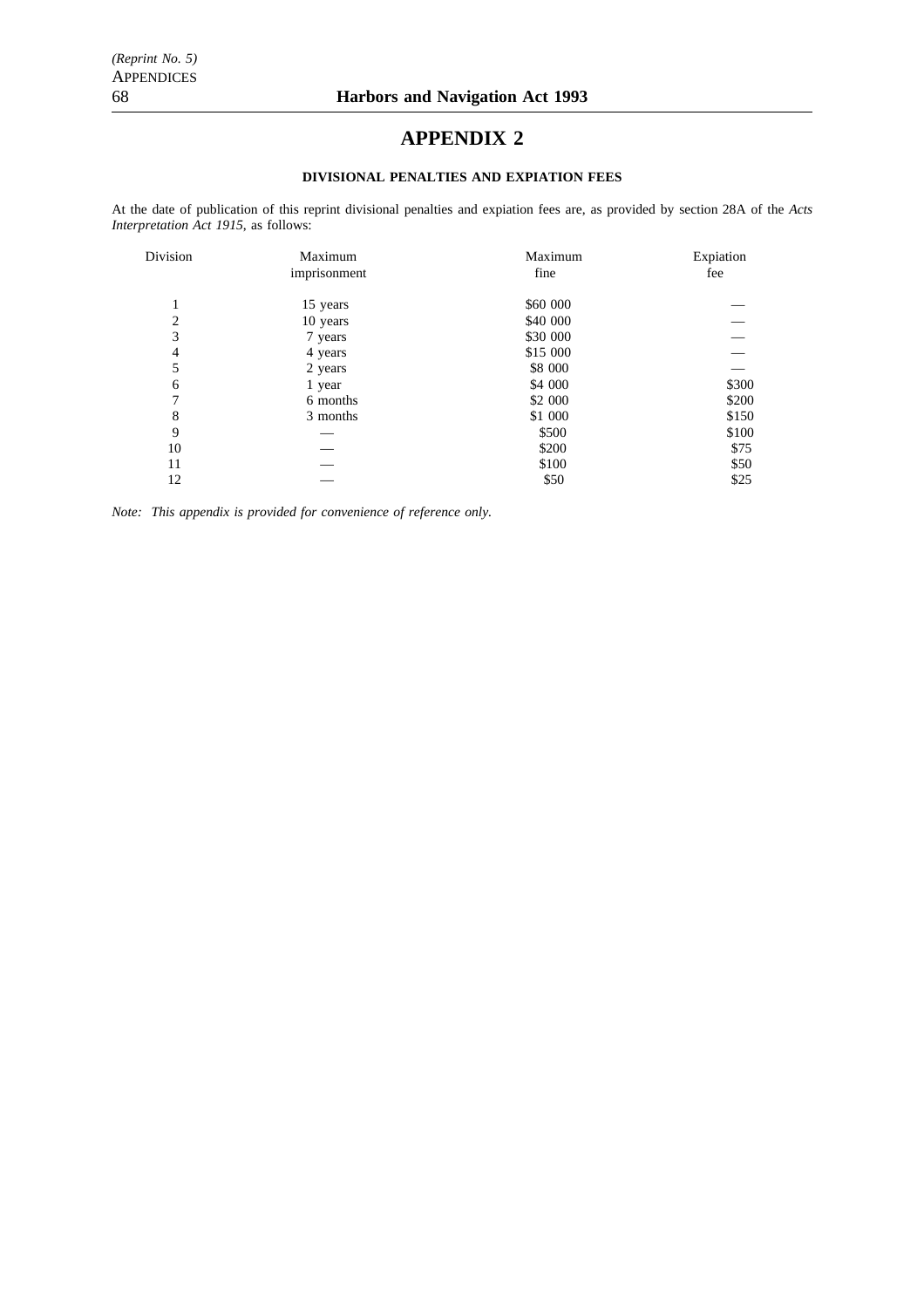# APPENDIX 2

## DIVISIONAL PENALTIES AND EXPIATION FEES

At the date of publication of this reprint divisional penalties and expiation fees are, as provided by section 28A of the *Acts Interpretation Act 1915*, as follows:

| Division | Maximum imprisonment | Maximum fine | Expiation fee |
|---|---|---|---|
| 1 | 15 years | $60 000 | — |
| 2 | 10 years | $40 000 | — |
| 3 | 7 years | $30 000 | — |
| 4 | 4 years | $15 000 | — |
| 5 | 2 years | $8 000 | — |
| 6 | 1 year | $4 000 | $300 |
| 7 | 6 months | $2 000 | $200 |
| 8 | 3 months | $1 000 | $150 |
| 9 | — | $500 | $100 |
| 10 | — | $200 | $75 |
| 11 | — | $100 | $50 |
| 12 | — | $50 | $25 |

*Note: This appendix is provided for convenience of reference only.*